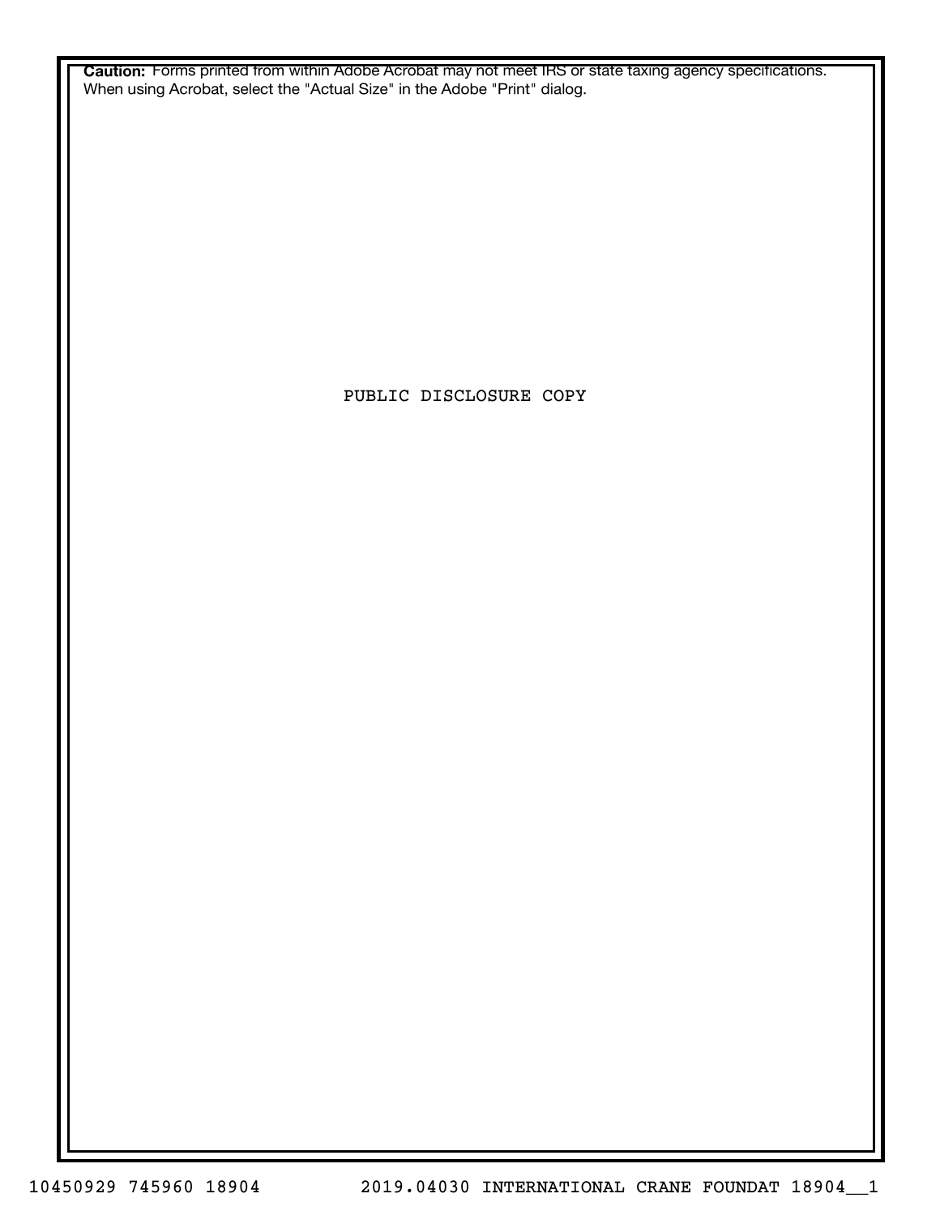**Caution:** Forms printed from within Adobe Acrobat may not meet IRS or state taxing agency specifications. When using Acrobat, select the "Actual Size" in the Adobe "Print" dialog.

PUBLIC DISCLOSURE COPY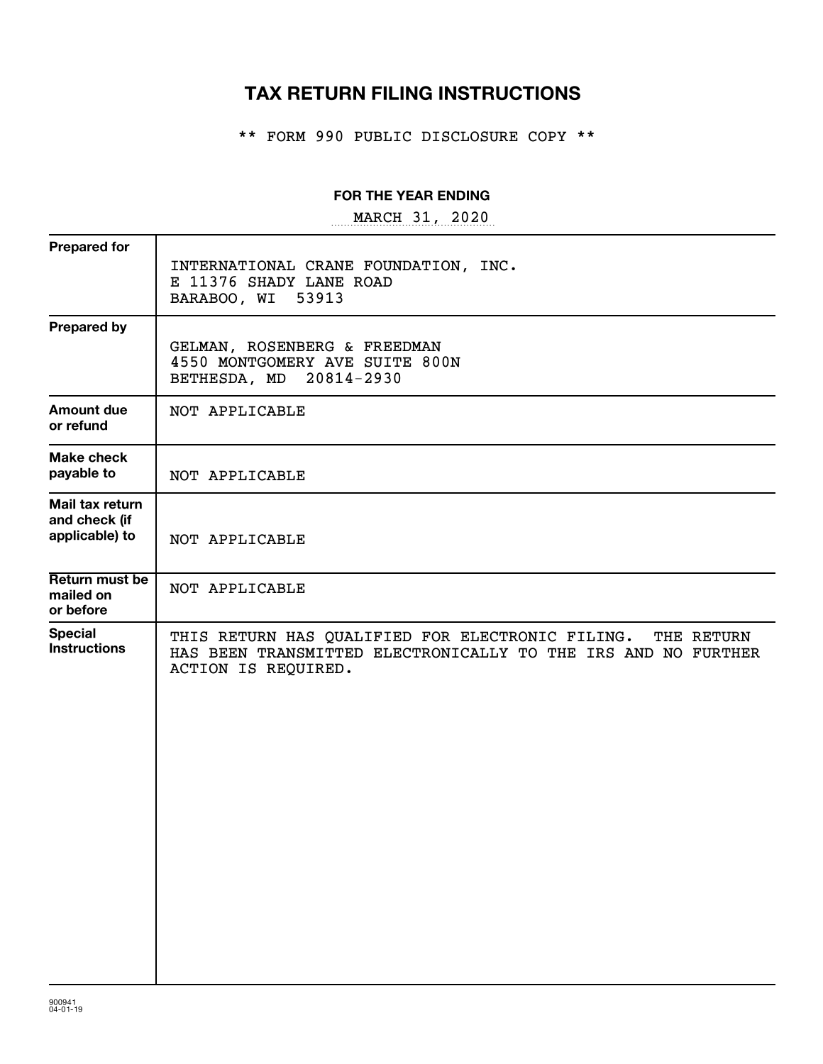# TAX RETURN FILING INSTRUCTIONS

** FORM 990 PUBLIC DISCLOSURE COPY **

**FOR THE YEAR ENDING**

MARCH 31, 2020

| | |
|---|---|
| **Prepared for** | INTERNATIONAL CRANE FOUNDATION, INC.<br>E 11376 SHADY LANE ROAD<br>BARABOO, WI 53913 |
| **Prepared by** | GELMAN, ROSENBERG & FREEDMAN<br>4550 MONTGOMERY AVE SUITE 800N<br>BETHESDA, MD 20814-2930 |
| **Amount due or refund** | NOT APPLICABLE |
| **Make check payable to** | NOT APPLICABLE |
| **Mail tax return and check (if applicable) to** | NOT APPLICABLE |
| **Return must be mailed on or before** | NOT APPLICABLE |
| **Special Instructions** | THIS RETURN HAS QUALIFIED FOR ELECTRONIC FILING. THE RETURN HAS BEEN TRANSMITTED ELECTRONICALLY TO THE IRS AND NO FURTHER ACTION IS REQUIRED. |

900941
04-01-19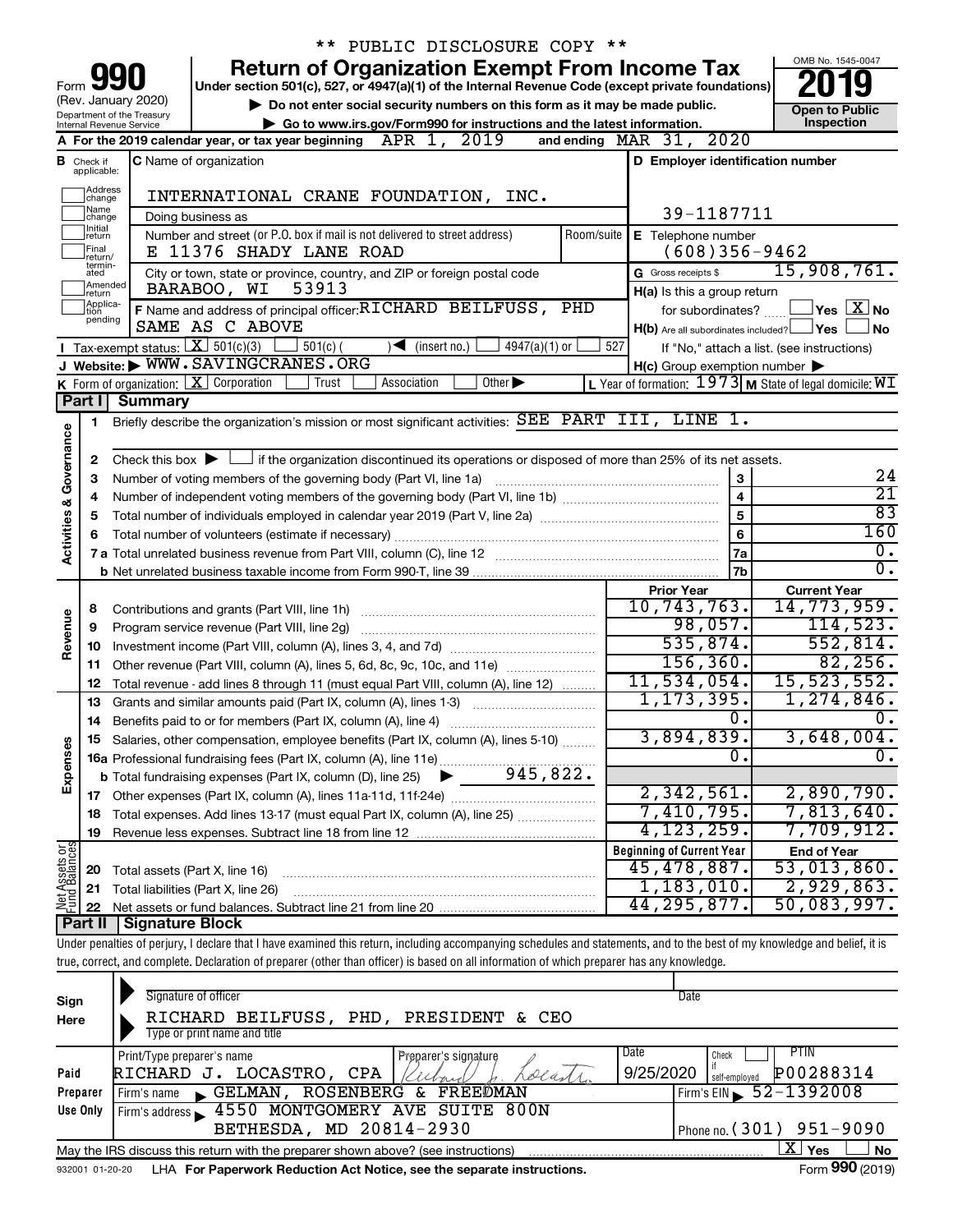\*\* PUBLIC DISCLOSURE COPY \*\*

# Form 990 — Return of Organization Exempt From Income Tax

Under section 501(c), 527, or 4947(a)(1) of the Internal Revenue Code (except private foundations)

(Rev. January 2020) Department of the Treasury Internal Revenue Service

▶ Do not enter social security numbers on this form as it may be made public.

▶ Go to www.irs.gov/Form990 for instructions and the latest information.

OMB No. 1545-0047 | **2019** | Open to Public Inspection

**A** For the 2019 calendar year, or tax year beginning APR 1, 2019 and ending MAR 31, 2020

**B** Check if applicable: Address change, Name change, Initial return, Final return/terminated, Amended return, Application pending

**C** Name of organization: INTERNATIONAL CRANE FOUNDATION, INC.

Doing business as

Number and street (or P.O. box if mail is not delivered to street address): E 11376 SHADY LANE ROAD | Room/suite

City or town, state or province, country, and ZIP or foreign postal code: BARABOO, WI 53913

**D** Employer identification number: 39-1187711

**E** Telephone number: (608)356-9462

**G** Gross receipts $ 15,908,761.

**F** Name and address of principal officer: RICHARD BEILFUSS, PHD, SAME AS C ABOVE

**H(a)** Is this a group return for subordinates? Yes [ ] No [X]

**H(b)** Are all subordinates included? Yes [ ] No [ ] If "No," attach a list. (see instructions)

**H(c)** Group exemption number ▶

**I** Tax-exempt status: [X] 501(c)(3) [ ] 501(c) ( ) ◀ (insert no.) [ ] 4947(a)(1) or [ ] 527

**J** Website: ▶ WWW.SAVINGCRANES.ORG

**K** Form of organization: [X] Corporation [ ] Trust [ ] Association [ ] Other ▶

**L** Year of formation: 1973 **M** State of legal domicile: WI

## Part I Summary

**Activities & Governance**

1. Briefly describe the organization's mission or most significant activities: SEE PART III, LINE 1.
2. Check this box ▶ [ ] if the organization discontinued its operations or disposed of more than 25% of its net assets.

| | | Line | |
|---|---|---|---|
| 3 | Number of voting members of the governing body (Part VI, line 1a) | 3 | 24 |
| 4 | Number of independent voting members of the governing body (Part VI, line 1b) | 4 | 21 |
| 5 | Total number of individuals employed in calendar year 2019 (Part V, line 2a) | 5 | 83 |
| 6 | Total number of volunteers (estimate if necessary) | 6 | 160 |
| 7a | Total unrelated business revenue from Part VIII, column (C), line 12 | 7a | 0. |
| 7b | Net unrelated business taxable income from Form 990-T, line 39 | 7b | 0. |

| | | Prior Year | Current Year |
|---|---|---|---|
| **Revenue** | | | |
| 8 | Contributions and grants (Part VIII, line 1h) | 10,743,763. | 14,773,959. |
| 9 | Program service revenue (Part VIII, line 2g) | 98,057. | 114,523. |
| 10 | Investment income (Part VIII, column (A), lines 3, 4, and 7d) | 535,874. | 552,814. |
| 11 | Other revenue (Part VIII, column (A), lines 5, 6d, 8c, 9c, 10c, and 11e) | 156,360. | 82,256. |
| 12 | Total revenue - add lines 8 through 11 (must equal Part VIII, column (A), line 12) | 11,534,054. | 15,523,552. |
| **Expenses** | | | |
| 13 | Grants and similar amounts paid (Part IX, column (A), lines 1-3) | 1,173,395. | 1,274,846. |
| 14 | Benefits paid to or for members (Part IX, column (A), line 4) | 0. | 0. |
| 15 | Salaries, other compensation, employee benefits (Part IX, column (A), lines 5-10) | 3,894,839. | 3,648,004. |
| 16a | Professional fundraising fees (Part IX, column (A), line 11e) | 0. | 0. |
| b | Total fundraising expenses (Part IX, column (D), line 25) ▶ 945,822. | | |
| 17 | Other expenses (Part IX, column (A), lines 11a-11d, 11f-24e) | 2,342,561. | 2,890,790. |
| 18 | Total expenses. Add lines 13-17 (must equal Part IX, column (A), line 25) | 7,410,795. | 7,813,640. |
| 19 | Revenue less expenses. Subtract line 18 from line 12 | 4,123,259. | 7,709,912. |

| | | Beginning of Current Year | End of Year |
|---|---|---|---|
| **Net Assets or Fund Balances** | | | |
| 20 | Total assets (Part X, line 16) | 45,478,887. | 53,013,860. |
| 21 | Total liabilities (Part X, line 26) | 1,183,010. | 2,929,863. |
| 22 | Net assets or fund balances. Subtract line 21 from line 20 | 44,295,877. | 50,083,997. |

## Part II Signature Block

Under penalties of perjury, I declare that I have examined this return, including accompanying schedules and statements, and to the best of my knowledge and belief, it is true, correct, and complete. Declaration of preparer (other than officer) is based on all information of which preparer has any knowledge.

**Sign Here**

Signature of officer | Date

RICHARD BEILFUSS, PHD, PRESIDENT & CEO

Type or print name and title

**Paid Preparer Use Only**

| Print/Type preparer's name | Preparer's signature | Date | Check if self-employed | PTIN |
|---|---|---|---|---|
| RICHARD J. LOCASTRO, CPA | Richard J. Locastro | 9/25/2020 | [ ] | P00288314 |

Firm's name ▶ GELMAN, ROSENBERG & FREEDMAN | Firm's EIN ▶ 52-1392008

Firm's address ▶ 4550 MONTGOMERY AVE SUITE 800N, BETHESDA, MD 20814-2930 | Phone no. (301) 951-9090

May the IRS discuss this return with the preparer shown above? (see instructions) [X] Yes [ ] No

932001 01-20-20 LHA For Paperwork Reduction Act Notice, see the separate instructions. Form **990** (2019)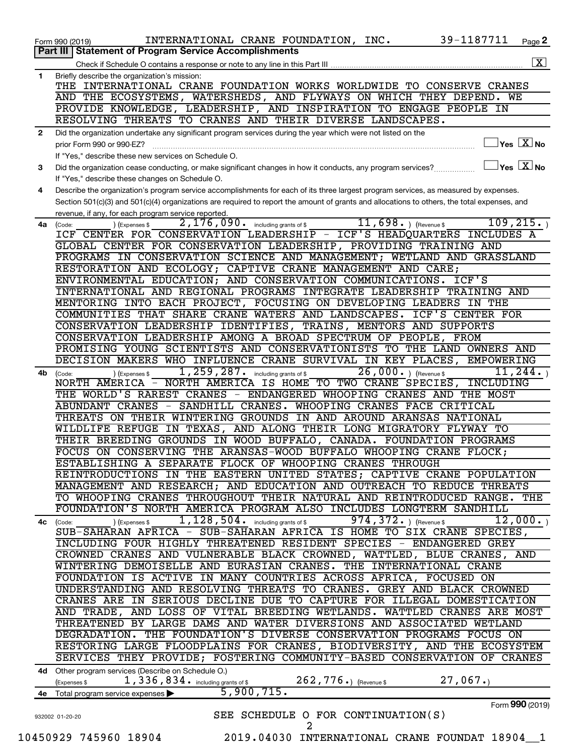Form 990 (2019) INTERNATIONAL CRANE FOUNDATION, INC. 39-1187711 Page 2

## Part III Statement of Program Service Accomplishments

Check if Schedule O contains a response or note to any line in this Part III ..... [X]

**1** Briefly describe the organization's mission:

THE INTERNATIONAL CRANE FOUNDATION WORKS WORLDWIDE TO CONSERVE CRANES AND THE ECOSYSTEMS, WATERSHEDS, AND FLYWAYS ON WHICH THEY DEPEND. WE PROVIDE KNOWLEDGE, LEADERSHIP, AND INSPIRATION TO ENGAGE PEOPLE IN RESOLVING THREATS TO CRANES AND THEIR DIVERSE LANDSCAPES.

**2** Did the organization undertake any significant program services during the year which were not listed on the prior Form 990 or 990-EZ? ..... [ ] Yes [X] No

If "Yes," describe these new services on Schedule O.

**3** Did the organization cease conducting, or make significant changes in how it conducts, any program services? ..... [ ] Yes [X] No

If "Yes," describe these changes on Schedule O.

**4** Describe the organization's program service accomplishments for each of its three largest program services, as measured by expenses. Section 501(c)(3) and 501(c)(4) organizations are required to report the amount of grants and allocations to others, the total expenses, and revenue, if any, for each program service reported.

**4a** (Code: ) (Expenses $ 2,176,090. including grants of $ 11,698. ) (Revenue $ 109,215. )

ICF CENTER FOR CONSERVATION LEADERSHIP - ICF'S HEADQUARTERS INCLUDES A GLOBAL CENTER FOR CONSERVATION LEADERSHIP, PROVIDING TRAINING AND PROGRAMS IN CONSERVATION SCIENCE AND MANAGEMENT; WETLAND AND GRASSLAND RESTORATION AND ECOLOGY; CAPTIVE CRANE MANAGEMENT AND CARE; ENVIRONMENTAL EDUCATION; AND CONSERVATION COMMUNICATIONS. ICF'S INTERNATIONAL AND REGIONAL PROGRAMS INTEGRATE LEADERSHIP TRAINING AND MENTORING INTO EACH PROJECT, FOCUSING ON DEVELOPING LEADERS IN THE COMMUNITIES THAT SHARE CRANE WATERS AND LANDSCAPES. ICF'S CENTER FOR CONSERVATION LEADERSHIP IDENTIFIES, TRAINS, MENTORS AND SUPPORTS CONSERVATION LEADERSHIP AMONG A BROAD SPECTRUM OF PEOPLE, FROM PROMISING YOUNG SCIENTISTS AND CONSERVATIONISTS TO THE LAND OWNERS AND DECISION MAKERS WHO INFLUENCE CRANE SURVIVAL IN KEY PLACES, EMPOWERING

**4b** (Code: ) (Expenses $ 1,259,287. including grants of $ 26,000. ) (Revenue $ 11,244. )

NORTH AMERICA - NORTH AMERICA IS HOME TO TWO CRANE SPECIES, INCLUDING THE WORLD'S RAREST CRANES - ENDANGERED WHOOPING CRANES AND THE MOST ABUNDANT CRANES - SANDHILL CRANES. WHOOPING CRANES FACE CRITICAL THREATS ON THEIR WINTERING GROUNDS IN AND AROUND ARANSAS NATIONAL WILDLIFE REFUGE IN TEXAS, AND ALONG THEIR LONG MIGRATORY FLYWAY TO THEIR BREEDING GROUNDS IN WOOD BUFFALO, CANADA. FOUNDATION PROGRAMS FOCUS ON CONSERVING THE ARANSAS-WOOD BUFFALO WHOOPING CRANE FLOCK; ESTABLISHING A SEPARATE FLOCK OF WHOOPING CRANES THROUGH REINTRODUCTIONS IN THE EASTERN UNITED STATES; CAPTIVE CRANE POPULATION MANAGEMENT AND RESEARCH; AND EDUCATION AND OUTREACH TO REDUCE THREATS TO WHOOPING CRANES THROUGHOUT THEIR NATURAL AND REINTRODUCED RANGE. THE FOUNDATION'S NORTH AMERICA PROGRAM ALSO INCLUDES LONGTERM SANDHILL

**4c** (Code: ) (Expenses $ 1,128,504. including grants of $ 974,372. ) (Revenue $ 12,000. )

SUB-SAHARAN AFRICA - SUB-SAHARAN AFRICA IS HOME TO SIX CRANE SPECIES, INCLUDING FOUR HIGHLY THREATENED RESIDENT SPECIES - ENDANGERED GREY CROWNED CRANES AND VULNERABLE BLACK CROWNED, WATTLED, BLUE CRANES, AND WINTERING DEMOISELLE AND EURASIAN CRANES. THE INTERNATIONAL CRANE FOUNDATION IS ACTIVE IN MANY COUNTRIES ACROSS AFRICA, FOCUSED ON UNDERSTANDING AND RESOLVING THREATS TO CRANES. GREY AND BLACK CROWNED CRANES ARE IN SERIOUS DECLINE DUE TO CAPTURE FOR ILLEGAL DOMESTICATION AND TRADE, AND LOSS OF VITAL BREEDING WETLANDS. WATTLED CRANES ARE MOST THREATENED BY LARGE DAMS AND WATER DIVERSIONS AND ASSOCIATED WETLAND DEGRADATION. THE FOUNDATION'S DIVERSE CONSERVATION PROGRAMS FOCUS ON RESTORING LARGE FLOODPLAINS FOR CRANES, BIODIVERSITY, AND THE ECOSYSTEM SERVICES THEY PROVIDE; FOSTERING COMMUNITY-BASED CONSERVATION OF CRANES

**4d** Other program services (Describe on Schedule O.)

(Expenses $ 1,336,834. including grants of $ 262,776.) (Revenue $ 27,067.)

**4e** Total program service expenses ▶ 5,900,715.

SEE SCHEDULE O FOR CONTINUATION(S)

Form **990** (2019)

932002 01-20-20

10450929 745960 18904 2019.04030 INTERNATIONAL CRANE FOUNDAT 18904__1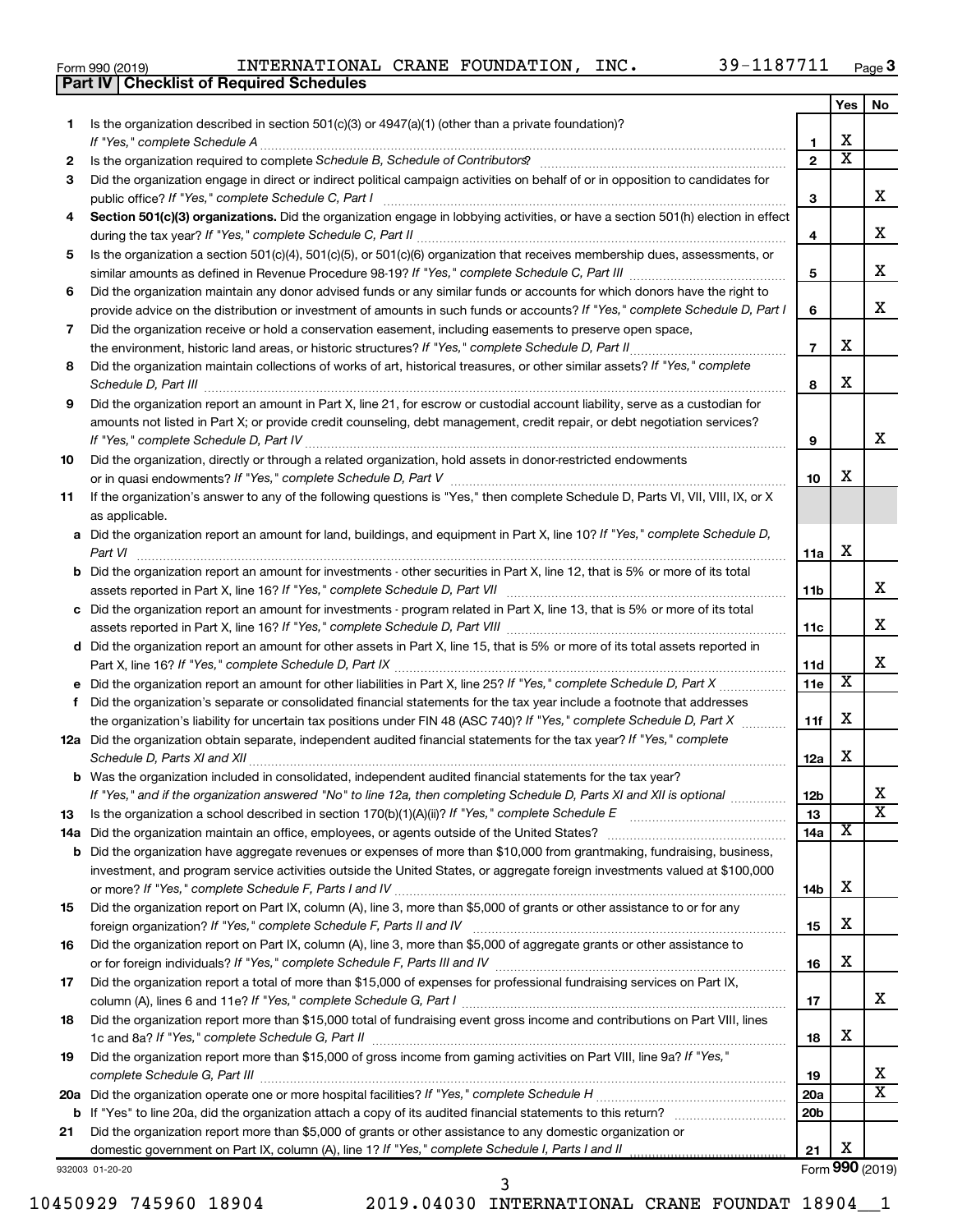Form 990 (2019) INTERNATIONAL CRANE FOUNDATION, INC. 39-1187711

## Part IV | Checklist of Required Schedules

| | | | Yes | No |
|---|---|---|---|---|
| 1 | Is the organization described in section 501(c)(3) or 4947(a)(1) (other than a private foundation)? *If "Yes," complete Schedule A* | 1 | X | |
| 2 | Is the organization required to complete *Schedule B, Schedule of Contributors*? | 2 | X | |
| 3 | Did the organization engage in direct or indirect political campaign activities on behalf of or in opposition to candidates for public office? *If "Yes," complete Schedule C, Part I* | 3 | | X |
| 4 | **Section 501(c)(3) organizations.** Did the organization engage in lobbying activities, or have a section 501(h) election in effect during the tax year? *If "Yes," complete Schedule C, Part II* | 4 | | X |
| 5 | Is the organization a section 501(c)(4), 501(c)(5), or 501(c)(6) organization that receives membership dues, assessments, or similar amounts as defined in Revenue Procedure 98-19? *If "Yes," complete Schedule C, Part III* | 5 | | X |
| 6 | Did the organization maintain any donor advised funds or any similar funds or accounts for which donors have the right to provide advice on the distribution or investment of amounts in such funds or accounts? *If "Yes," complete Schedule D, Part I* | 6 | | X |
| 7 | Did the organization receive or hold a conservation easement, including easements to preserve open space, the environment, historic land areas, or historic structures? *If "Yes," complete Schedule D, Part II* | 7 | X | |
| 8 | Did the organization maintain collections of works of art, historical treasures, or other similar assets? *If "Yes," complete Schedule D, Part III* | 8 | X | |
| 9 | Did the organization report an amount in Part X, line 21, for escrow or custodial account liability, serve as a custodian for amounts not listed in Part X; or provide credit counseling, debt management, credit repair, or debt negotiation services? *If "Yes," complete Schedule D, Part IV* | 9 | | X |
| 10 | Did the organization, directly or through a related organization, hold assets in donor-restricted endowments or in quasi endowments? *If "Yes," complete Schedule D, Part V* | 10 | X | |
| 11 | If the organization's answer to any of the following questions is "Yes," then complete Schedule D, Parts VI, VII, VIII, IX, or X as applicable. | | | |
| a | Did the organization report an amount for land, buildings, and equipment in Part X, line 10? *If "Yes," complete Schedule D, Part VI* | 11a | X | |
| b | Did the organization report an amount for investments - other securities in Part X, line 12, that is 5% or more of its total assets reported in Part X, line 16? *If "Yes," complete Schedule D, Part VII* | 11b | | X |
| c | Did the organization report an amount for investments - program related in Part X, line 13, that is 5% or more of its total assets reported in Part X, line 16? *If "Yes," complete Schedule D, Part VIII* | 11c | | X |
| d | Did the organization report an amount for other assets in Part X, line 15, that is 5% or more of its total assets reported in Part X, line 16? *If "Yes," complete Schedule D, Part IX* | 11d | | X |
| e | Did the organization report an amount for other liabilities in Part X, line 25? *If "Yes," complete Schedule D, Part X* | 11e | X | |
| f | Did the organization's separate or consolidated financial statements for the tax year include a footnote that addresses the organization's liability for uncertain tax positions under FIN 48 (ASC 740)? *If "Yes," complete Schedule D, Part X* | 11f | X | |
| 12a | Did the organization obtain separate, independent audited financial statements for the tax year? *If "Yes," complete Schedule D, Parts XI and XII* | 12a | X | |
| b | Was the organization included in consolidated, independent audited financial statements for the tax year? *If "Yes," and if the organization answered "No" to line 12a, then completing Schedule D, Parts XI and XII is optional* | 12b | | X |
| 13 | Is the organization a school described in section 170(b)(1)(A)(ii)? *If "Yes," complete Schedule E* | 13 | | X |
| 14a | Did the organization maintain an office, employees, or agents outside of the United States? | 14a | X | |
| b | Did the organization have aggregate revenues or expenses of more than $10,000 from grantmaking, fundraising, business, investment, and program service activities outside the United States, or aggregate foreign investments valued at $100,000 or more? *If "Yes," complete Schedule F, Parts I and IV* | 14b | X | |
| 15 | Did the organization report on Part IX, column (A), line 3, more than $5,000 of grants or other assistance to or for any foreign organization? *If "Yes," complete Schedule F, Parts II and IV* | 15 | X | |
| 16 | Did the organization report on Part IX, column (A), line 3, more than $5,000 of aggregate grants or other assistance to or for foreign individuals? *If "Yes," complete Schedule F, Parts III and IV* | 16 | X | |
| 17 | Did the organization report a total of more than $15,000 of expenses for professional fundraising services on Part IX, column (A), lines 6 and 11e? *If "Yes," complete Schedule G, Part I* | 17 | | X |
| 18 | Did the organization report more than $15,000 total of fundraising event gross income and contributions on Part VIII, lines 1c and 8a? *If "Yes," complete Schedule G, Part II* | 18 | X | |
| 19 | Did the organization report more than $15,000 of gross income from gaming activities on Part VIII, line 9a? *If "Yes," complete Schedule G, Part III* | 19 | | X |
| 20a | Did the organization operate one or more hospital facilities? *If "Yes," complete Schedule H* | 20a | | X |
| b | If "Yes" to line 20a, did the organization attach a copy of its audited financial statements to this return? | 20b | | |
| 21 | Did the organization report more than $5,000 of grants or other assistance to any domestic organization or domestic government on Part IX, column (A), line 1? *If "Yes," complete Schedule I, Parts I and II* | 21 | X | |

932003 01-20-20 Form **990** (2019)

10450929 745960 18904 2019.04030 INTERNATIONAL CRANE FOUNDAT 18904__1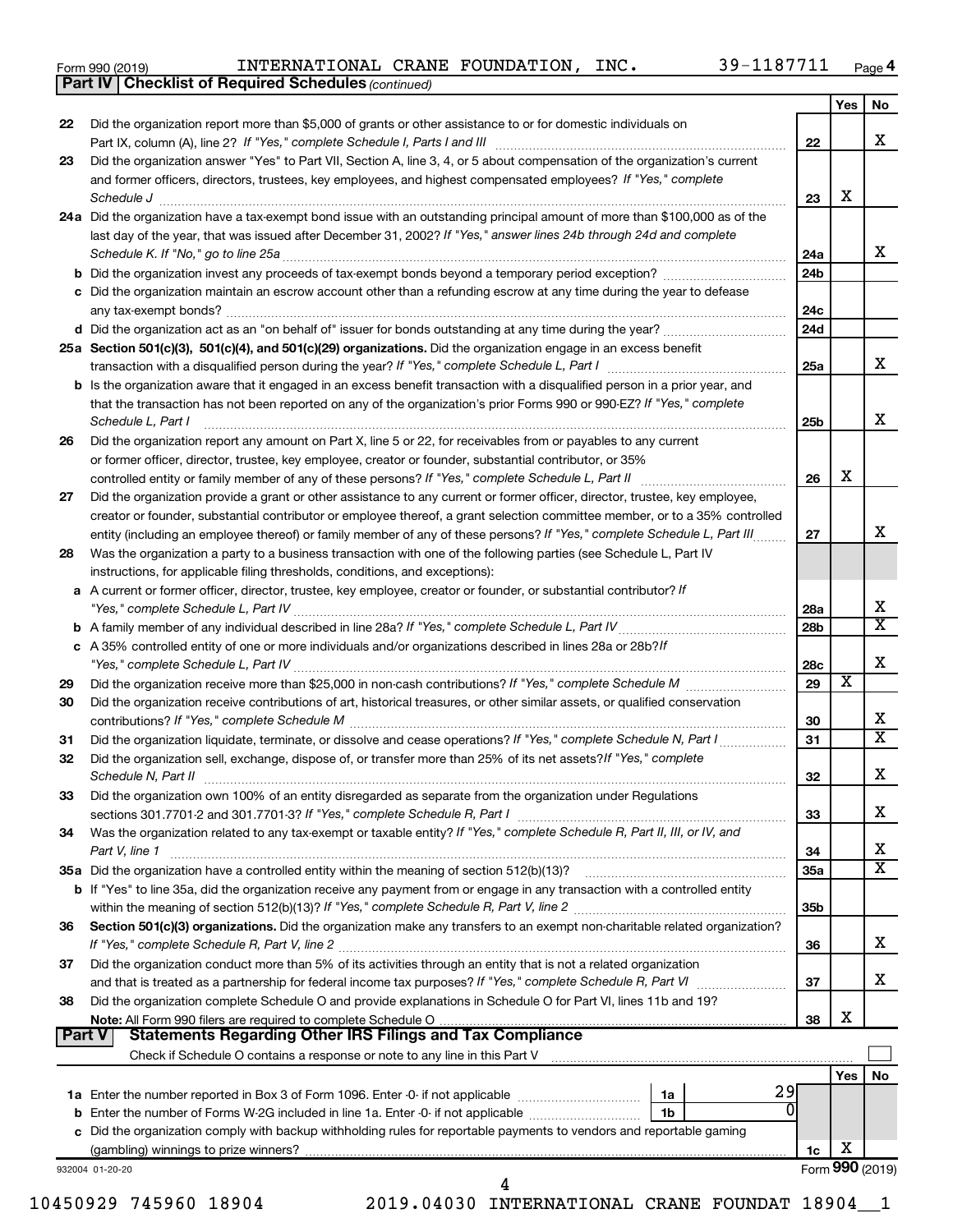Form 990 (2019) INTERNATIONAL CRANE FOUNDATION, INC. 39-1187711 Page 4

## Part IV | Checklist of Required Schedules *(continued)*

| | | | Yes | No |
|---|---|---|---|---|
| 22 | Did the organization report more than $5,000 of grants or other assistance to or for domestic individuals on Part IX, column (A), line 2? *If "Yes," complete Schedule I, Parts I and III* | 22 | | X |
| 23 | Did the organization answer "Yes" to Part VII, Section A, line 3, 4, or 5 about compensation of the organization's current and former officers, directors, trustees, key employees, and highest compensated employees? *If "Yes," complete Schedule J* | 23 | X | |
| 24a | Did the organization have a tax-exempt bond issue with an outstanding principal amount of more than $100,000 as of the last day of the year, that was issued after December 31, 2002? *If "Yes," answer lines 24b through 24d and complete Schedule K. If "No," go to line 25a* | 24a | | X |
| b | Did the organization invest any proceeds of tax-exempt bonds beyond a temporary period exception? | 24b | | |
| c | Did the organization maintain an escrow account other than a refunding escrow at any time during the year to defease any tax-exempt bonds? | 24c | | |
| d | Did the organization act as an "on behalf of" issuer for bonds outstanding at any time during the year? | 24d | | |
| 25a | **Section 501(c)(3), 501(c)(4), and 501(c)(29) organizations.** Did the organization engage in an excess benefit transaction with a disqualified person during the year? *If "Yes," complete Schedule L, Part I* | 25a | | X |
| b | Is the organization aware that it engaged in an excess benefit transaction with a disqualified person in a prior year, and that the transaction has not been reported on any of the organization's prior Forms 990 or 990-EZ? *If "Yes," complete Schedule L, Part I* | 25b | | X |
| 26 | Did the organization report any amount on Part X, line 5 or 22, for receivables from or payables to any current or former officer, director, trustee, key employee, creator or founder, substantial contributor, or 35% controlled entity or family member of any of these persons? *If "Yes," complete Schedule L, Part II* | 26 | X | |
| 27 | Did the organization provide a grant or other assistance to any current or former officer, director, trustee, key employee, creator or founder, substantial contributor or employee thereof, a grant selection committee member, or to a 35% controlled entity (including an employee thereof) or family member of any of these persons? *If "Yes," complete Schedule L, Part III* | 27 | | X |
| 28 | Was the organization a party to a business transaction with one of the following parties (see Schedule L, Part IV instructions, for applicable filing thresholds, conditions, and exceptions): | | | |
| a | A current or former officer, director, trustee, key employee, creator or founder, or substantial contributor? *If "Yes," complete Schedule L, Part IV* | 28a | | X |
| b | A family member of any individual described in line 28a? *If "Yes," complete Schedule L, Part IV* | 28b | | X |
| c | A 35% controlled entity of one or more individuals and/or organizations described in lines 28a or 28b? *If "Yes," complete Schedule L, Part IV* | 28c | | X |
| 29 | Did the organization receive more than $25,000 in non-cash contributions? *If "Yes," complete Schedule M* | 29 | X | |
| 30 | Did the organization receive contributions of art, historical treasures, or other similar assets, or qualified conservation contributions? *If "Yes," complete Schedule M* | 30 | | X |
| 31 | Did the organization liquidate, terminate, or dissolve and cease operations? *If "Yes," complete Schedule N, Part I* | 31 | | X |
| 32 | Did the organization sell, exchange, dispose of, or transfer more than 25% of its net assets? *If "Yes," complete Schedule N, Part II* | 32 | | X |
| 33 | Did the organization own 100% of an entity disregarded as separate from the organization under Regulations sections 301.7701-2 and 301.7701-3? *If "Yes," complete Schedule R, Part I* | 33 | | X |
| 34 | Was the organization related to any tax-exempt or taxable entity? *If "Yes," complete Schedule R, Part II, III, or IV, and Part V, line 1* | 34 | | X |
| 35a | Did the organization have a controlled entity within the meaning of section 512(b)(13)? | 35a | | X |
| b | If "Yes" to line 35a, did the organization receive any payment from or engage in any transaction with a controlled entity within the meaning of section 512(b)(13)? *If "Yes," complete Schedule R, Part V, line 2* | 35b | | |
| 36 | **Section 501(c)(3) organizations.** Did the organization make any transfers to an exempt non-charitable related organization? *If "Yes," complete Schedule R, Part V, line 2* | 36 | | X |
| 37 | Did the organization conduct more than 5% of its activities through an entity that is not a related organization and that is treated as a partnership for federal income tax purposes? *If "Yes," complete Schedule R, Part VI* | 37 | | X |
| 38 | Did the organization complete Schedule O and provide explanations in Schedule O for Part VI, lines 11b and 19? **Note:** All Form 990 filers are required to complete Schedule O | 38 | X | |

## Part V | Statements Regarding Other IRS Filings and Tax Compliance

Check if Schedule O contains a response or note to any line in this Part V

| | | | | | Yes | No |
|---|---|---|---|---|---|---|
| 1a | Enter the number reported in Box 3 of Form 1096. Enter -0- if not applicable | 1a | 29 | | | |
| b | Enter the number of Forms W-2G included in line 1a. Enter -0- if not applicable | 1b | 0 | | | |
| c | Did the organization comply with backup withholding rules for reportable payments to vendors and reportable gaming (gambling) winnings to prize winners? | | | 1c | X | |

932004 01-20-20 Form **990** (2019)

10450929 745960 18904 2019.04030 INTERNATIONAL CRANE FOUNDAT 18904__1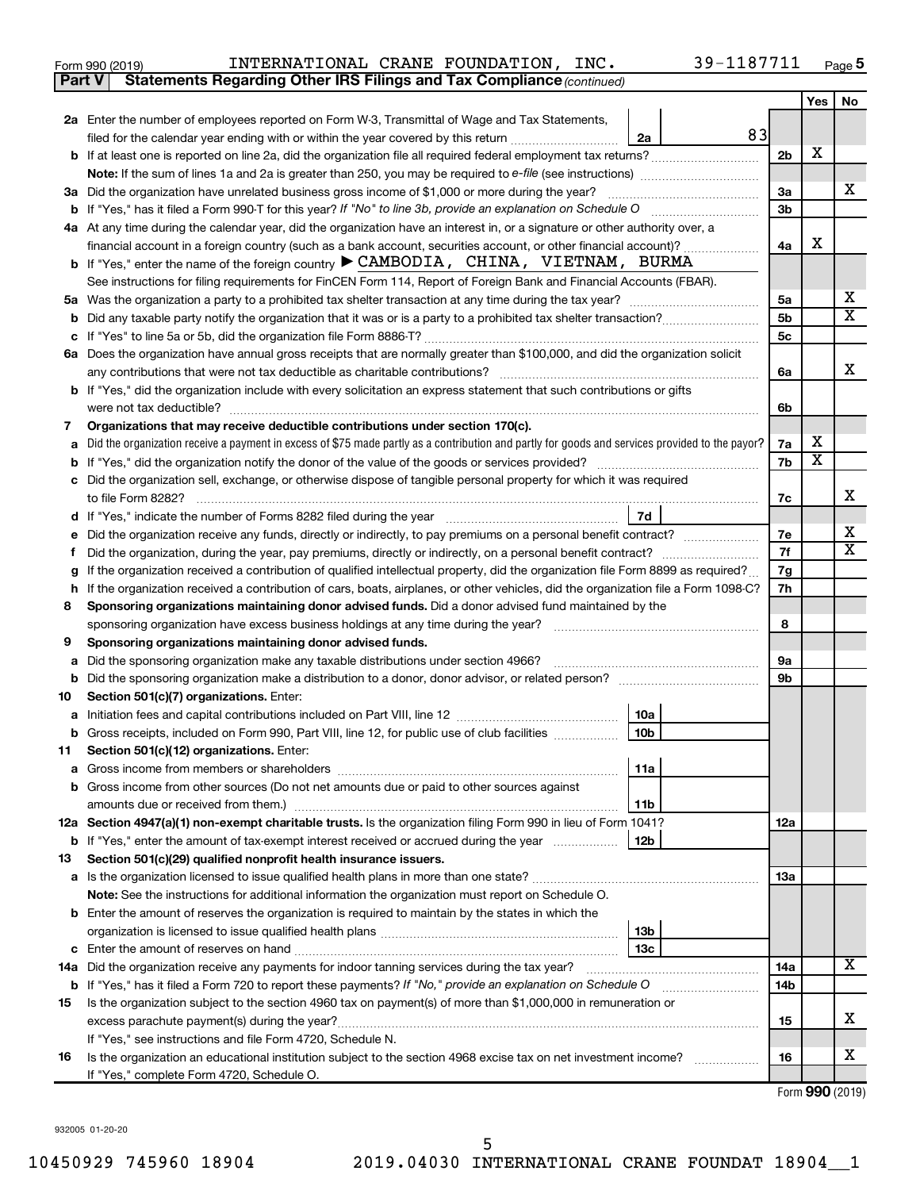Form 990 (2019) INTERNATIONAL CRANE FOUNDATION, INC. 39-1187711 Page 5

**Part V Statements Regarding Other IRS Filings and Tax Compliance** *(continued)*

| | | | | Yes | No |
|---|---|---|---|---|---|
| **2a** | Enter the number of employees reported on Form W-3, Transmittal of Wage and Tax Statements, filed for the calendar year ending with or within the year covered by this return | 2a | 83 | | |
| **b** | If at least one is reported on line 2a, did the organization file all required federal employment tax returns? | | 2b | X | |
| | **Note:** If the sum of lines 1a and 2a is greater than 250, you may be required to *e-file* (see instructions) | | | | |
| **3a** | Did the organization have unrelated business gross income of $1,000 or more during the year? | | 3a | | X |
| **b** | If "Yes," has it filed a Form 990-T for this year? *If "No" to line 3b, provide an explanation on Schedule O* | | 3b | | |
| **4a** | At any time during the calendar year, did the organization have an interest in, or a signature or other authority over, a financial account in a foreign country (such as a bank account, securities account, or other financial account)? | | 4a | X | |
| **b** | If "Yes," enter the name of the foreign country ▶ CAMBODIA, CHINA, VIETNAM, BURMA | | | | |
| | See instructions for filing requirements for FinCEN Form 114, Report of Foreign Bank and Financial Accounts (FBAR). | | | | |
| **5a** | Was the organization a party to a prohibited tax shelter transaction at any time during the tax year? | | 5a | | X |
| **b** | Did any taxable party notify the organization that it was or is a party to a prohibited tax shelter transaction? | | 5b | | X |
| **c** | If "Yes" to line 5a or 5b, did the organization file Form 8886-T? | | 5c | | |
| **6a** | Does the organization have annual gross receipts that are normally greater than $100,000, and did the organization solicit any contributions that were not tax deductible as charitable contributions? | | 6a | | X |
| **b** | If "Yes," did the organization include with every solicitation an express statement that such contributions or gifts were not tax deductible? | | 6b | | |
| **7** | **Organizations that may receive deductible contributions under section 170(c).** | | | | |
| **a** | Did the organization receive a payment in excess of $75 made partly as a contribution and partly for goods and services provided to the payor? | | 7a | X | |
| **b** | If "Yes," did the organization notify the donor of the value of the goods or services provided? | | 7b | X | |
| **c** | Did the organization sell, exchange, or otherwise dispose of tangible personal property for which it was required to file Form 8282? | | 7c | | X |
| **d** | If "Yes," indicate the number of Forms 8282 filed during the year | 7d | | | |
| **e** | Did the organization receive any funds, directly or indirectly, to pay premiums on a personal benefit contract? | | 7e | | X |
| **f** | Did the organization, during the year, pay premiums, directly or indirectly, on a personal benefit contract? | | 7f | | X |
| **g** | If the organization received a contribution of qualified intellectual property, did the organization file Form 8899 as required? | | 7g | | |
| **h** | If the organization received a contribution of cars, boats, airplanes, or other vehicles, did the organization file a Form 1098-C? | | 7h | | |
| **8** | **Sponsoring organizations maintaining donor advised funds.** Did a donor advised fund maintained by the sponsoring organization have excess business holdings at any time during the year? | | 8 | | |
| **9** | **Sponsoring organizations maintaining donor advised funds.** | | | | |
| **a** | Did the sponsoring organization make any taxable distributions under section 4966? | | 9a | | |
| **b** | Did the sponsoring organization make a distribution to a donor, donor advisor, or related person? | | 9b | | |
| **10** | **Section 501(c)(7) organizations.** Enter: | | | | |
| **a** | Initiation fees and capital contributions included on Part VIII, line 12 | 10a | | | |
| **b** | Gross receipts, included on Form 990, Part VIII, line 12, for public use of club facilities | 10b | | | |
| **11** | **Section 501(c)(12) organizations.** Enter: | | | | |
| **a** | Gross income from members or shareholders | 11a | | | |
| **b** | Gross income from other sources (Do not net amounts due or paid to other sources against amounts due or received from them.) | 11b | | | |
| **12a** | **Section 4947(a)(1) non-exempt charitable trusts.** Is the organization filing Form 990 in lieu of Form 1041? | | 12a | | |
| **b** | If "Yes," enter the amount of tax-exempt interest received or accrued during the year | 12b | | | |
| **13** | **Section 501(c)(29) qualified nonprofit health insurance issuers.** | | | | |
| **a** | Is the organization licensed to issue qualified health plans in more than one state? | | 13a | | |
| | **Note:** See the instructions for additional information the organization must report on Schedule O. | | | | |
| **b** | Enter the amount of reserves the organization is required to maintain by the states in which the organization is licensed to issue qualified health plans | 13b | | | |
| **c** | Enter the amount of reserves on hand | 13c | | | |
| **14a** | Did the organization receive any payments for indoor tanning services during the tax year? | | 14a | | X |
| **b** | If "Yes," has it filed a Form 720 to report these payments? *If "No," provide an explanation on Schedule O* | | 14b | | |
| **15** | Is the organization subject to the section 4960 tax on payment(s) of more than $1,000,000 in remuneration or excess parachute payment(s) during the year? | | 15 | | X |
| | If "Yes," see instructions and file Form 4720, Schedule N. | | | | |
| **16** | Is the organization an educational institution subject to the section 4968 excise tax on net investment income? | | 16 | | X |
| | If "Yes," complete Form 4720, Schedule O. | | | | |

Form **990** (2019)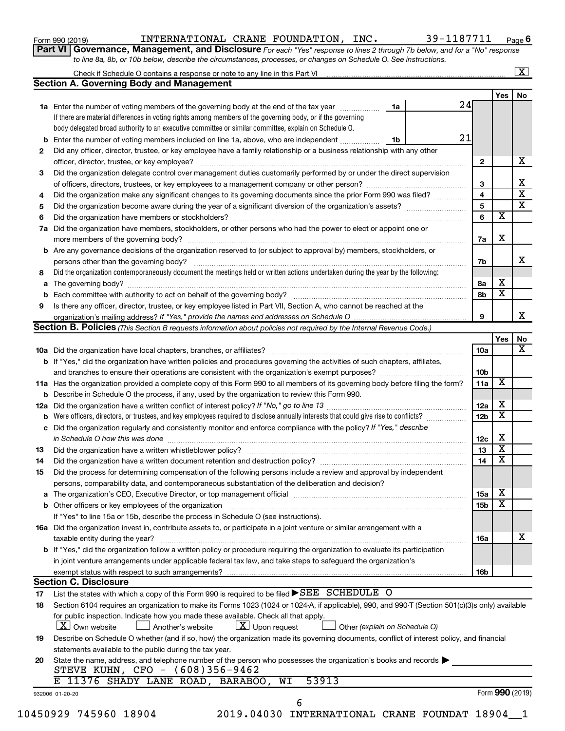Form 990 (2019) INTERNATIONAL CRANE FOUNDATION, INC. 39-1187711 Page 6

**Part VI Governance, Management, and Disclosure** *For each "Yes" response to lines 2 through 7b below, and for a "No" response to line 8a, 8b, or 10b below, describe the circumstances, processes, or changes on Schedule O. See instructions.*

Check if Schedule O contains a response or note to any line in this Part VI ..... [X]

## Section A. Governing Body and Management

| | | | Yes | No |
|---|---|---|---|---|
| **1a** | Enter the number of voting members of the governing body at the end of the tax year ..... **1a** 24. If there are material differences in voting rights among members of the governing body, or if the governing body delegated broad authority to an executive committee or similar committee, explain on Schedule O. | | | |
| **b** | Enter the number of voting members included on line 1a, above, who are independent ..... **1b** 21 | | | |
| **2** | Did any officer, director, trustee, or key employee have a family relationship or a business relationship with any other officer, director, trustee, or key employee? | 2 | | X |
| **3** | Did the organization delegate control over management duties customarily performed by or under the direct supervision of officers, directors, trustees, or key employees to a management company or other person? | 3 | | X |
| **4** | Did the organization make any significant changes to its governing documents since the prior Form 990 was filed? | 4 | | X |
| **5** | Did the organization become aware during the year of a significant diversion of the organization's assets? | 5 | | X |
| **6** | Did the organization have members or stockholders? | 6 | X | |
| **7a** | Did the organization have members, stockholders, or other persons who had the power to elect or appoint one or more members of the governing body? | 7a | X | |
| **b** | Are any governance decisions of the organization reserved to (or subject to approval by) members, stockholders, or persons other than the governing body? | 7b | | X |
| **8** | Did the organization contemporaneously document the meetings held or written actions undertaken during the year by the following: | | | |
| **a** | The governing body? | 8a | X | |
| **b** | Each committee with authority to act on behalf of the governing body? | 8b | X | |
| **9** | Is there any officer, director, trustee, or key employee listed in Part VII, Section A, who cannot be reached at the organization's mailing address? *If "Yes," provide the names and addresses on Schedule O* | 9 | | X |

## Section B. Policies *(This Section B requests information about policies not required by the Internal Revenue Code.)*

| | | | Yes | No |
|---|---|---|---|---|
| **10a** | Did the organization have local chapters, branches, or affiliates? | 10a | | X |
| **b** | If "Yes," did the organization have written policies and procedures governing the activities of such chapters, affiliates, and branches to ensure their operations are consistent with the organization's exempt purposes? | 10b | | |
| **11a** | Has the organization provided a complete copy of this Form 990 to all members of its governing body before filing the form? | 11a | X | |
| **b** | Describe in Schedule O the process, if any, used by the organization to review this Form 990. | | | |
| **12a** | Did the organization have a written conflict of interest policy? *If "No," go to line 13* | 12a | X | |
| **b** | Were officers, directors, or trustees, and key employees required to disclose annually interests that could give rise to conflicts? | 12b | X | |
| **c** | Did the organization regularly and consistently monitor and enforce compliance with the policy? *If "Yes," describe in Schedule O how this was done* | 12c | X | |
| **13** | Did the organization have a written whistleblower policy? | 13 | X | |
| **14** | Did the organization have a written document retention and destruction policy? | 14 | X | |
| **15** | Did the process for determining compensation of the following persons include a review and approval by independent persons, comparability data, and contemporaneous substantiation of the deliberation and decision? | | | |
| **a** | The organization's CEO, Executive Director, or top management official | 15a | X | |
| **b** | Other officers or key employees of the organization | 15b | X | |
| | If "Yes" to line 15a or 15b, describe the process in Schedule O (see instructions). | | | |
| **16a** | Did the organization invest in, contribute assets to, or participate in a joint venture or similar arrangement with a taxable entity during the year? | 16a | | X |
| **b** | If "Yes," did the organization follow a written policy or procedure requiring the organization to evaluate its participation in joint venture arrangements under applicable federal tax law, and take steps to safeguard the organization's exempt status with respect to such arrangements? | 16b | | |

## Section C. Disclosure

**17** List the states with which a copy of this Form 990 is required to be filed ▶ SEE SCHEDULE O

**18** Section 6104 requires an organization to make its Forms 1023 (1024 or 1024-A, if applicable), 990, and 990-T (Section 501(c)(3)s only) available for public inspection. Indicate how you made these available. Check all that apply.

[X] Own website [ ] Another's website [X] Upon request [ ] Other *(explain on Schedule O)*

**19** Describe on Schedule O whether (and if so, how) the organization made its governing documents, conflict of interest policy, and financial statements available to the public during the tax year.

**20** State the name, address, and telephone number of the person who possesses the organization's books and records ▶

STEVE KUHN, CFO - (608)356-9462
E 11376 SHADY LANE ROAD, BARABOO, WI 53913

932006 01-20-20 Form **990** (2019)

10450929 745960 18904 2019.04030 INTERNATIONAL CRANE FOUNDAT 18904__1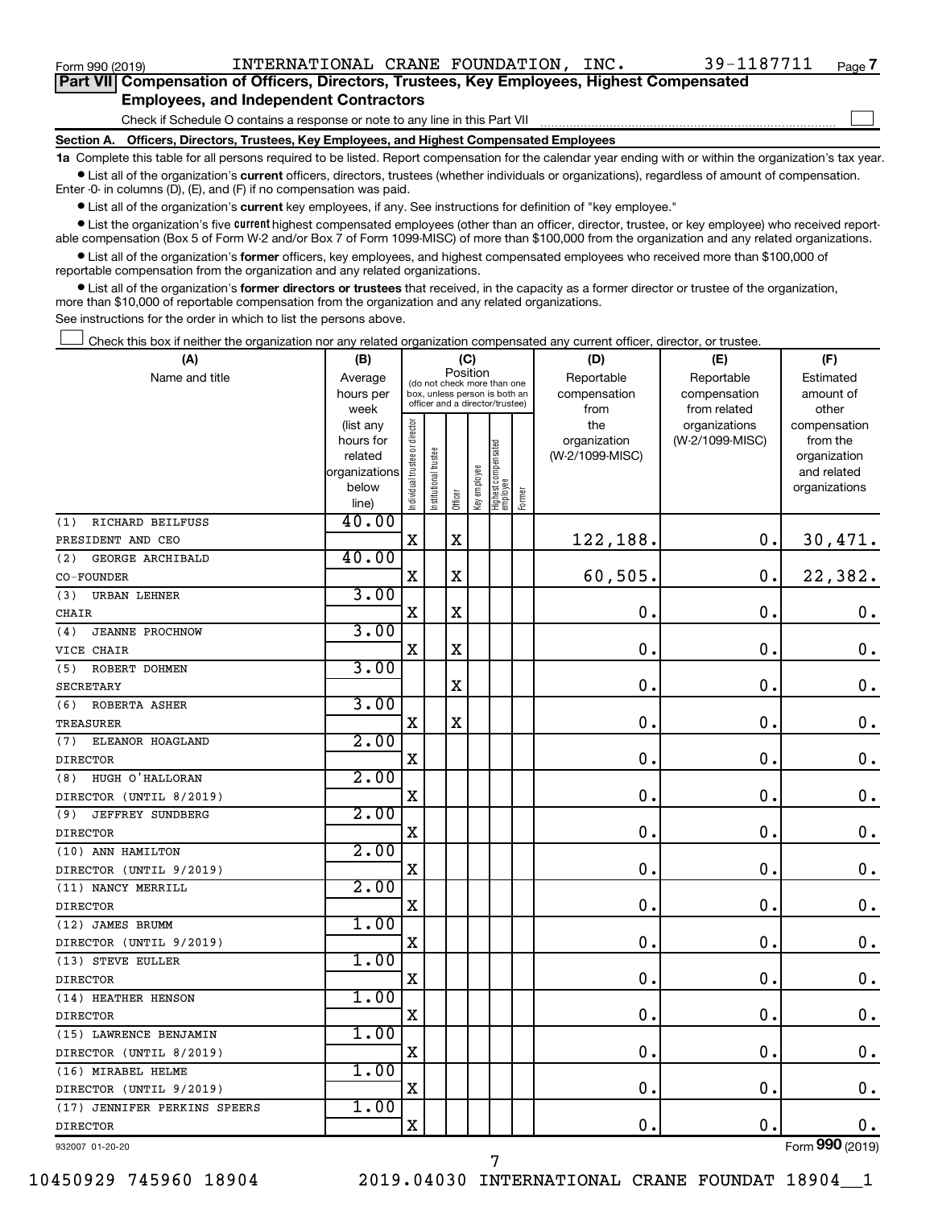Form 990 (2019) INTERNATIONAL CRANE FOUNDATION, INC. 39-1187711 Page 7

**Part VII Compensation of Officers, Directors, Trustees, Key Employees, Highest Compensated Employees, and Independent Contractors**

Check if Schedule O contains a response or note to any line in this Part VII

**Section A. Officers, Directors, Trustees, Key Employees, and Highest Compensated Employees**

**1a** Complete this table for all persons required to be listed. Report compensation for the calendar year ending with or within the organization's tax year.

- List all of the organization's **current** officers, directors, trustees (whether individuals or organizations), regardless of amount of compensation. Enter -0- in columns (D), (E), and (F) if no compensation was paid.
- List all of the organization's **current** key employees, if any. See instructions for definition of "key employee."
- List the organization's five **current** highest compensated employees (other than an officer, director, trustee, or key employee) who received reportable compensation (Box 5 of Form W-2 and/or Box 7 of Form 1099-MISC) of more than $100,000 from the organization and any related organizations.
- List all of the organization's **former** officers, key employees, and highest compensated employees who received more than $100,000 of reportable compensation from the organization and any related organizations.
- List all of the organization's **former directors or trustees** that received, in the capacity as a former director or trustee of the organization, more than $10,000 of reportable compensation from the organization and any related organizations.

See instructions for the order in which to list the persons above.

Check this box if neither the organization nor any related organization compensated any current officer, director, or trustee.

| (A) Name and title | (B) Average hours per week (list any hours for related organizations below line) | (C) Position: Individual trustee or director | Institutional trustee | Officer | Key employee | Highest compensated employee | Former | (D) Reportable compensation from the organization (W-2/1099-MISC) | (E) Reportable compensation from related organizations (W-2/1099-MISC) | (F) Estimated amount of other compensation from the organization and related organizations |
|---|---|---|---|---|---|---|---|---|---|---|
| (1) RICHARD BEILFUSS PRESIDENT AND CEO | 40.00 | X | | X | | | | 122,188. | 0. | 30,471. |
| (2) GEORGE ARCHIBALD CO-FOUNDER | 40.00 | X | | X | | | | 60,505. | 0. | 22,382. |
| (3) URBAN LEHNER CHAIR | 3.00 | X | | X | | | | 0. | 0. | 0. |
| (4) JEANNE PROCHNOW VICE CHAIR | 3.00 | X | | X | | | | 0. | 0. | 0. |
| (5) ROBERT DOHMEN SECRETARY | 3.00 | | | X | | | | 0. | 0. | 0. |
| (6) ROBERTA ASHER TREASURER | 3.00 | X | | X | | | | 0. | 0. | 0. |
| (7) ELEANOR HOAGLAND DIRECTOR | 2.00 | X | | | | | | 0. | 0. | 0. |
| (8) HUGH O'HALLORAN DIRECTOR (UNTIL 8/2019) | 2.00 | X | | | | | | 0. | 0. | 0. |
| (9) JEFFREY SUNDBERG DIRECTOR | 2.00 | X | | | | | | 0. | 0. | 0. |
| (10) ANN HAMILTON DIRECTOR (UNTIL 9/2019) | 2.00 | X | | | | | | 0. | 0. | 0. |
| (11) NANCY MERRILL DIRECTOR | 2.00 | X | | | | | | 0. | 0. | 0. |
| (12) JAMES BRUMM DIRECTOR (UNTIL 9/2019) | 1.00 | X | | | | | | 0. | 0. | 0. |
| (13) STEVE EULLER DIRECTOR | 1.00 | X | | | | | | 0. | 0. | 0. |
| (14) HEATHER HENSON DIRECTOR | 1.00 | X | | | | | | 0. | 0. | 0. |
| (15) LAWRENCE BENJAMIN DIRECTOR (UNTIL 8/2019) | 1.00 | X | | | | | | 0. | 0. | 0. |
| (16) MIRABEL HELME DIRECTOR (UNTIL 9/2019) | 1.00 | X | | | | | | 0. | 0. | 0. |
| (17) JENNIFER PERKINS SPEERS DIRECTOR | 1.00 | X | | | | | | 0. | 0. | 0. |

932007 01-20-20 Form **990** (2019)

10450929 745960 18904 2019.04030 INTERNATIONAL CRANE FOUNDAT 18904__1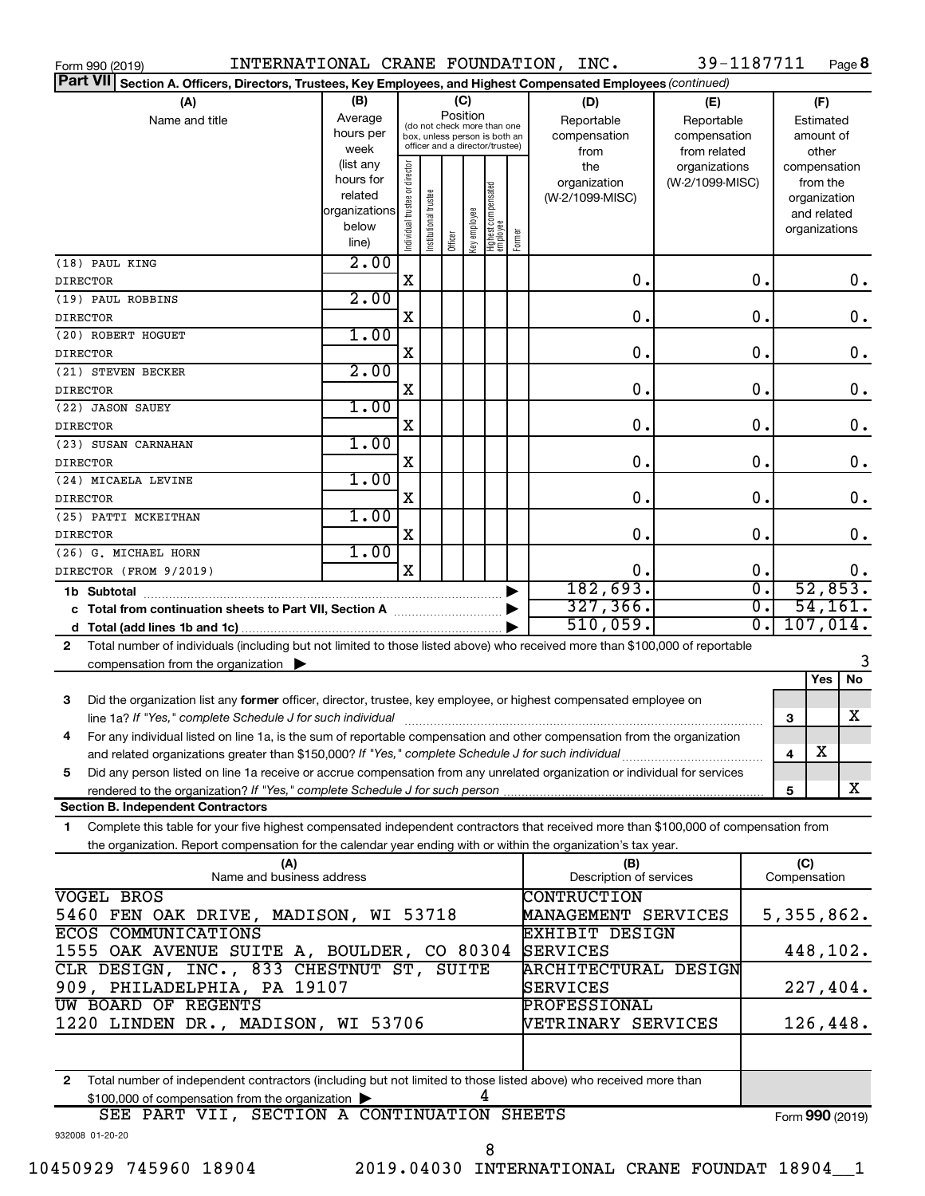Form 990 (2019) INTERNATIONAL CRANE FOUNDATION, INC. 39-1187711 Page **8**

**Part VII** **Section A. Officers, Directors, Trustees, Key Employees, and Highest Compensated Employees** *(continued)*

| (A) Name and title | (B) Average hours per week (list any hours for related organizations below line) | (C) Position: Individual trustee or director | Institutional trustee | Officer | Key employee | Highest compensated employee | Former | (D) Reportable compensation from the organization (W-2/1099-MISC) | (E) Reportable compensation from related organizations (W-2/1099-MISC) | (F) Estimated amount of other compensation from the organization and related organizations |
|---|---|---|---|---|---|---|---|---|---|---|
| (18) PAUL KING DIRECTOR | 2.00 | X | | | | | | 0. | 0. | 0. |
| (19) PAUL ROBBINS DIRECTOR | 2.00 | X | | | | | | 0. | 0. | 0. |
| (20) ROBERT HOGUET DIRECTOR | 1.00 | X | | | | | | 0. | 0. | 0. |
| (21) STEVEN BECKER DIRECTOR | 2.00 | X | | | | | | 0. | 0. | 0. |
| (22) JASON SAUEY DIRECTOR | 1.00 | X | | | | | | 0. | 0. | 0. |
| (23) SUSAN CARNAHAN DIRECTOR | 1.00 | X | | | | | | 0. | 0. | 0. |
| (24) MICAELA LEVINE DIRECTOR | 1.00 | X | | | | | | 0. | 0. | 0. |
| (25) PATTI MCKEITHAN DIRECTOR | 1.00 | X | | | | | | 0. | 0. | 0. |
| (26) G. MICHAEL HORN DIRECTOR (FROM 9/2019) | 1.00 | X | | | | | | 0. | 0. | 0. |
| **1b Subtotal** | | | | | | | | 182,693. | 0. | 52,853. |
| **c Total from continuation sheets to Part VII, Section A** | | | | | | | | 327,366. | 0. | 54,161. |
| **d Total (add lines 1b and 1c)** | | | | | | | | 510,059. | 0. | 107,014. |

**2** Total number of individuals (including but not limited to those listed above) who received more than $100,000 of reportable compensation from the organization ▶ 3

| | | Yes | No |
|---|---|---|---|
| **3** Did the organization list any **former** officer, director, trustee, key employee, or highest compensated employee on line 1a? *If "Yes," complete Schedule J for such individual* | 3 | | X |
| **4** For any individual listed on line 1a, is the sum of reportable compensation and other compensation from the organization and related organizations greater than $150,000? *If "Yes," complete Schedule J for such individual* | 4 | X | |
| **5** Did any person listed on line 1a receive or accrue compensation from any unrelated organization or individual for services rendered to the organization? *If "Yes," complete Schedule J for such person* | 5 | | X |

**Section B. Independent Contractors**

**1** Complete this table for your five highest compensated independent contractors that received more than $100,000 of compensation from the organization. Report compensation for the calendar year ending with or within the organization's tax year.

| (A) Name and business address | (B) Description of services | (C) Compensation |
|---|---|---|
| VOGEL BROS 5460 FEN OAK DRIVE, MADISON, WI 53718 | CONTRUCTION MANAGEMENT SERVICES | 5,355,862. |
| ECOS COMMUNICATIONS 1555 OAK AVENUE SUITE A, BOULDER, CO 80304 | EXHIBIT DESIGN SERVICES | 448,102. |
| CLR DESIGN, INC., 833 CHESTNUT ST, SUITE 909, PHILADELPHIA, PA 19107 | ARCHITECTURAL DESIGN SERVICES | 227,404. |
| UW BOARD OF REGENTS 1220 LINDEN DR., MADISON, WI 53706 | PROFESSIONAL VETRINARY SERVICES | 126,448. |
| | | |

**2** Total number of independent contractors (including but not limited to those listed above) who received more than $100,000 of compensation from the organization ▶ 4

SEE PART VII, SECTION A CONTINUATION SHEETS

Form **990** (2019)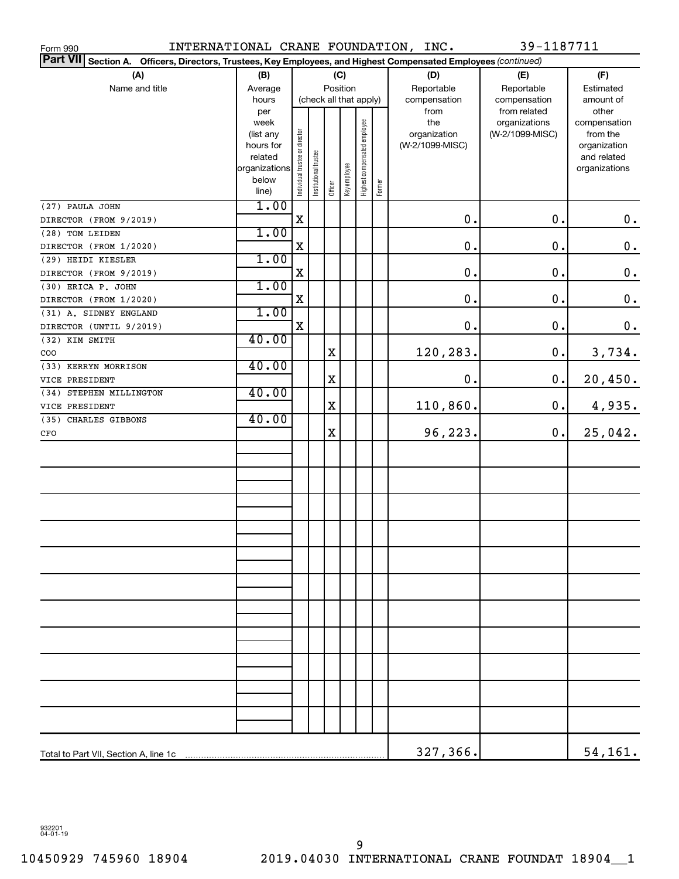Form 990 INTERNATIONAL CRANE FOUNDATION, INC. 39-1187711

**Part VII Section A. Officers, Directors, Trustees, Key Employees, and Highest Compensated Employees** *(continued)*

| (A) Name and title | (B) Average hours per week (list any hours for related organizations below line) | (C) Position (check all that apply): Individual trustee or director | Institutional trustee | Officer | Key employee | Highest compensated employee | Former | (D) Reportable compensation from the organization (W-2/1099-MISC) | (E) Reportable compensation from related organizations (W-2/1099-MISC) | (F) Estimated amount of other compensation from the organization and related organizations |
|---|---|---|---|---|---|---|---|---|---|---|
| (27) PAULA JOHN<br>DIRECTOR (FROM 9/2019) | 1.00 | X | | | | | | 0. | 0. | 0. |
| (28) TOM LEIDEN<br>DIRECTOR (FROM 1/2020) | 1.00 | X | | | | | | 0. | 0. | 0. |
| (29) HEIDI KIESLER<br>DIRECTOR (FROM 9/2019) | 1.00 | X | | | | | | 0. | 0. | 0. |
| (30) ERICA P. JOHN<br>DIRECTOR (FROM 1/2020) | 1.00 | X | | | | | | 0. | 0. | 0. |
| (31) A. SIDNEY ENGLAND<br>DIRECTOR (UNTIL 9/2019) | 1.00 | X | | | | | | 0. | 0. | 0. |
| (32) KIM SMITH<br>COO | 40.00 | | | X | | | | 120,283. | 0. | 3,734. |
| (33) KERRYN MORRISON<br>VICE PRESIDENT | 40.00 | | | X | | | | 0. | 0. | 20,450. |
| (34) STEPHEN MILLINGTON<br>VICE PRESIDENT | 40.00 | | | X | | | | 110,860. | 0. | 4,935. |
| (35) CHARLES GIBBONS<br>CFO | 40.00 | | | X | | | | 96,223. | 0. | 25,042. |
| Total to Part VII, Section A, line 1c | | | | | | | | 327,366. | | 54,161. |

932201 04-01-19

10450929 745960 18904 2019.04030 INTERNATIONAL CRANE FOUNDAT 18904__1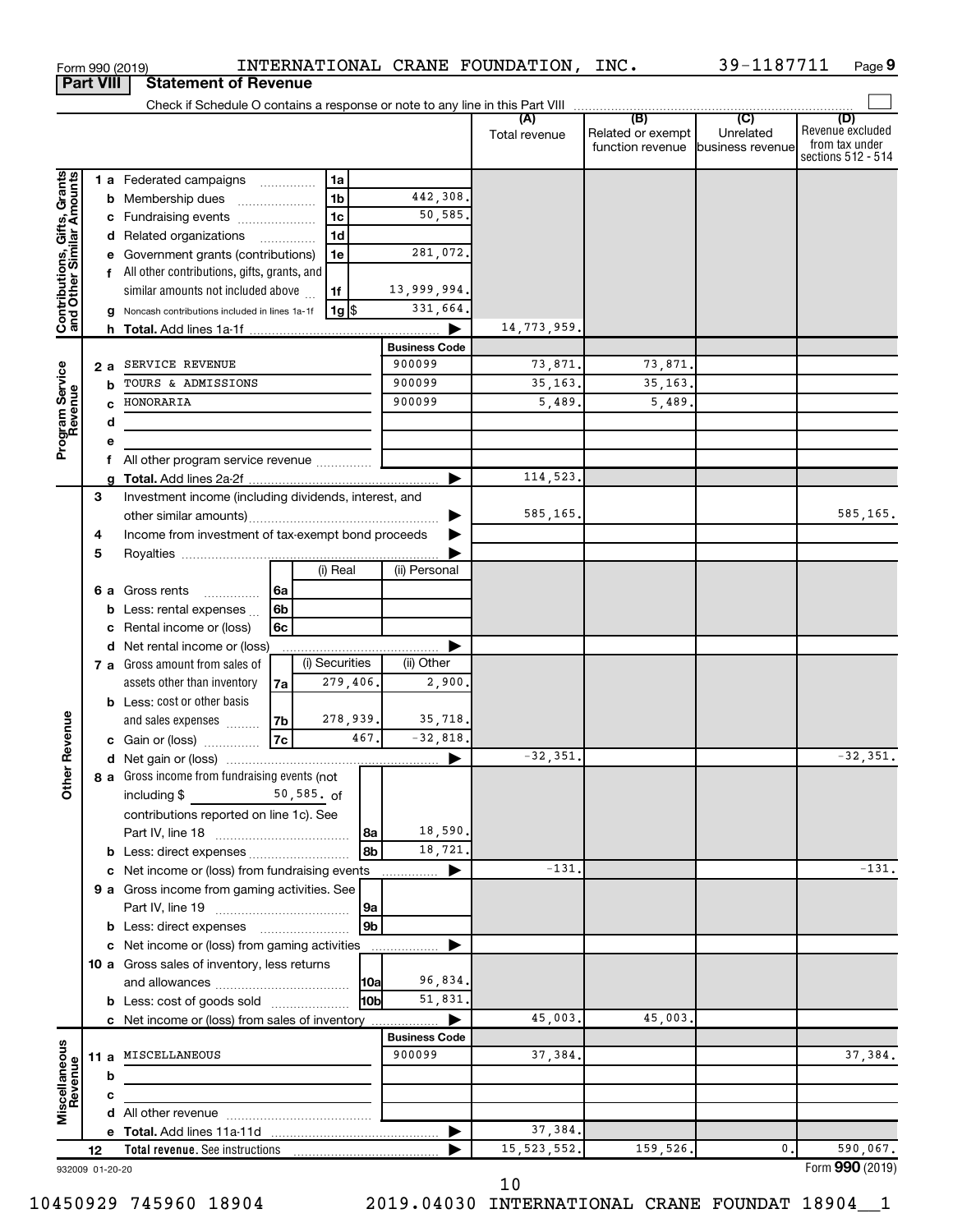Form 990 (2019) INTERNATIONAL CRANE FOUNDATION, INC. 39-1187711 Page 9

**Part VIII Statement of Revenue**

Check if Schedule O contains a response or note to any line in this Part VIII

| | | | (A) Total revenue | (B) Related or exempt function revenue | (C) Unrelated business revenue | (D) Revenue excluded from tax under sections 512 - 514 |
|---|---|---|---|---|---|---|
| **Contributions, Gifts, Grants and Other Similar Amounts** | 1a Federated campaigns ... 1a | | | | | |
| | b Membership dues ... 1b | 442,308. | | | | |
| | c Fundraising events ... 1c | 50,585. | | | | |
| | d Related organizations ... 1d | | | | | |
| | e Government grants (contributions) 1e | 281,072. | | | | |
| | f All other contributions, gifts, grants, and similar amounts not included above 1f | 13,999,994. | | | | |
| | g Noncash contributions included in lines 1a-1f 1g $ | 331,664. | | | | |
| | h **Total.** Add lines 1a-1f | ▶ | 14,773,959. | | | |
| | | **Business Code** | | | | |
| **Program Service Revenue** | 2a SERVICE REVENUE | 900099 | 73,871. | 73,871. | | |
| | b TOURS & ADMISSIONS | 900099 | 35,163. | 35,163. | | |
| | c HONORARIA | 900099 | 5,489. | 5,489. | | |
| | d | | | | | |
| | e | | | | | |
| | f All other program service revenue | | | | | |
| | g **Total.** Add lines 2a-2f | ▶ | 114,523. | | | |
| **Other Revenue** | 3 Investment income (including dividends, interest, and other similar amounts) | ▶ | 585,165. | | | 585,165. |
| | 4 Income from investment of tax-exempt bond proceeds | ▶ | | | | |
| | 5 Royalties | ▶ | | | | |
| | | (i) Real / (ii) Personal | | | | |
| | 6a Gross rents 6a | | | | | |
| | b Less: rental expenses 6b | | | | | |
| | c Rental income or (loss) 6c | | | | | |
| | d Net rental income or (loss) | ▶ | | | | |
| | 7a Gross amount from sales of assets other than inventory 7a — (i) Securities 279,406. | (ii) Other 2,900. | | | | |
| | b Less: cost or other basis and sales expenses 7b — (i) 278,939. | (ii) 35,718. | | | | |
| | c Gain or (loss) 7c — (i) 467. | (ii) -32,818. | | | | |
| | d Net gain or (loss) | ▶ | -32,351. | | | -32,351. |
| | 8a Gross income from fundraising events (not including $ 50,585. of contributions reported on line 1c). See Part IV, line 18 8a | 18,590. | | | | |
| | b Less: direct expenses 8b | 18,721. | | | | |
| | c Net income or (loss) from fundraising events | ▶ | -131. | | | -131. |
| | 9a Gross income from gaming activities. See Part IV, line 19 9a | | | | | |
| | b Less: direct expenses 9b | | | | | |
| | c Net income or (loss) from gaming activities | ▶ | | | | |
| | 10a Gross sales of inventory, less returns and allowances 10a | 96,834. | | | | |
| | b Less: cost of goods sold 10b | 51,831. | | | | |
| | c Net income or (loss) from sales of inventory | ▶ | 45,003. | 45,003. | | |
| | | **Business Code** | | | | |
| **Miscellaneous Revenue** | 11a MISCELLANEOUS | 900099 | 37,384. | | | 37,384. |
| | b | | | | | |
| | c | | | | | |
| | d All other revenue | | | | | |
| | e **Total.** Add lines 11a-11d | ▶ | 37,384. | | | |
| | 12 **Total revenue.** See instructions | ▶ | 15,523,552. | 159,526. | 0. | 590,067. |

932009 01-20-20 Form **990** (2019)

10450929 745960 18904 2019.04030 INTERNATIONAL CRANE FOUNDAT 18904__1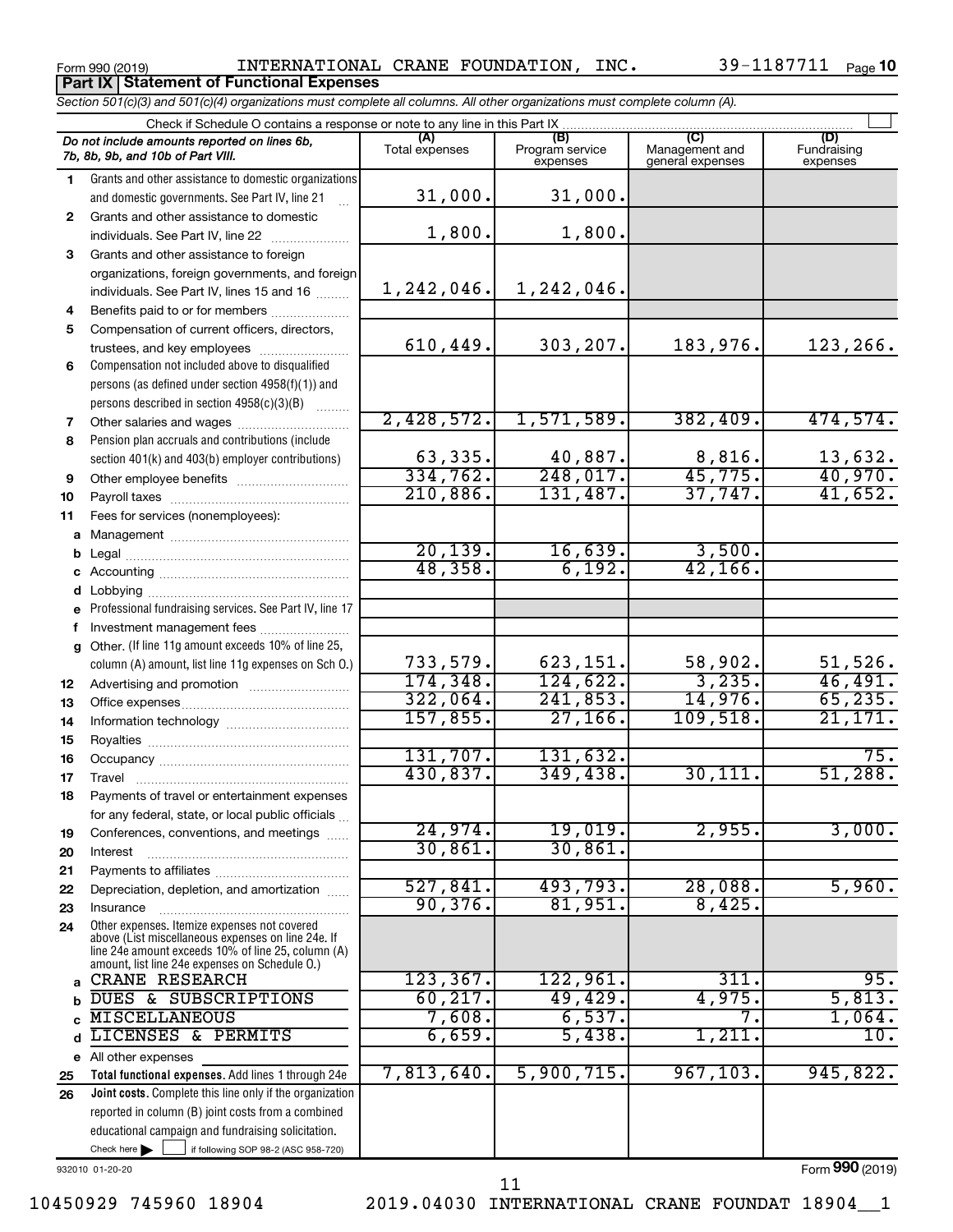Form 990 (2019) INTERNATIONAL CRANE FOUNDATION, INC. 39-1187711

## Part IX Statement of Functional Expenses

*Section 501(c)(3) and 501(c)(4) organizations must complete all columns. All other organizations must complete column (A).*

Check if Schedule O contains a response or note to any line in this Part IX

| | *Do not include amounts reported on lines 6b, 7b, 8b, 9b, and 10b of Part VIII.* | (A) Total expenses | (B) Program service expenses | (C) Management and general expenses | (D) Fundraising expenses |
|---|---|---|---|---|---|
| 1 | Grants and other assistance to domestic organizations and domestic governments. See Part IV, line 21 | 31,000. | 31,000. | | |
| 2 | Grants and other assistance to domestic individuals. See Part IV, line 22 | 1,800. | 1,800. | | |
| 3 | Grants and other assistance to foreign organizations, foreign governments, and foreign individuals. See Part IV, lines 15 and 16 | 1,242,046. | 1,242,046. | | |
| 4 | Benefits paid to or for members | | | | |
| 5 | Compensation of current officers, directors, trustees, and key employees | 610,449. | 303,207. | 183,976. | 123,266. |
| 6 | Compensation not included above to disqualified persons (as defined under section 4958(f)(1)) and persons described in section 4958(c)(3)(B) | | | | |
| 7 | Other salaries and wages | 2,428,572. | 1,571,589. | 382,409. | 474,574. |
| 8 | Pension plan accruals and contributions (include section 401(k) and 403(b) employer contributions) | 63,335. | 40,887. | 8,816. | 13,632. |
| 9 | Other employee benefits | 334,762. | 248,017. | 45,775. | 40,970. |
| 10 | Payroll taxes | 210,886. | 131,487. | 37,747. | 41,652. |
| 11 | Fees for services (nonemployees): | | | | |
| a | Management | | | | |
| b | Legal | 20,139. | 16,639. | 3,500. | |
| c | Accounting | 48,358. | 6,192. | 42,166. | |
| d | Lobbying | | | | |
| e | Professional fundraising services. See Part IV, line 17 | | | | |
| f | Investment management fees | | | | |
| g | Other. (If line 11g amount exceeds 10% of line 25, column (A) amount, list line 11g expenses on Sch O.) | 733,579. | 623,151. | 58,902. | 51,526. |
| 12 | Advertising and promotion | 174,348. | 124,622. | 3,235. | 46,491. |
| 13 | Office expenses | 322,064. | 241,853. | 14,976. | 65,235. |
| 14 | Information technology | 157,855. | 27,166. | 109,518. | 21,171. |
| 15 | Royalties | | | | |
| 16 | Occupancy | 131,707. | 131,632. | | 75. |
| 17 | Travel | 430,837. | 349,438. | 30,111. | 51,288. |
| 18 | Payments of travel or entertainment expenses for any federal, state, or local public officials | | | | |
| 19 | Conferences, conventions, and meetings | 24,974. | 19,019. | 2,955. | 3,000. |
| 20 | Interest | 30,861. | 30,861. | | |
| 21 | Payments to affiliates | | | | |
| 22 | Depreciation, depletion, and amortization | 527,841. | 493,793. | 28,088. | 5,960. |
| 23 | Insurance | 90,376. | 81,951. | 8,425. | |
| 24 | Other expenses. Itemize expenses not covered above (List miscellaneous expenses on line 24e. If line 24e amount exceeds 10% of line 25, column (A) amount, list line 24e expenses on Schedule O.) | | | | |
| a | CRANE RESEARCH | 123,367. | 122,961. | 311. | 95. |
| b | DUES & SUBSCRIPTIONS | 60,217. | 49,429. | 4,975. | 5,813. |
| c | MISCELLANEOUS | 7,608. | 6,537. | 7. | 1,064. |
| d | LICENSES & PERMITS | 6,659. | 5,438. | 1,211. | 10. |
| e | All other expenses | | | | |
| 25 | **Total functional expenses.** Add lines 1 through 24e | 7,813,640. | 5,900,715. | 967,103. | 945,822. |
| 26 | **Joint costs.** Complete this line only if the organization reported in column (B) joint costs from a combined educational campaign and fundraising solicitation. Check here ☐ if following SOP 98-2 (ASC 958-720) | | | | |

932010 01-20-20 Form 990 (2019)

10450929 745960 18904 2019.04030 INTERNATIONAL CRANE FOUNDAT 18904__1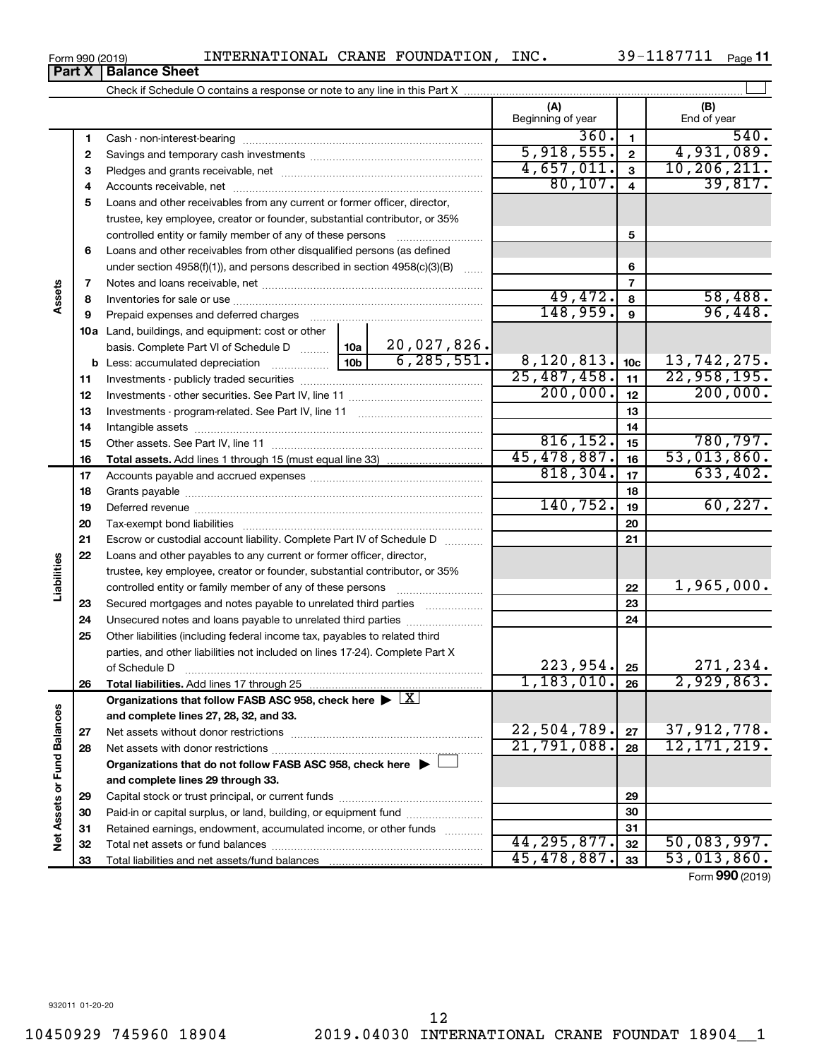Form 990 (2019) INTERNATIONAL CRANE FOUNDATION, INC. 39-1187711 Page 11

**Part X | Balance Sheet**

Check if Schedule O contains a response or note to any line in this Part X ☐

| | | | | (A) Beginning of year | | (B) End of year |
|---|---|---|---|---|---|---|
| Assets | 1 | Cash - non-interest-bearing | | 360. | 1 | 540. |
| | 2 | Savings and temporary cash investments | | 5,918,555. | 2 | 4,931,089. |
| | 3 | Pledges and grants receivable, net | | 4,657,011. | 3 | 10,206,211. |
| | 4 | Accounts receivable, net | | 80,107. | 4 | 39,817. |
| | 5 | Loans and other receivables from any current or former officer, director, trustee, key employee, creator or founder, substantial contributor, or 35% controlled entity or family member of any of these persons | | | 5 | |
| | 6 | Loans and other receivables from other disqualified persons (as defined under section 4958(f)(1)), and persons described in section 4958(c)(3)(B) | | | 6 | |
| | 7 | Notes and loans receivable, net | | | 7 | |
| | 8 | Inventories for sale or use | | 49,472. | 8 | 58,488. |
| | 9 | Prepaid expenses and deferred charges | | 148,959. | 9 | 96,448. |
| | 10a | Land, buildings, and equipment: cost or other basis. Complete Part VI of Schedule D | 10a 20,027,826. | | | |
| | b | Less: accumulated depreciation | 10b 6,285,551. | 8,120,813. | 10c | 13,742,275. |
| | 11 | Investments - publicly traded securities | | 25,487,458. | 11 | 22,958,195. |
| | 12 | Investments - other securities. See Part IV, line 11 | | 200,000. | 12 | 200,000. |
| | 13 | Investments - program-related. See Part IV, line 11 | | | 13 | |
| | 14 | Intangible assets | | | 14 | |
| | 15 | Other assets. See Part IV, line 11 | | 816,152. | 15 | 780,797. |
| | 16 | **Total assets.** Add lines 1 through 15 (must equal line 33) | | 45,478,887. | 16 | 53,013,860. |
| Liabilities | 17 | Accounts payable and accrued expenses | | 818,304. | 17 | 633,402. |
| | 18 | Grants payable | | | 18 | |
| | 19 | Deferred revenue | | 140,752. | 19 | 60,227. |
| | 20 | Tax-exempt bond liabilities | | | 20 | |
| | 21 | Escrow or custodial account liability. Complete Part IV of Schedule D | | | 21 | |
| | 22 | Loans and other payables to any current or former officer, director, trustee, key employee, creator or founder, substantial contributor, or 35% controlled entity or family member of any of these persons | | | 22 | 1,965,000. |
| | 23 | Secured mortgages and notes payable to unrelated third parties | | | 23 | |
| | 24 | Unsecured notes and loans payable to unrelated third parties | | | 24 | |
| | 25 | Other liabilities (including federal income tax, payables to related third parties, and other liabilities not included on lines 17-24). Complete Part X of Schedule D | | 223,954. | 25 | 271,234. |
| | 26 | **Total liabilities.** Add lines 17 through 25 | | 1,183,010. | 26 | 2,929,863. |
| Net Assets or Fund Balances | | **Organizations that follow FASB ASC 958, check here ▶ ☒ and complete lines 27, 28, 32, and 33.** | | | | |
| | 27 | Net assets without donor restrictions | | 22,504,789. | 27 | 37,912,778. |
| | 28 | Net assets with donor restrictions | | 21,791,088. | 28 | 12,171,219. |
| | | **Organizations that do not follow FASB ASC 958, check here ▶ ☐ and complete lines 29 through 33.** | | | | |
| | 29 | Capital stock or trust principal, or current funds | | | 29 | |
| | 30 | Paid-in or capital surplus, or land, building, or equipment fund | | | 30 | |
| | 31 | Retained earnings, endowment, accumulated income, or other funds | | | 31 | |
| | 32 | Total net assets or fund balances | | 44,295,877. | 32 | 50,083,997. |
| | 33 | Total liabilities and net assets/fund balances | | 45,478,887. | 33 | 53,013,860. |

Form **990** (2019)

932011 01-20-20

12

10450929 745960 18904 2019.04030 INTERNATIONAL CRANE FOUNDAT 18904__1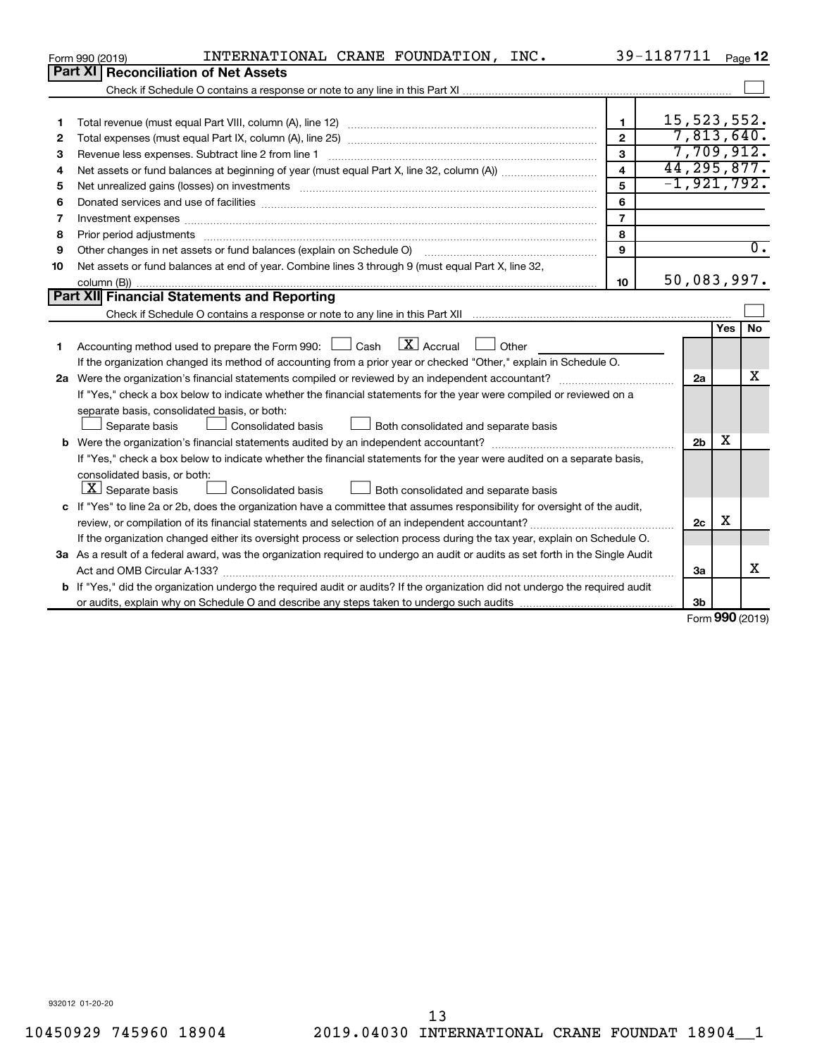Form 990 (2019) INTERNATIONAL CRANE FOUNDATION, INC. 39-1187711 Page **12**

## Part XI Reconciliation of Net Assets

Check if Schedule O contains a response or note to any line in this Part XI ☐

| | | | |
|---|---|---|---|
| 1 | Total revenue (must equal Part VIII, column (A), line 12) | 1 | 15,523,552. |
| 2 | Total expenses (must equal Part IX, column (A), line 25) | 2 | 7,813,640. |
| 3 | Revenue less expenses. Subtract line 2 from line 1 | 3 | 7,709,912. |
| 4 | Net assets or fund balances at beginning of year (must equal Part X, line 32, column (A)) | 4 | 44,295,877. |
| 5 | Net unrealized gains (losses) on investments | 5 | -1,921,792. |
| 6 | Donated services and use of facilities | 6 | |
| 7 | Investment expenses | 7 | |
| 8 | Prior period adjustments | 8 | |
| 9 | Other changes in net assets or fund balances (explain on Schedule O) | 9 | 0. |
| 10 | Net assets or fund balances at end of year. Combine lines 3 through 9 (must equal Part X, line 32, column (B)) | 10 | 50,083,997. |

## Part XII Financial Statements and Reporting

Check if Schedule O contains a response or note to any line in this Part XII ☐

| | | | Yes | No |
|---|---|---|---|---|
| 1 | Accounting method used to prepare the Form 990: ☐ Cash ☒ Accrual ☐ Other<br>If the organization changed its method of accounting from a prior year or checked "Other," explain in Schedule O. | | | |
| 2a | Were the organization's financial statements compiled or reviewed by an independent accountant?<br>If "Yes," check a box below to indicate whether the financial statements for the year were compiled or reviewed on a separate basis, consolidated basis, or both:<br>☐ Separate basis ☐ Consolidated basis ☐ Both consolidated and separate basis | 2a | | X |
| b | Were the organization's financial statements audited by an independent accountant?<br>If "Yes," check a box below to indicate whether the financial statements for the year were audited on a separate basis, consolidated basis, or both:<br>☒ Separate basis ☐ Consolidated basis ☐ Both consolidated and separate basis | 2b | X | |
| c | If "Yes" to line 2a or 2b, does the organization have a committee that assumes responsibility for oversight of the audit, review, or compilation of its financial statements and selection of an independent accountant?<br>If the organization changed either its oversight process or selection process during the tax year, explain on Schedule O. | 2c | X | |
| 3a | As a result of a federal award, was the organization required to undergo an audit or audits as set forth in the Single Audit Act and OMB Circular A-133? | 3a | | X |
| b | If "Yes," did the organization undergo the required audit or audits? If the organization did not undergo the required audit or audits, explain why on Schedule O and describe any steps taken to undergo such audits | 3b | | |

Form **990** (2019)

932012 01-20-20

10450929 745960 18904 2019.04030 INTERNATIONAL CRANE FOUNDAT 18904__1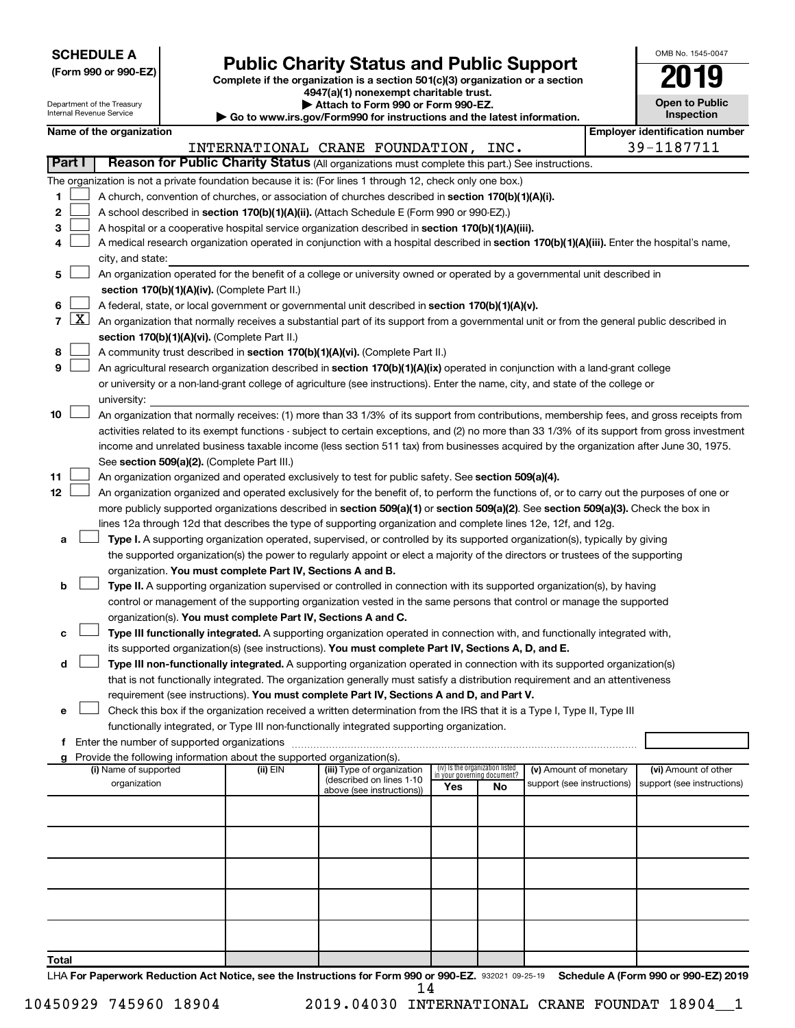**SCHEDULE A**
**(Form 990 or 990-EZ)**

Department of the Treasury
Internal Revenue Service

# Public Charity Status and Public Support

**Complete if the organization is a section 501(c)(3) organization or a section 4947(a)(1) nonexempt charitable trust.**
**▶ Attach to Form 990 or Form 990-EZ.**
**▶ Go to www.irs.gov/Form990 for instructions and the latest information.**

OMB No. 1545-0047
**2019**
**Open to Public Inspection**

**Name of the organization:** INTERNATIONAL CRANE FOUNDATION, INC.
**Employer identification number:** 39-1187711

**Part I — Reason for Public Charity Status** (All organizations must complete this part.) See instructions.

The organization is not a private foundation because it is: (For lines 1 through 12, check only one box.)

1. ☐ A church, convention of churches, or association of churches described in **section 170(b)(1)(A)(i).**
2. ☐ A school described in **section 170(b)(1)(A)(ii).** (Attach Schedule E (Form 990 or 990-EZ).)
3. ☐ A hospital or a cooperative hospital service organization described in **section 170(b)(1)(A)(iii).**
4. ☐ A medical research organization operated in conjunction with a hospital described in **section 170(b)(1)(A)(iii).** Enter the hospital's name, city, and state:
5. ☐ An organization operated for the benefit of a college or university owned or operated by a governmental unit described in **section 170(b)(1)(A)(iv).** (Complete Part II.)
6. ☐ A federal, state, or local government or governmental unit described in **section 170(b)(1)(A)(v).**
7. ☒ An organization that normally receives a substantial part of its support from a governmental unit or from the general public described in **section 170(b)(1)(A)(vi).** (Complete Part II.)
8. ☐ A community trust described in **section 170(b)(1)(A)(vi).** (Complete Part II.)
9. ☐ An agricultural research organization described in **section 170(b)(1)(A)(ix)** operated in conjunction with a land-grant college or university or a non-land-grant college of agriculture (see instructions). Enter the name, city, and state of the college or university:
10. ☐ An organization that normally receives: (1) more than 33 1/3% of its support from contributions, membership fees, and gross receipts from activities related to its exempt functions - subject to certain exceptions, and (2) no more than 33 1/3% of its support from gross investment income and unrelated business taxable income (less section 511 tax) from businesses acquired by the organization after June 30, 1975. See **section 509(a)(2).** (Complete Part III.)
11. ☐ An organization organized and operated exclusively to test for public safety. See **section 509(a)(4).**
12. ☐ An organization organized and operated exclusively for the benefit of, to perform the functions of, or to carry out the purposes of one or more publicly supported organizations described in **section 509(a)(1)** or **section 509(a)(2)**. See **section 509(a)(3).** Check the box in lines 12a through 12d that describes the type of supporting organization and complete lines 12e, 12f, and 12g.
   - **a** ☐ **Type I.** A supporting organization operated, supervised, or controlled by its supported organization(s), typically by giving the supported organization(s) the power to regularly appoint or elect a majority of the directors or trustees of the supporting organization. **You must complete Part IV, Sections A and B.**
   - **b** ☐ **Type II.** A supporting organization supervised or controlled in connection with its supported organization(s), by having control or management of the supporting organization vested in the same persons that control or manage the supported organization(s). **You must complete Part IV, Sections A and C.**
   - **c** ☐ **Type III functionally integrated.** A supporting organization operated in connection with, and functionally integrated with, its supported organization(s) (see instructions). **You must complete Part IV, Sections A, D, and E.**
   - **d** ☐ **Type III non-functionally integrated.** A supporting organization operated in connection with its supported organization(s) that is not functionally integrated. The organization generally must satisfy a distribution requirement and an attentiveness requirement (see instructions). **You must complete Part IV, Sections A and D, and Part V.**
   - **e** ☐ Check this box if the organization received a written determination from the IRS that it is a Type I, Type II, Type III functionally integrated, or Type III non-functionally integrated supporting organization.
   - **f** Enter the number of supported organizations
   - **g** Provide the following information about the supported organization(s).

| (i) Name of supported organization | (ii) EIN | (iii) Type of organization (described on lines 1-10 above (see instructions)) | (iv) Is the organization listed in your governing document? Yes | No | (v) Amount of monetary support (see instructions) | (vi) Amount of other support (see instructions) |
|---|---|---|---|---|---|---|
| | | | | | | |
| | | | | | | |
| | | | | | | |
| | | | | | | |
| | | | | | | |
| **Total** | | | | | | |

LHA **For Paperwork Reduction Act Notice, see the Instructions for Form 990 or 990-EZ.** 932021 09-25-19 **Schedule A (Form 990 or 990-EZ) 2019**

10450929 745960 18904 2019.04030 INTERNATIONAL CRANE FOUNDAT 18904__1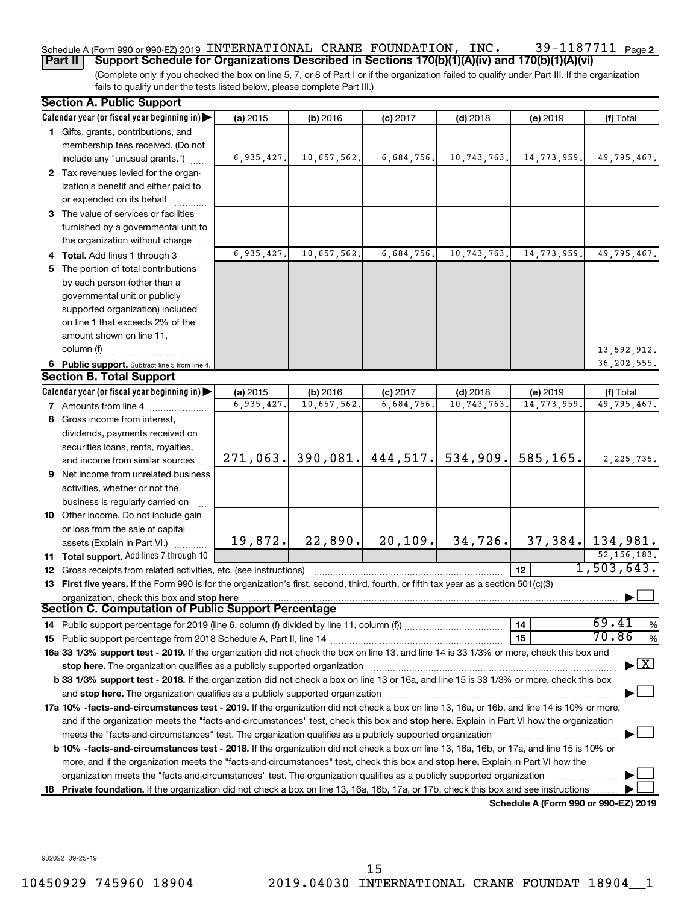Schedule A (Form 990 or 990-EZ) 2019 INTERNATIONAL CRANE FOUNDATION, INC. 39-1187711 Page 2

**Part II** **Support Schedule for Organizations Described in Sections 170(b)(1)(A)(iv) and 170(b)(1)(A)(vi)**

(Complete only if you checked the box on line 5, 7, or 8 of Part I or if the organization failed to qualify under Part III. If the organization fails to qualify under the tests listed below, please complete Part III.)

**Section A. Public Support**

| Calendar year (or fiscal year beginning in) | (a) 2015 | (b) 2016 | (c) 2017 | (d) 2018 | (e) 2019 | (f) Total |
|---|---|---|---|---|---|---|
| 1 Gifts, grants, contributions, and membership fees received. (Do not include any "unusual grants.") | 6,935,427. | 10,657,562. | 6,684,756. | 10,743,763. | 14,773,959. | 49,795,467. |
| 2 Tax revenues levied for the organization's benefit and either paid to or expended on its behalf | | | | | | |
| 3 The value of services or facilities furnished by a governmental unit to the organization without charge | | | | | | |
| 4 **Total.** Add lines 1 through 3 | 6,935,427. | 10,657,562. | 6,684,756. | 10,743,763. | 14,773,959. | 49,795,467. |
| 5 The portion of total contributions by each person (other than a governmental unit or publicly supported organization) included on line 1 that exceeds 2% of the amount shown on line 11, column (f) | | | | | | 13,592,912. |
| 6 **Public support.** Subtract line 5 from line 4. | | | | | | 36,202,555. |

**Section B. Total Support**

| Calendar year (or fiscal year beginning in) | (a) 2015 | (b) 2016 | (c) 2017 | (d) 2018 | (e) 2019 | (f) Total |
|---|---|---|---|---|---|---|
| 7 Amounts from line 4 | 6,935,427. | 10,657,562. | 6,684,756. | 10,743,763. | 14,773,959. | 49,795,467. |
| 8 Gross income from interest, dividends, payments received on securities loans, rents, royalties, and income from similar sources | 271,063. | 390,081. | 444,517. | 534,909. | 585,165. | 2,225,735. |
| 9 Net income from unrelated business activities, whether or not the business is regularly carried on | | | | | | |
| 10 Other income. Do not include gain or loss from the sale of capital assets (Explain in Part VI.) | 19,872. | 22,890. | 20,109. | 34,726. | 37,384. | 134,981. |
| 11 **Total support.** Add lines 7 through 10 | | | | | | 52,156,183. |

12 Gross receipts from related activities, etc. (see instructions) | 12 | 1,503,643.

13 **First five years.** If the Form 990 is for the organization's first, second, third, fourth, or fifth tax year as a section 501(c)(3) organization, check this box and **stop here** ☐

**Section C. Computation of Public Support Percentage**

14 Public support percentage for 2019 (line 6, column (f) divided by line 11, column (f)) | 14 | 69.41 %

15 Public support percentage from 2018 Schedule A, Part II, line 14 | 15 | 70.86 %

16a **33 1/3% support test - 2019.** If the organization did not check the box on line 13, and line 14 is 33 1/3% or more, check this box and **stop here.** The organization qualifies as a publicly supported organization ☒

b **33 1/3% support test - 2018.** If the organization did not check a box on line 13 or 16a, and line 15 is 33 1/3% or more, check this box and **stop here.** The organization qualifies as a publicly supported organization ☐

17a **10% -facts-and-circumstances test - 2019.** If the organization did not check a box on line 13, 16a, or 16b, and line 14 is 10% or more, and if the organization meets the "facts-and-circumstances" test, check this box and **stop here.** Explain in Part VI how the organization meets the "facts-and-circumstances" test. The organization qualifies as a publicly supported organization ☐

b **10% -facts-and-circumstances test - 2018.** If the organization did not check a box on line 13, 16a, 16b, or 17a, and line 15 is 10% or more, and if the organization meets the "facts-and-circumstances" test, check this box and **stop here.** Explain in Part VI how the organization meets the "facts-and-circumstances" test. The organization qualifies as a publicly supported organization ☐

18 **Private foundation.** If the organization did not check a box on line 13, 16a, 16b, 17a, or 17b, check this box and see instructions ☐

**Schedule A (Form 990 or 990-EZ) 2019**

932022 09-25-19

10450929 745960 18904 2019.04030 INTERNATIONAL CRANE FOUNDAT 18904__1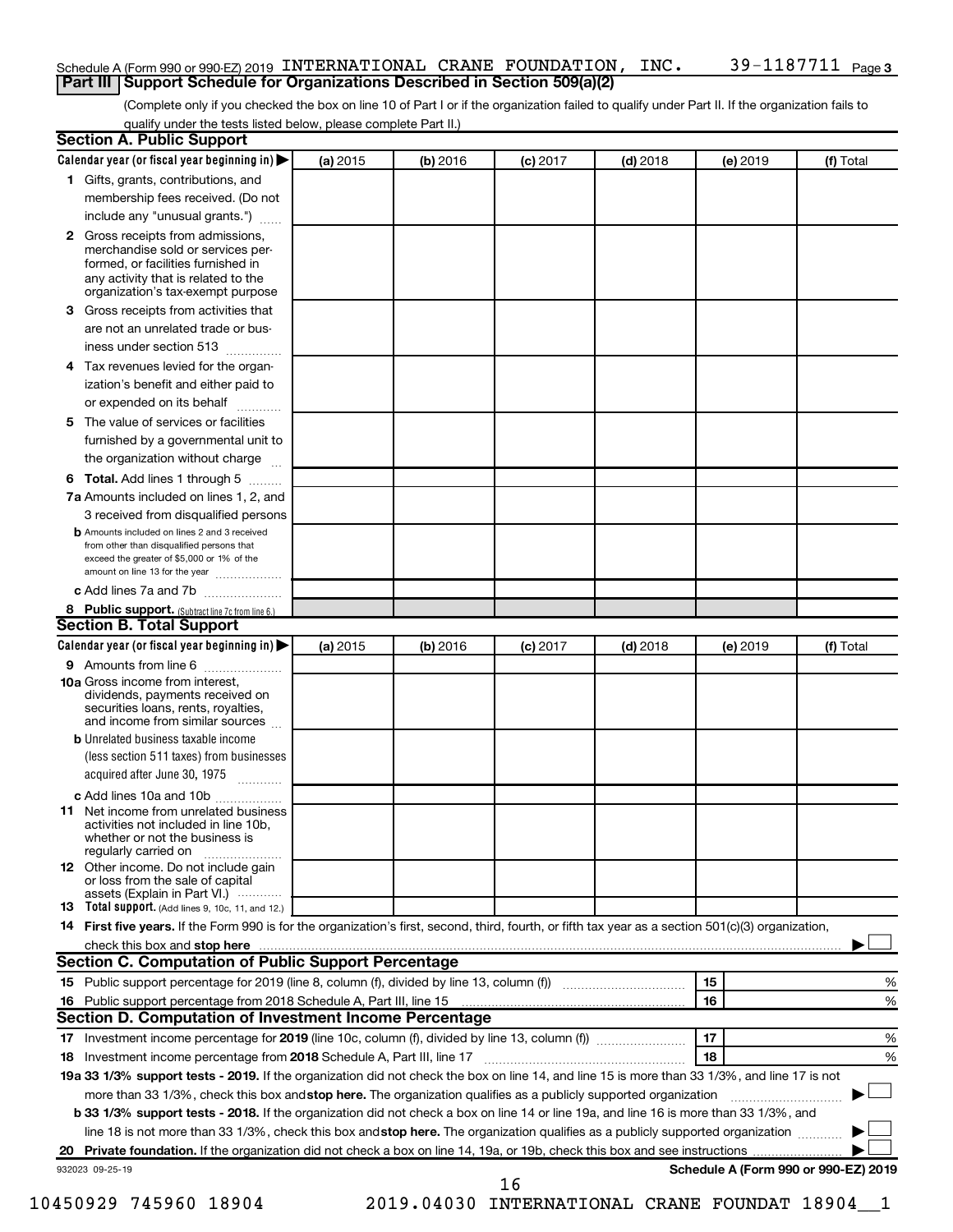Schedule A (Form 990 or 990-EZ) 2019 INTERNATIONAL CRANE FOUNDATION, INC. 39-1187711 Page 3

## Part III Support Schedule for Organizations Described in Section 509(a)(2)

(Complete only if you checked the box on line 10 of Part I or if the organization failed to qualify under Part II. If the organization fails to qualify under the tests listed below, please complete Part II.)

### Section A. Public Support

| Calendar year (or fiscal year beginning in) ▶ | (a) 2015 | (b) 2016 | (c) 2017 | (d) 2018 | (e) 2019 | (f) Total |
|---|---|---|---|---|---|---|
| 1 Gifts, grants, contributions, and membership fees received. (Do not include any "unusual grants.") | | | | | | |
| 2 Gross receipts from admissions, merchandise sold or services performed, or facilities furnished in any activity that is related to the organization's tax-exempt purpose | | | | | | |
| 3 Gross receipts from activities that are not an unrelated trade or business under section 513 | | | | | | |
| 4 Tax revenues levied for the organization's benefit and either paid to or expended on its behalf | | | | | | |
| 5 The value of services or facilities furnished by a governmental unit to the organization without charge | | | | | | |
| 6 **Total.** Add lines 1 through 5 | | | | | | |
| 7a Amounts included on lines 1, 2, and 3 received from disqualified persons | | | | | | |
| b Amounts included on lines 2 and 3 received from other than disqualified persons that exceed the greater of $5,000 or 1% of the amount on line 13 for the year | | | | | | |
| c Add lines 7a and 7b | | | | | | |
| 8 **Public support.** (Subtract line 7c from line 6.) | | | | | | |

### Section B. Total Support

| Calendar year (or fiscal year beginning in) ▶ | (a) 2015 | (b) 2016 | (c) 2017 | (d) 2018 | (e) 2019 | (f) Total |
|---|---|---|---|---|---|---|
| 9 Amounts from line 6 | | | | | | |
| 10a Gross income from interest, dividends, payments received on securities loans, rents, royalties, and income from similar sources | | | | | | |
| b Unrelated business taxable income (less section 511 taxes) from businesses acquired after June 30, 1975 | | | | | | |
| c Add lines 10a and 10b | | | | | | |
| 11 Net income from unrelated business activities not included in line 10b, whether or not the business is regularly carried on | | | | | | |
| 12 Other income. Do not include gain or loss from the sale of capital assets (Explain in Part VI.) | | | | | | |
| 13 **Total support.** (Add lines 9, 10c, 11, and 12.) | | | | | | |

14 **First five years.** If the Form 990 is for the organization's first, second, third, fourth, or fifth tax year as a section 501(c)(3) organization, check this box and **stop here** ▶ ☐

### Section C. Computation of Public Support Percentage

| | | | |
|---|---|---|---|
| 15 | Public support percentage for 2019 (line 8, column (f), divided by line 13, column (f)) | 15 | % |
| 16 | Public support percentage from 2018 Schedule A, Part III, line 15 | 16 | % |

### Section D. Computation of Investment Income Percentage

| | | | |
|---|---|---|---|
| 17 | Investment income percentage for **2019** (line 10c, column (f), divided by line 13, column (f)) | 17 | % |
| 18 | Investment income percentage from **2018** Schedule A, Part III, line 17 | 18 | % |

**19a 33 1/3% support tests - 2019.** If the organization did not check the box on line 14, and line 15 is more than 33 1/3%, and line 17 is not more than 33 1/3%, check this box and **stop here.** The organization qualifies as a publicly supported organization ▶ ☐

**b 33 1/3% support tests - 2018.** If the organization did not check a box on line 14 or line 19a, and line 16 is more than 33 1/3%, and line 18 is not more than 33 1/3%, check this box and **stop here.** The organization qualifies as a publicly supported organization ▶ ☐

**20 Private foundation.** If the organization did not check a box on line 14, 19a, or 19b, check this box and see instructions ▶ ☐

932023 09-25-19

**Schedule A (Form 990 or 990-EZ) 2019**

10450929 745960 18904 2019.04030 INTERNATIONAL CRANE FOUNDAT 18904__1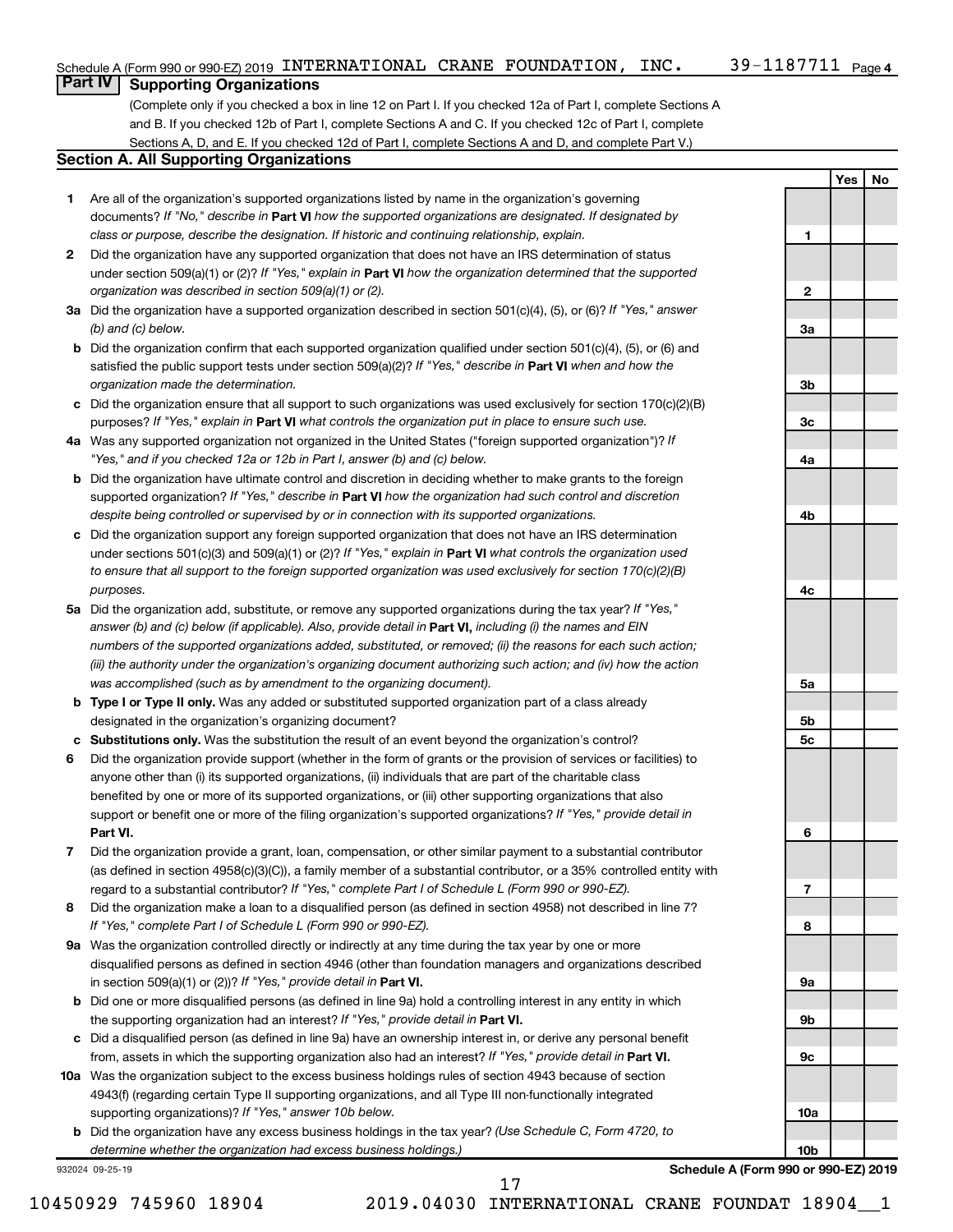Schedule A (Form 990 or 990-EZ) 2019 INTERNATIONAL CRANE FOUNDATION, INC. 39-1187711 Page 4

## Part IV Supporting Organizations

(Complete only if you checked a box in line 12 on Part I. If you checked 12a of Part I, complete Sections A and B. If you checked 12b of Part I, complete Sections A and C. If you checked 12c of Part I, complete Sections A, D, and E. If you checked 12d of Part I, complete Sections A and D, and complete Part V.)

### Section A. All Supporting Organizations

| | | | Yes | No |
|---|---|---|---|---|
| **1** | Are all of the organization's supported organizations listed by name in the organization's governing documents? *If "No," describe in* **Part VI** *how the supported organizations are designated. If designated by class or purpose, describe the designation. If historic and continuing relationship, explain.* | 1 | | |
| **2** | Did the organization have any supported organization that does not have an IRS determination of status under section 509(a)(1) or (2)? *If "Yes," explain in* **Part VI** *how the organization determined that the supported organization was described in section 509(a)(1) or (2).* | 2 | | |
| **3a** | Did the organization have a supported organization described in section 501(c)(4), (5), or (6)? *If "Yes," answer (b) and (c) below.* | 3a | | |
| **b** | Did the organization confirm that each supported organization qualified under section 501(c)(4), (5), or (6) and satisfied the public support tests under section 509(a)(2)? *If "Yes," describe in* **Part VI** *when and how the organization made the determination.* | 3b | | |
| **c** | Did the organization ensure that all support to such organizations was used exclusively for section 170(c)(2)(B) purposes? *If "Yes," explain in* **Part VI** *what controls the organization put in place to ensure such use.* | 3c | | |
| **4a** | Was any supported organization not organized in the United States ("foreign supported organization")? *If "Yes," and if you checked 12a or 12b in Part I, answer (b) and (c) below.* | 4a | | |
| **b** | Did the organization have ultimate control and discretion in deciding whether to make grants to the foreign supported organization? *If "Yes," describe in* **Part VI** *how the organization had such control and discretion despite being controlled or supervised by or in connection with its supported organizations.* | 4b | | |
| **c** | Did the organization support any foreign supported organization that does not have an IRS determination under sections 501(c)(3) and 509(a)(1) or (2)? *If "Yes," explain in* **Part VI** *what controls the organization used to ensure that all support to the foreign supported organization was used exclusively for section 170(c)(2)(B) purposes.* | 4c | | |
| **5a** | Did the organization add, substitute, or remove any supported organizations during the tax year? *If "Yes," answer (b) and (c) below (if applicable). Also, provide detail in* **Part VI,** *including (i) the names and EIN numbers of the supported organizations added, substituted, or removed; (ii) the reasons for each such action; (iii) the authority under the organization's organizing document authorizing such action; and (iv) how the action was accomplished (such as by amendment to the organizing document).* | 5a | | |
| **b** | **Type I or Type II only.** Was any added or substituted supported organization part of a class already designated in the organization's organizing document? | 5b | | |
| **c** | **Substitutions only.** Was the substitution the result of an event beyond the organization's control? | 5c | | |
| **6** | Did the organization provide support (whether in the form of grants or the provision of services or facilities) to anyone other than (i) its supported organizations, (ii) individuals that are part of the charitable class benefited by one or more of its supported organizations, or (iii) other supporting organizations that also support or benefit one or more of the filing organization's supported organizations? *If "Yes," provide detail in* **Part VI.** | 6 | | |
| **7** | Did the organization provide a grant, loan, compensation, or other similar payment to a substantial contributor (as defined in section 4958(c)(3)(C)), a family member of a substantial contributor, or a 35% controlled entity with regard to a substantial contributor? *If "Yes," complete Part I of Schedule L (Form 990 or 990-EZ).* | 7 | | |
| **8** | Did the organization make a loan to a disqualified person (as defined in section 4958) not described in line 7? *If "Yes," complete Part I of Schedule L (Form 990 or 990-EZ).* | 8 | | |
| **9a** | Was the organization controlled directly or indirectly at any time during the tax year by one or more disqualified persons as defined in section 4946 (other than foundation managers and organizations described in section 509(a)(1) or (2))? *If "Yes," provide detail in* **Part VI.** | 9a | | |
| **b** | Did one or more disqualified persons (as defined in line 9a) hold a controlling interest in any entity in which the supporting organization had an interest? *If "Yes," provide detail in* **Part VI.** | 9b | | |
| **c** | Did a disqualified person (as defined in line 9a) have an ownership interest in, or derive any personal benefit from, assets in which the supporting organization also had an interest? *If "Yes," provide detail in* **Part VI.** | 9c | | |
| **10a** | Was the organization subject to the excess business holdings rules of section 4943 because of section 4943(f) (regarding certain Type II supporting organizations, and all Type III non-functionally integrated supporting organizations)? *If "Yes," answer 10b below.* | 10a | | |
| **b** | Did the organization have any excess business holdings in the tax year? *(Use Schedule C, Form 4720, to determine whether the organization had excess business holdings.)* | 10b | | |

932024 09-25-19 **Schedule A (Form 990 or 990-EZ) 2019**

10450929 745960 18904 2019.04030 INTERNATIONAL CRANE FOUNDAT 18904__1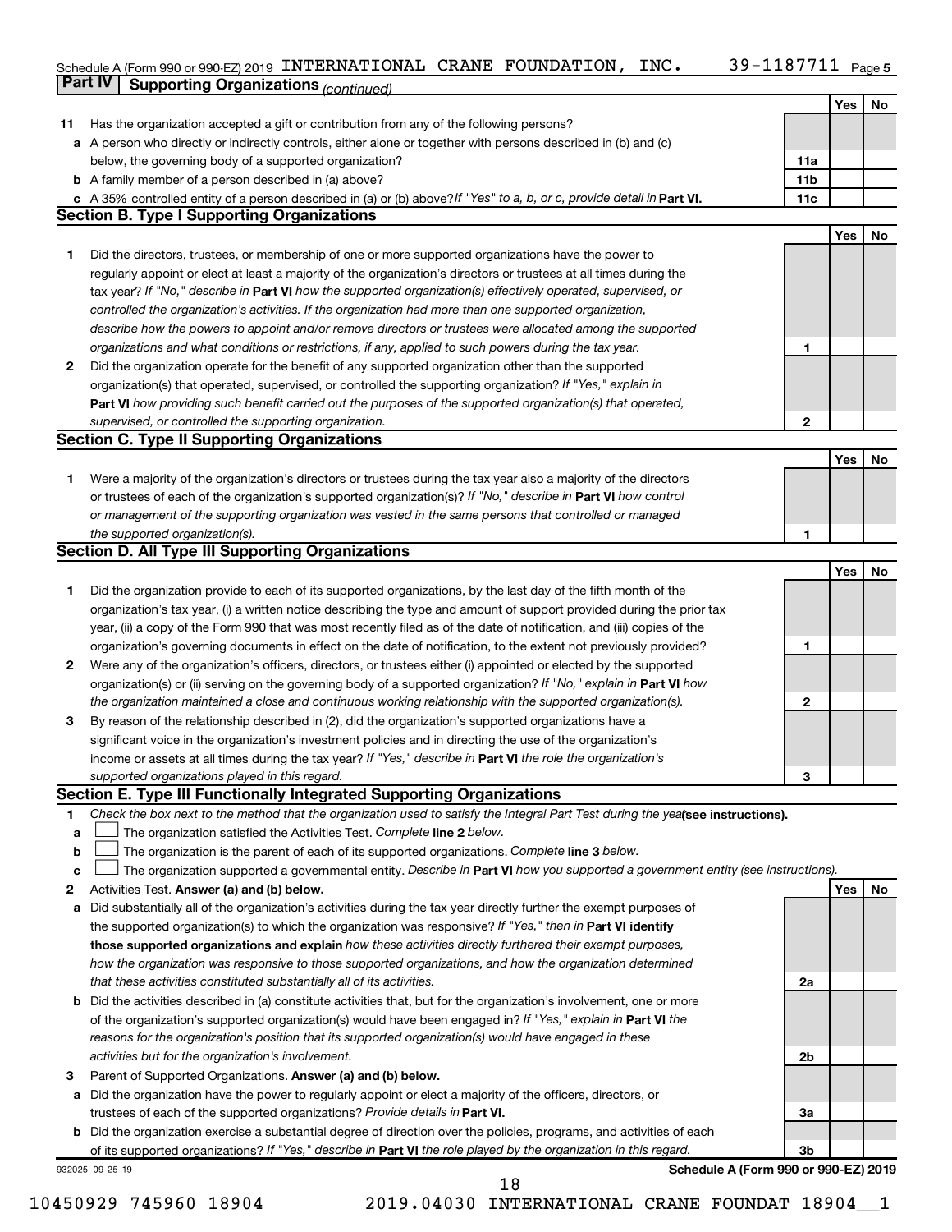Schedule A (Form 990 or 990-EZ) 2019 INTERNATIONAL CRANE FOUNDATION, INC. 39-1187711 Page 5

**Part IV | Supporting Organizations** *(continued)*

| | | | Yes | No |
|---|---|---|---|---|
| **11** | Has the organization accepted a gift or contribution from any of the following persons? | | | |
| **a** | A person who directly or indirectly controls, either alone or together with persons described in (b) and (c) below, the governing body of a supported organization? | **11a** | | |
| **b** | A family member of a person described in (a) above? | **11b** | | |
| **c** | A 35% controlled entity of a person described in (a) or (b) above? *If "Yes" to a, b, or c, provide detail in* **Part VI.** | **11c** | | |

### Section B. Type I Supporting Organizations

| | | | Yes | No |
|---|---|---|---|---|
| **1** | Did the directors, trustees, or membership of one or more supported organizations have the power to regularly appoint or elect at least a majority of the organization's directors or trustees at all times during the tax year? *If "No," describe in* **Part VI** *how the supported organization(s) effectively operated, supervised, or controlled the organization's activities. If the organization had more than one supported organization, describe how the powers to appoint and/or remove directors or trustees were allocated among the supported organizations and what conditions or restrictions, if any, applied to such powers during the tax year.* | **1** | | |
| **2** | Did the organization operate for the benefit of any supported organization other than the supported organization(s) that operated, supervised, or controlled the supporting organization? *If "Yes," explain in* **Part VI** *how providing such benefit carried out the purposes of the supported organization(s) that operated, supervised, or controlled the supporting organization.* | **2** | | |

### Section C. Type II Supporting Organizations

| | | | Yes | No |
|---|---|---|---|---|
| **1** | Were a majority of the organization's directors or trustees during the tax year also a majority of the directors or trustees of each of the organization's supported organization(s)? *If "No," describe in* **Part VI** *how control or management of the supporting organization was vested in the same persons that controlled or managed the supported organization(s).* | **1** | | |

### Section D. All Type III Supporting Organizations

| | | | Yes | No |
|---|---|---|---|---|
| **1** | Did the organization provide to each of its supported organizations, by the last day of the fifth month of the organization's tax year, (i) a written notice describing the type and amount of support provided during the prior tax year, (ii) a copy of the Form 990 that was most recently filed as of the date of notification, and (iii) copies of the organization's governing documents in effect on the date of notification, to the extent not previously provided? | **1** | | |
| **2** | Were any of the organization's officers, directors, or trustees either (i) appointed or elected by the supported organization(s) or (ii) serving on the governing body of a supported organization? *If "No," explain in* **Part VI** *how the organization maintained a close and continuous working relationship with the supported organization(s).* | **2** | | |
| **3** | By reason of the relationship described in (2), did the organization's supported organizations have a significant voice in the organization's investment policies and in directing the use of the organization's income or assets at all times during the tax year? *If "Yes," describe in* **Part VI** *the role the organization's supported organizations played in this regard.* | **3** | | |

### Section E. Type III Functionally Integrated Supporting Organizations

**1** *Check the box next to the method that the organization used to satisfy the Integral Part Test during the year* **(see instructions).**

- **a** ☐ The organization satisfied the Activities Test. *Complete* **line 2** *below.*
- **b** ☐ The organization is the parent of each of its supported organizations. *Complete* **line 3** *below.*
- **c** ☐ The organization supported a governmental entity. *Describe in* **Part VI** *how you supported a government entity (see instructions).*

| | | | Yes | No |
|---|---|---|---|---|
| **2** | Activities Test. **Answer (a) and (b) below.** | | | |
| **a** | Did substantially all of the organization's activities during the tax year directly further the exempt purposes of the supported organization(s) to which the organization was responsive? *If "Yes," then in* **Part VI identify those supported organizations and explain** *how these activities directly furthered their exempt purposes, how the organization was responsive to those supported organizations, and how the organization determined that these activities constituted substantially all of its activities.* | **2a** | | |
| **b** | Did the activities described in (a) constitute activities that, but for the organization's involvement, one or more of the organization's supported organization(s) would have been engaged in? *If "Yes," explain in* **Part VI** *the reasons for the organization's position that its supported organization(s) would have engaged in these activities but for the organization's involvement.* | **2b** | | |
| **3** | Parent of Supported Organizations. **Answer (a) and (b) below.** | | | |
| **a** | Did the organization have the power to regularly appoint or elect a majority of the officers, directors, or trustees of each of the supported organizations? *Provide details in* **Part VI.** | **3a** | | |
| **b** | Did the organization exercise a substantial degree of direction over the policies, programs, and activities of each of its supported organizations? *If "Yes," describe in* **Part VI** *the role played by the organization in this regard.* | **3b** | | |

932025 09-25-19 **Schedule A (Form 990 or 990-EZ) 2019**

10450929 745960 18904 2019.04030 INTERNATIONAL CRANE FOUNDAT 18904__1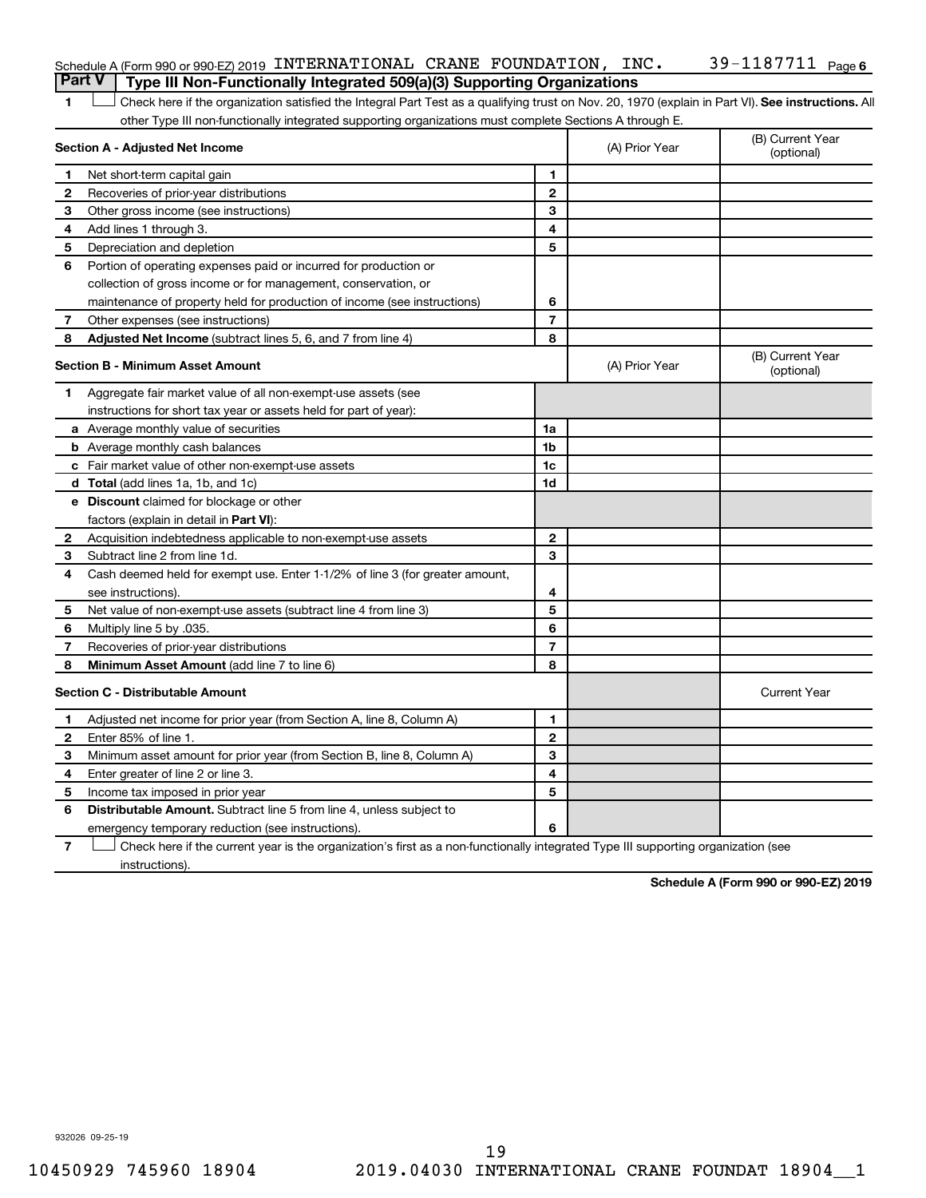Schedule A (Form 990 or 990-EZ) 2019 INTERNATIONAL CRANE FOUNDATION, INC. 39-1187711 Page 6

## Part V Type III Non-Functionally Integrated 509(a)(3) Supporting Organizations

1 ☐ Check here if the organization satisfied the Integral Part Test as a qualifying trust on Nov. 20, 1970 (explain in Part VI). **See instructions.** All other Type III non-functionally integrated supporting organizations must complete Sections A through E.

| **Section A - Adjusted Net Income** | | | (A) Prior Year | (B) Current Year (optional) |
|---|---|---|---|---|
| 1 | Net short-term capital gain | 1 | | |
| 2 | Recoveries of prior-year distributions | 2 | | |
| 3 | Other gross income (see instructions) | 3 | | |
| 4 | Add lines 1 through 3. | 4 | | |
| 5 | Depreciation and depletion | 5 | | |
| 6 | Portion of operating expenses paid or incurred for production or collection of gross income or for management, conservation, or maintenance of property held for production of income (see instructions) | 6 | | |
| 7 | Other expenses (see instructions) | 7 | | |
| 8 | **Adjusted Net Income** (subtract lines 5, 6, and 7 from line 4) | 8 | | |

| **Section B - Minimum Asset Amount** | | | (A) Prior Year | (B) Current Year (optional) |
|---|---|---|---|---|
| 1 | Aggregate fair market value of all non-exempt-use assets (see instructions for short tax year or assets held for part of year): | | | |
| a | Average monthly value of securities | 1a | | |
| b | Average monthly cash balances | 1b | | |
| c | Fair market value of other non-exempt-use assets | 1c | | |
| d | **Total** (add lines 1a, 1b, and 1c) | 1d | | |
| e | **Discount** claimed for blockage or other factors (explain in detail in **Part VI**): | | | |
| 2 | Acquisition indebtedness applicable to non-exempt-use assets | 2 | | |
| 3 | Subtract line 2 from line 1d. | 3 | | |
| 4 | Cash deemed held for exempt use. Enter 1-1/2% of line 3 (for greater amount, see instructions). | 4 | | |
| 5 | Net value of non-exempt-use assets (subtract line 4 from line 3) | 5 | | |
| 6 | Multiply line 5 by .035. | 6 | | |
| 7 | Recoveries of prior-year distributions | 7 | | |
| 8 | **Minimum Asset Amount** (add line 7 to line 6) | 8 | | |

| **Section C - Distributable Amount** | | | | Current Year |
|---|---|---|---|---|
| 1 | Adjusted net income for prior year (from Section A, line 8, Column A) | 1 | | |
| 2 | Enter 85% of line 1. | 2 | | |
| 3 | Minimum asset amount for prior year (from Section B, line 8, Column A) | 3 | | |
| 4 | Enter greater of line 2 or line 3. | 4 | | |
| 5 | Income tax imposed in prior year | 5 | | |
| 6 | **Distributable Amount.** Subtract line 5 from line 4, unless subject to emergency temporary reduction (see instructions). | 6 | | |

7 ☐ Check here if the current year is the organization's first as a non-functionally integrated Type III supporting organization (see instructions).

**Schedule A (Form 990 or 990-EZ) 2019**

932026 09-25-19

10450929 745960 18904 2019.04030 INTERNATIONAL CRANE FOUNDAT 18904__1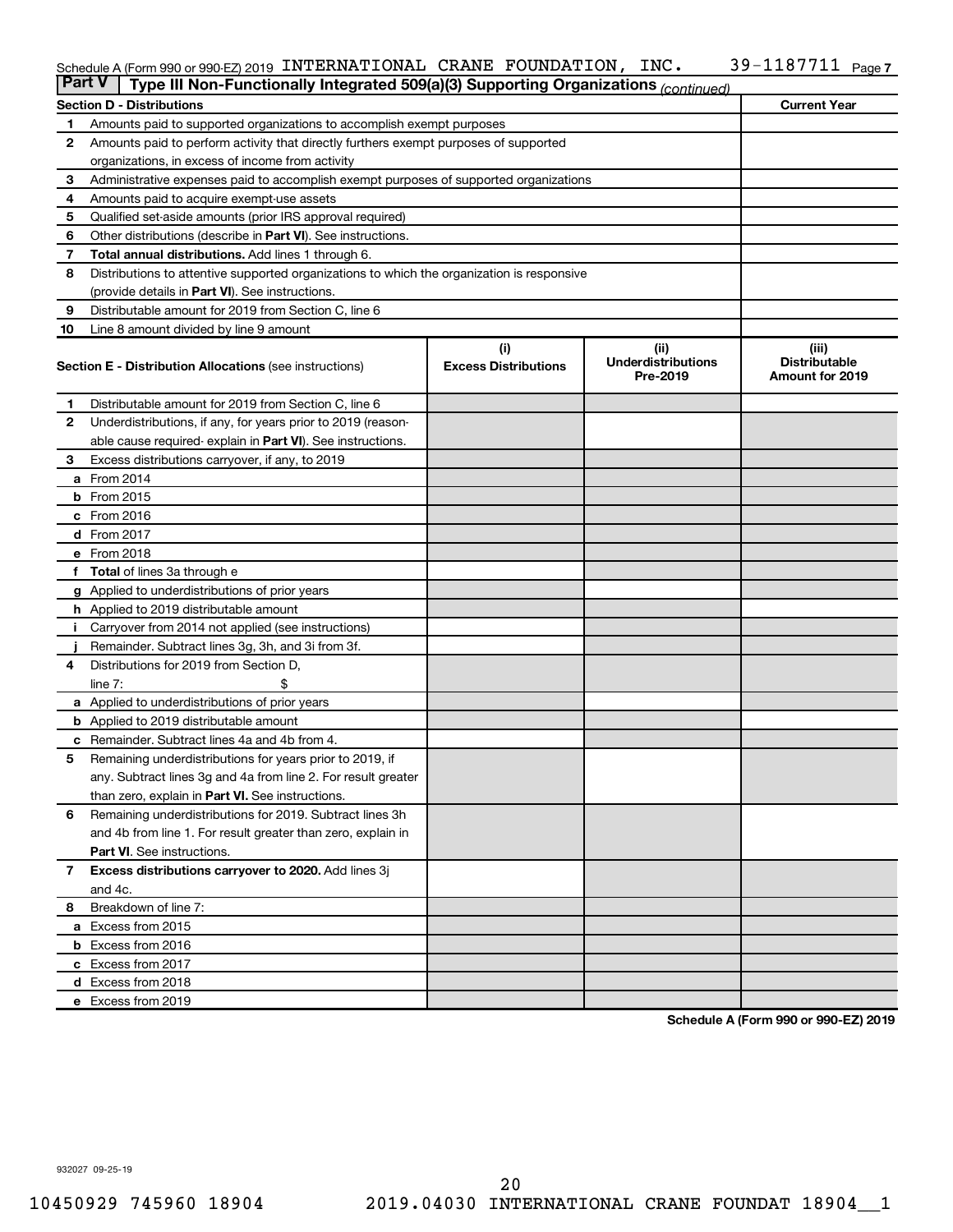Schedule A (Form 990 or 990-EZ) 2019 INTERNATIONAL CRANE FOUNDATION, INC. 39-1187711 Page 7

**Part V | Type III Non-Functionally Integrated 509(a)(3) Supporting Organizations** *(continued)*

| Section D - Distributions | | Current Year |
|---|---|---|
| 1 | Amounts paid to supported organizations to accomplish exempt purposes | |
| 2 | Amounts paid to perform activity that directly furthers exempt purposes of supported organizations, in excess of income from activity | |
| 3 | Administrative expenses paid to accomplish exempt purposes of supported organizations | |
| 4 | Amounts paid to acquire exempt-use assets | |
| 5 | Qualified set-aside amounts (prior IRS approval required) | |
| 6 | Other distributions (describe in **Part VI**). See instructions. | |
| 7 | **Total annual distributions.** Add lines 1 through 6. | |
| 8 | Distributions to attentive supported organizations to which the organization is responsive (provide details in **Part VI**). See instructions. | |
| 9 | Distributable amount for 2019 from Section C, line 6 | |
| 10 | Line 8 amount divided by line 9 amount | |

| | **Section E - Distribution Allocations** (see instructions) | (i) Excess Distributions | (ii) Underdistributions Pre-2019 | (iii) Distributable Amount for 2019 |
|---|---|---|---|---|
| 1 | Distributable amount for 2019 from Section C, line 6 | | | |
| 2 | Underdistributions, if any, for years prior to 2019 (reasonable cause required- explain in **Part VI**). See instructions. | | | |
| 3 | Excess distributions carryover, if any, to 2019 | | | |
| a | From 2014 | | | |
| b | From 2015 | | | |
| c | From 2016 | | | |
| d | From 2017 | | | |
| e | From 2018 | | | |
| f | **Total** of lines 3a through e | | | |
| g | Applied to underdistributions of prior years | | | |
| h | Applied to 2019 distributable amount | | | |
| i | Carryover from 2014 not applied (see instructions) | | | |
| j | Remainder. Subtract lines 3g, 3h, and 3i from 3f. | | | |
| 4 | Distributions for 2019 from Section D, line 7: $ | | | |
| a | Applied to underdistributions of prior years | | | |
| b | Applied to 2019 distributable amount | | | |
| c | Remainder. Subtract lines 4a and 4b from 4. | | | |
| 5 | Remaining underdistributions for years prior to 2019, if any. Subtract lines 3g and 4a from line 2. For result greater than zero, explain in **Part VI.** See instructions. | | | |
| 6 | Remaining underdistributions for 2019. Subtract lines 3h and 4b from line 1. For result greater than zero, explain in **Part VI**. See instructions. | | | |
| 7 | **Excess distributions carryover to 2020.** Add lines 3j and 4c. | | | |
| 8 | Breakdown of line 7: | | | |
| a | Excess from 2015 | | | |
| b | Excess from 2016 | | | |
| c | Excess from 2017 | | | |
| d | Excess from 2018 | | | |
| e | Excess from 2019 | | | |

**Schedule A (Form 990 or 990-EZ) 2019**

932027 09-25-19

10450929 745960 18904 2019.04030 INTERNATIONAL CRANE FOUNDAT 18904__1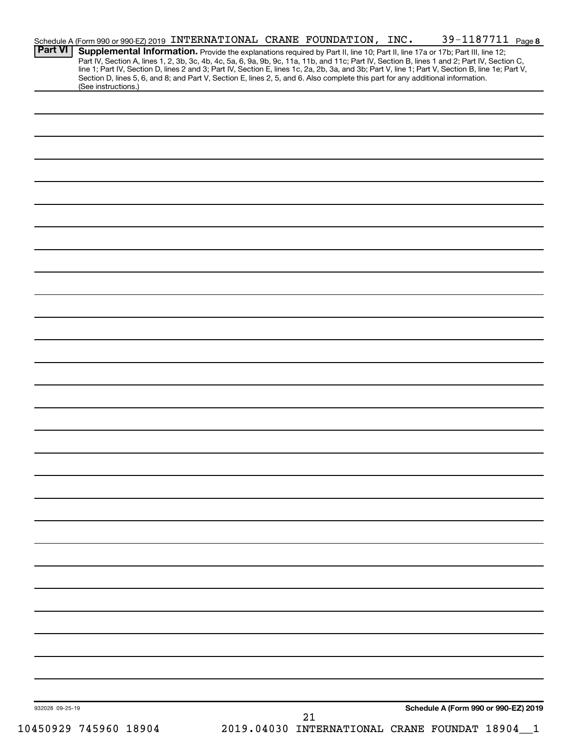Schedule A (Form 990 or 990-EZ) 2019 INTERNATIONAL CRANE FOUNDATION, INC. 39-1187711 Page 8

**Part VI** **Supplemental Information.** Provide the explanations required by Part II, line 10; Part II, line 17a or 17b; Part III, line 12; Part IV, Section A, lines 1, 2, 3b, 3c, 4b, 4c, 5a, 6, 9a, 9b, 9c, 11a, 11b, and 11c; Part IV, Section B, lines 1 and 2; Part IV, Section C, line 1; Part IV, Section D, lines 2 and 3; Part IV, Section E, lines 1c, 2a, 2b, 3a, and 3b; Part V, line 1; Part V, Section B, line 1e; Part V, Section D, lines 5, 6, and 8; and Part V, Section E, lines 2, 5, and 6. Also complete this part for any additional information. (See instructions.)

932028 09-25-19

**Schedule A (Form 990 or 990-EZ) 2019**

10450929 745960 18904 2019.04030 INTERNATIONAL CRANE FOUNDAT 18904__1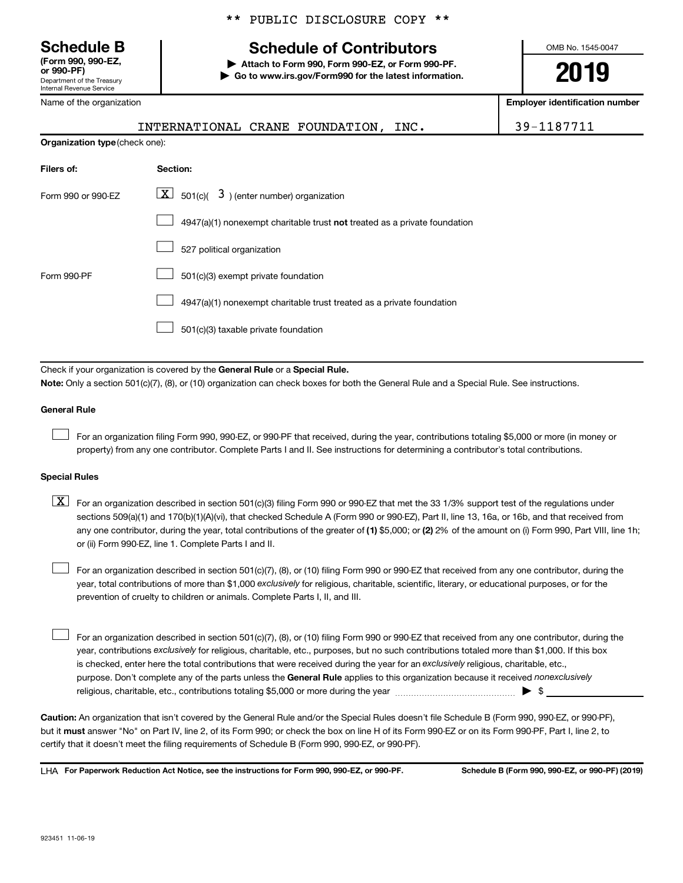** PUBLIC DISCLOSURE COPY **

# Schedule B

**(Form 990, 990-EZ, or 990-PF)**

Department of the Treasury
Internal Revenue Service

## Schedule of Contributors

▶ **Attach to Form 990, Form 990-EZ, or Form 990-PF.**
▶ **Go to www.irs.gov/Form990 for the latest information.**

OMB No. 1545-0047

**2019**

| Name of the organization | Employer identification number |
|---|---|
| INTERNATIONAL CRANE FOUNDATION, INC. | 39-1187711 |

**Organization type** (check one):

| Filers of: | Section: |
|---|---|
| Form 990 or 990-EZ | [X] 501(c)( 3 ) (enter number) organization |
| | [ ] 4947(a)(1) nonexempt charitable trust **not** treated as a private foundation |
| | [ ] 527 political organization |
| Form 990-PF | [ ] 501(c)(3) exempt private foundation |
| | [ ] 4947(a)(1) nonexempt charitable trust treated as a private foundation |
| | [ ] 501(c)(3) taxable private foundation |

Check if your organization is covered by the **General Rule** or a **Special Rule.**

**Note:** Only a section 501(c)(7), (8), or (10) organization can check boxes for both the General Rule and a Special Rule. See instructions.

**General Rule**

[ ] For an organization filing Form 990, 990-EZ, or 990-PF that received, during the year, contributions totaling $5,000 or more (in money or property) from any one contributor. Complete Parts I and II. See instructions for determining a contributor's total contributions.

**Special Rules**

[X] For an organization described in section 501(c)(3) filing Form 990 or 990-EZ that met the 33 1/3% support test of the regulations under sections 509(a)(1) and 170(b)(1)(A)(vi), that checked Schedule A (Form 990 or 990-EZ), Part II, line 13, 16a, or 16b, and that received from any one contributor, during the year, total contributions of the greater of **(1)** $5,000; or **(2)** 2% of the amount on (i) Form 990, Part VIII, line 1h; or (ii) Form 990-EZ, line 1. Complete Parts I and II.

[ ] For an organization described in section 501(c)(7), (8), or (10) filing Form 990 or 990-EZ that received from any one contributor, during the year, total contributions of more than $1,000 *exclusively* for religious, charitable, scientific, literary, or educational purposes, or for the prevention of cruelty to children or animals. Complete Parts I, II, and III.

[ ] For an organization described in section 501(c)(7), (8), or (10) filing Form 990 or 990-EZ that received from any one contributor, during the year, contributions *exclusively* for religious, charitable, etc., purposes, but no such contributions totaled more than $1,000. If this box is checked, enter here the total contributions that were received during the year for an *exclusively* religious, charitable, etc., purpose. Don't complete any of the parts unless the **General Rule** applies to this organization because it received *nonexclusively* religious, charitable, etc., contributions totaling $5,000 or more during the year ▶ $ ________

**Caution:** An organization that isn't covered by the General Rule and/or the Special Rules doesn't file Schedule B (Form 990, 990-EZ, or 990-PF), but it **must** answer "No" on Part IV, line 2, of its Form 990; or check the box on line H of its Form 990-EZ or on its Form 990-PF, Part I, line 2, to certify that it doesn't meet the filing requirements of Schedule B (Form 990, 990-EZ, or 990-PF).

LHA **For Paperwork Reduction Act Notice, see the instructions for Form 990, 990-EZ, or 990-PF.** **Schedule B (Form 990, 990-EZ, or 990-PF) (2019)**

923451 11-06-19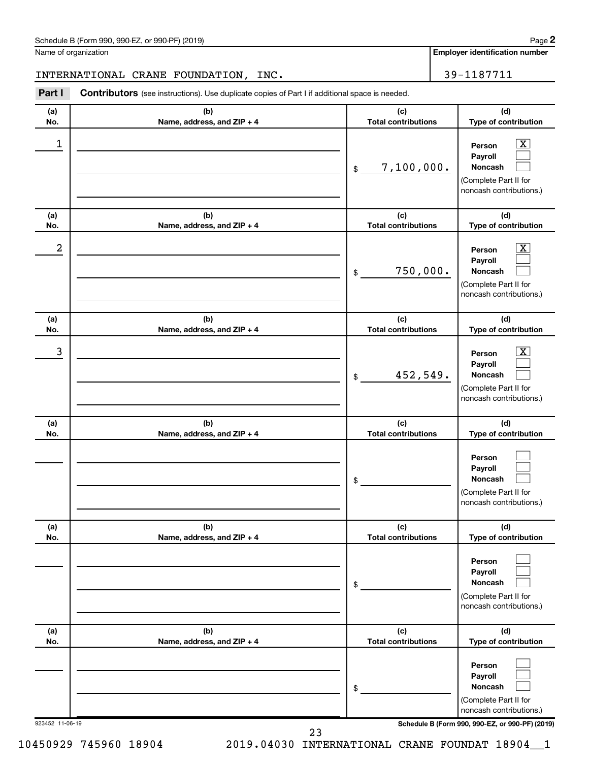Schedule B (Form 990, 990-EZ, or 990-PF) (2019)

Name of organization: INTERNATIONAL CRANE FOUNDATION, INC.

Employer identification number: 39-1187711

**Part I** **Contributors** (see instructions). Use duplicate copies of Part I if additional space is needed.

| (a) No. | (b) Name, address, and ZIP + 4 | (c) Total contributions | (d) Type of contribution |
|---|---|---|---|
| 1 | | $ 7,100,000. | Person [X] Payroll [ ] Noncash [ ] (Complete Part II for noncash contributions.) |
| 2 | | $ 750,000. | Person [X] Payroll [ ] Noncash [ ] (Complete Part II for noncash contributions.) |
| 3 | | $ 452,549. | Person [X] Payroll [ ] Noncash [ ] (Complete Part II for noncash contributions.) |
| | | $ | Person [ ] Payroll [ ] Noncash [ ] (Complete Part II for noncash contributions.) |
| | | $ | Person [ ] Payroll [ ] Noncash [ ] (Complete Part II for noncash contributions.) |
| | | $ | Person [ ] Payroll [ ] Noncash [ ] (Complete Part II for noncash contributions.) |

923452 11-06-19

Schedule B (Form 990, 990-EZ, or 990-PF) (2019)

10450929 745960 18904 2019.04030 INTERNATIONAL CRANE FOUNDAT 18904__1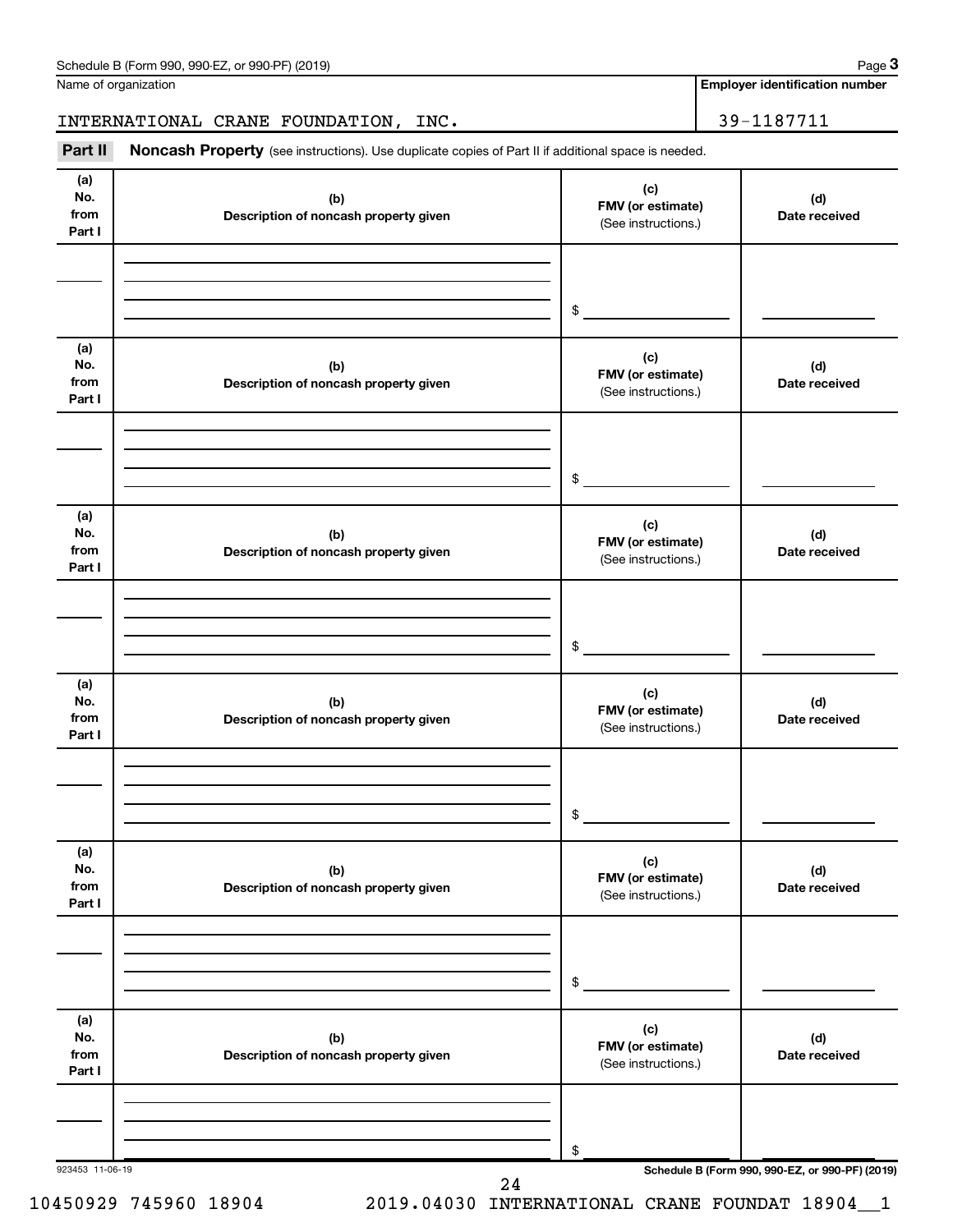Name of organization | Employer identification number

INTERNATIONAL CRANE FOUNDATION, INC. | 39-1187711

**Part II** **Noncash Property** (see instructions). Use duplicate copies of Part II if additional space is needed.

| (a) No. from Part I | (b) Description of noncash property given | (c) FMV (or estimate) (See instructions.) | (d) Date received |
|---|---|---|---|
| | | $ | |

| (a) No. from Part I | (b) Description of noncash property given | (c) FMV (or estimate) (See instructions.) | (d) Date received |
|---|---|---|---|
| | | $ | |

| (a) No. from Part I | (b) Description of noncash property given | (c) FMV (or estimate) (See instructions.) | (d) Date received |
|---|---|---|---|
| | | $ | |

| (a) No. from Part I | (b) Description of noncash property given | (c) FMV (or estimate) (See instructions.) | (d) Date received |
|---|---|---|---|
| | | $ | |

| (a) No. from Part I | (b) Description of noncash property given | (c) FMV (or estimate) (See instructions.) | (d) Date received |
|---|---|---|---|
| | | $ | |

| (a) No. from Part I | (b) Description of noncash property given | (c) FMV (or estimate) (See instructions.) | (d) Date received |
|---|---|---|---|
| | | $ | |

923453 11-06-19

10450929 745960 18904 2019.04030 INTERNATIONAL CRANE FOUNDAT 18904__1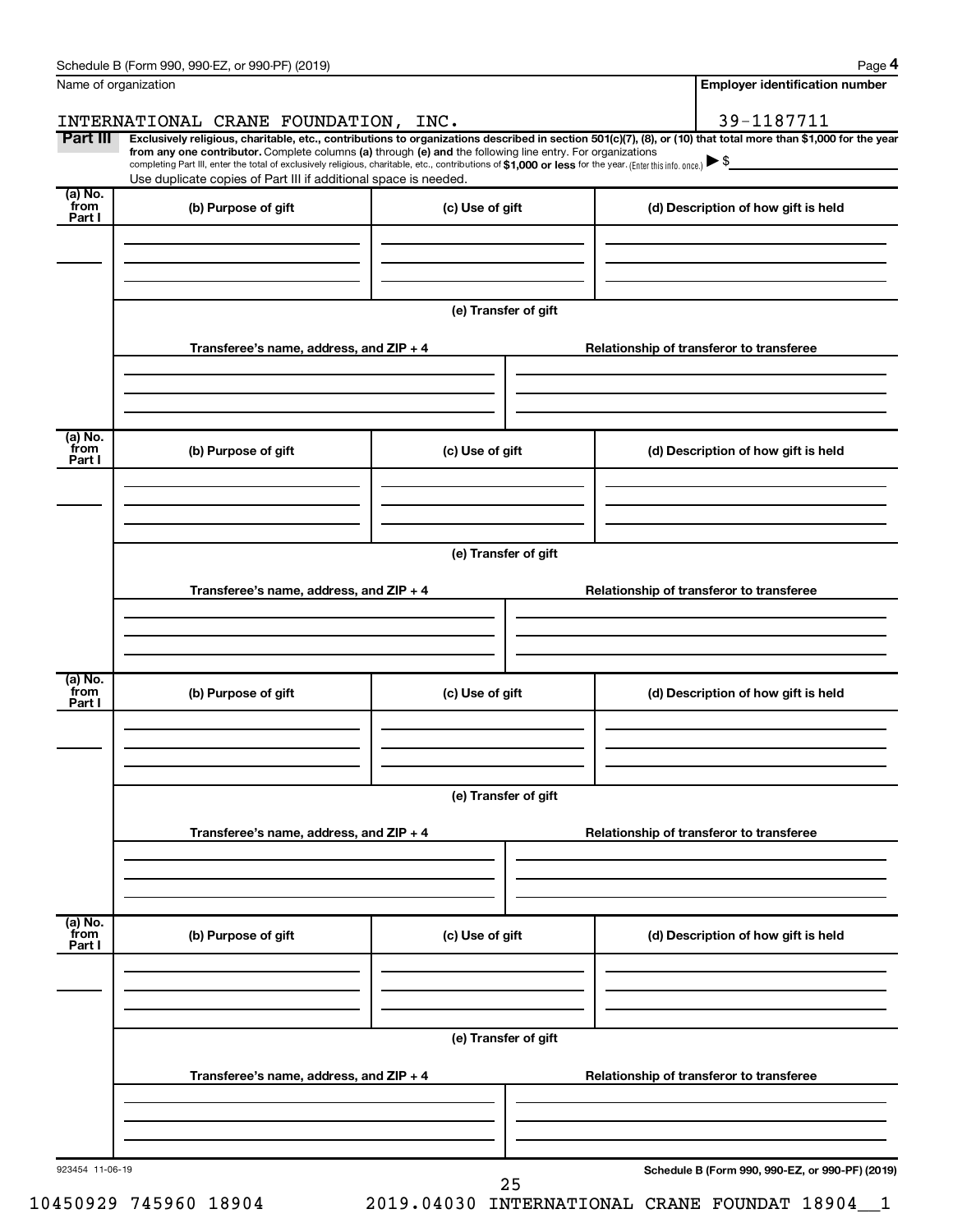Schedule B (Form 990, 990-EZ, or 990-PF) (2019) Page **4**

| Name of organization | Employer identification number |
|---|---|
| INTERNATIONAL CRANE FOUNDATION, INC. | 39-1187711 |

**Part III** **Exclusively religious, charitable, etc., contributions to organizations described in section 501(c)(7), (8), or (10) that total more than $1,000 for the year from any one contributor.** Complete columns **(a)** through **(e)** and the following line entry. For organizations completing Part III, enter the total of exclusively religious, charitable, etc., contributions of **$1,000 or less** for the year. (Enter this info. once.) ▶ $

Use duplicate copies of Part III if additional space is needed.

| (a) No. from Part I | (b) Purpose of gift | (c) Use of gift | (d) Description of how gift is held |
|---|---|---|---|
| | | | |

**(e) Transfer of gift**

| Transferee's name, address, and ZIP + 4 | Relationship of transferor to transferee |
|---|---|
| | |

| (a) No. from Part I | (b) Purpose of gift | (c) Use of gift | (d) Description of how gift is held |
|---|---|---|---|
| | | | |

**(e) Transfer of gift**

| Transferee's name, address, and ZIP + 4 | Relationship of transferor to transferee |
|---|---|
| | |

| (a) No. from Part I | (b) Purpose of gift | (c) Use of gift | (d) Description of how gift is held |
|---|---|---|---|
| | | | |

**(e) Transfer of gift**

| Transferee's name, address, and ZIP + 4 | Relationship of transferor to transferee |
|---|---|
| | |

| (a) No. from Part I | (b) Purpose of gift | (c) Use of gift | (d) Description of how gift is held |
|---|---|---|---|
| | | | |

**(e) Transfer of gift**

| Transferee's name, address, and ZIP + 4 | Relationship of transferor to transferee |
|---|---|
| | |

923454 11-06-19 **Schedule B (Form 990, 990-EZ, or 990-PF) (2019)**

10450929 745960 18904 2019.04030 INTERNATIONAL CRANE FOUNDAT 18904__1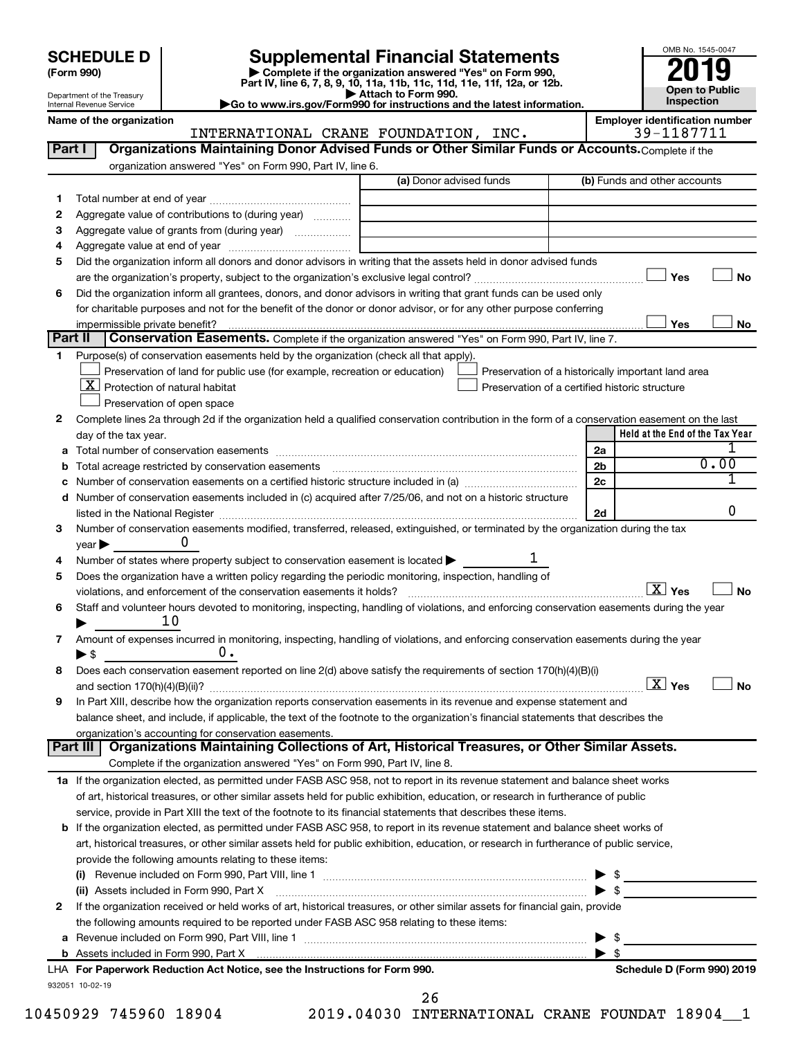# SCHEDULE D (Form 990)

Department of the Treasury
Internal Revenue Service

## Supplemental Financial Statements

▶ Complete if the organization answered "Yes" on Form 990, Part IV, line 6, 7, 8, 9, 10, 11a, 11b, 11c, 11d, 11e, 11f, 12a, or 12b.
▶ Attach to Form 990.
▶Go to www.irs.gov/Form990 for instructions and the latest information.

OMB No. 1545-0047

**2019**

**Open to Public Inspection**

**Name of the organization:** INTERNATIONAL CRANE FOUNDATION, INC.

**Employer identification number:** 39-1187711

### Part I — Organizations Maintaining Donor Advised Funds or Other Similar Funds or Accounts.
Complete if the organization answered "Yes" on Form 990, Part IV, line 6.

| | | (a) Donor advised funds | (b) Funds and other accounts |
|---|---|---|---|
| 1 | Total number at end of year | | |
| 2 | Aggregate value of contributions to (during year) | | |
| 3 | Aggregate value of grants from (during year) | | |
| 4 | Aggregate value at end of year | | |

5 Did the organization inform all donors and donor advisors in writing that the assets held in donor advised funds are the organization's property, subject to the organization's exclusive legal control? ☐ Yes ☐ No

6 Did the organization inform all grantees, donors, and donor advisors in writing that grant funds can be used only for charitable purposes and not for the benefit of the donor or donor advisor, or for any other purpose conferring impermissible private benefit? ☐ Yes ☐ No

### Part II — Conservation Easements.
Complete if the organization answered "Yes" on Form 990, Part IV, line 7.

1 Purpose(s) of conservation easements held by the organization (check all that apply).

- ☐ Preservation of land for public use (for example, recreation or education)
- ☒ Protection of natural habitat
- ☐ Preservation of open space
- ☐ Preservation of a historically important land area
- ☐ Preservation of a certified historic structure

2 Complete lines 2a through 2d if the organization held a qualified conservation contribution in the form of a conservation easement on the last day of the tax year.

| | | | Held at the End of the Tax Year |
|---|---|---|---|
| a | Total number of conservation easements | 2a | 1 |
| b | Total acreage restricted by conservation easements | 2b | 0.00 |
| c | Number of conservation easements on a certified historic structure included in (a) | 2c | 1 |
| d | Number of conservation easements included in (c) acquired after 7/25/06, and not on a historic structure listed in the National Register | 2d | 0 |

3 Number of conservation easements modified, transferred, released, extinguished, or terminated by the organization during the tax year ▶ 0

4 Number of states where property subject to conservation easement is located ▶ 1

5 Does the organization have a written policy regarding the periodic monitoring, inspection, handling of violations, and enforcement of the conservation easements it holds? ☒ Yes ☐ No

6 Staff and volunteer hours devoted to monitoring, inspecting, handling of violations, and enforcing conservation easements during the year ▶ 10

7 Amount of expenses incurred in monitoring, inspecting, handling of violations, and enforcing conservation easements during the year ▶ $ 0.

8 Does each conservation easement reported on line 2(d) above satisfy the requirements of section 170(h)(4)(B)(i) and section 170(h)(4)(B)(ii)? ☒ Yes ☐ No

9 In Part XIII, describe how the organization reports conservation easements in its revenue and expense statement and balance sheet, and include, if applicable, the text of the footnote to the organization's financial statements that describes the organization's accounting for conservation easements.

### Part III — Organizations Maintaining Collections of Art, Historical Treasures, or Other Similar Assets.
Complete if the organization answered "Yes" on Form 990, Part IV, line 8.

1a If the organization elected, as permitted under FASB ASC 958, not to report in its revenue statement and balance sheet works of art, historical treasures, or other similar assets held for public exhibition, education, or research in furtherance of public service, provide in Part XIII the text of the footnote to its financial statements that describes these items.

b If the organization elected, as permitted under FASB ASC 958, to report in its revenue statement and balance sheet works of art, historical treasures, or other similar assets held for public exhibition, education, or research in furtherance of public service, provide the following amounts relating to these items:

(i) Revenue included on Form 990, Part VIII, line 1 ▶ $

(ii) Assets included in Form 990, Part X ▶ $

2 If the organization received or held works of art, historical treasures, or other similar assets for financial gain, provide the following amounts required to be reported under FASB ASC 958 relating to these items:

a Revenue included on Form 990, Part VIII, line 1 ▶ $

b Assets included in Form 990, Part X ▶ $

LHA For Paperwork Reduction Act Notice, see the Instructions for Form 990. Schedule D (Form 990) 2019

932051 10-02-19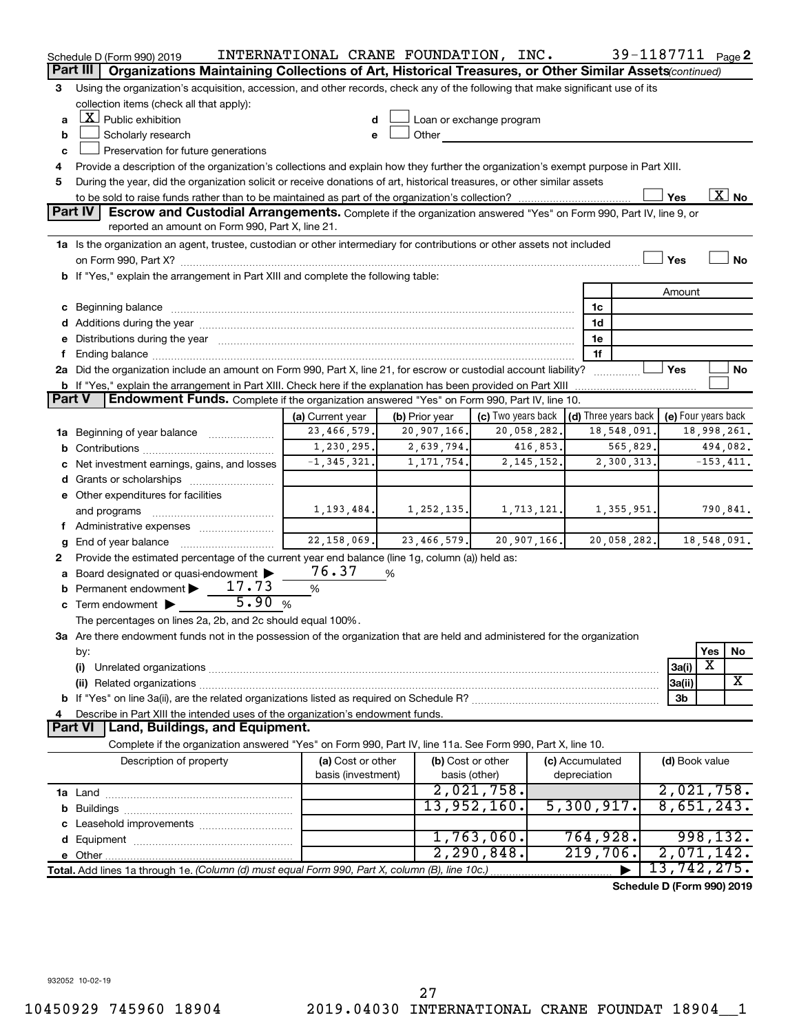Schedule D (Form 990) 2019 INTERNATIONAL CRANE FOUNDATION, INC. 39-1187711 Page 2

**Part III | Organizations Maintaining Collections of Art, Historical Treasures, or Other Similar Assets** *(continued)*

3 Using the organization's acquisition, accession, and other records, check any of the following that make significant use of its collection items (check all that apply):

a [X] Public exhibition
b [ ] Scholarly research
c [ ] Preservation for future generations
d [ ] Loan or exchange program
e [ ] Other

4 Provide a description of the organization's collections and explain how they further the organization's exempt purpose in Part XIII.

5 During the year, did the organization solicit or receive donations of art, historical treasures, or other similar assets to be sold to raise funds rather than to be maintained as part of the organization's collection? [ ] Yes [X] No

**Part IV | Escrow and Custodial Arrangements.** Complete if the organization answered "Yes" on Form 990, Part IV, line 9, or reported an amount on Form 990, Part X, line 21.

1a Is the organization an agent, trustee, custodian or other intermediary for contributions or other assets not included on Form 990, Part X? [ ] Yes [ ] No

b If "Yes," explain the arrangement in Part XIII and complete the following table:

| | | Amount |
|---|---|---|
| c Beginning balance | 1c | |
| d Additions during the year | 1d | |
| e Distributions during the year | 1e | |
| f Ending balance | 1f | |

2a Did the organization include an amount on Form 990, Part X, line 21, for escrow or custodial account liability? [ ] Yes [ ] No

b If "Yes," explain the arrangement in Part XIII. Check here if the explanation has been provided on Part XIII [ ]

**Part V | Endowment Funds.** Complete if the organization answered "Yes" on Form 990, Part IV, line 10.

| | (a) Current year | (b) Prior year | (c) Two years back | (d) Three years back | (e) Four years back |
|---|---|---|---|---|---|
| 1a Beginning of year balance | 23,466,579. | 20,907,166. | 20,058,282. | 18,548,091. | 18,998,261. |
| b Contributions | 1,230,295. | 2,639,794. | 416,853. | 565,829. | 494,082. |
| c Net investment earnings, gains, and losses | -1,345,321. | 1,171,754. | 2,145,152. | 2,300,313. | -153,411. |
| d Grants or scholarships | | | | | |
| e Other expenditures for facilities and programs | 1,193,484. | 1,252,135. | 1,713,121. | 1,355,951. | 790,841. |
| f Administrative expenses | | | | | |
| g End of year balance | 22,158,069. | 23,466,579. | 20,907,166. | 20,058,282. | 18,548,091. |

2 Provide the estimated percentage of the current year end balance (line 1g, column (a)) held as:

a Board designated or quasi-endowment ▶ 76.37 %
b Permanent endowment ▶ 17.73 %
c Term endowment ▶ 5.90 %

The percentages on lines 2a, 2b, and 2c should equal 100%.

3a Are there endowment funds not in the possession of the organization that are held and administered for the organization by:

| | | Yes | No |
|---|---|---|---|
| (i) Unrelated organizations | 3a(i) | X | |
| (ii) Related organizations | 3a(ii) | | X |
| b If "Yes" on line 3a(ii), are the related organizations listed as required on Schedule R? | 3b | | |

4 Describe in Part XIII the intended uses of the organization's endowment funds.

**Part VI | Land, Buildings, and Equipment.**

Complete if the organization answered "Yes" on Form 990, Part IV, line 11a. See Form 990, Part X, line 10.

| Description of property | (a) Cost or other basis (investment) | (b) Cost or other basis (other) | (c) Accumulated depreciation | (d) Book value |
|---|---|---|---|---|
| 1a Land | | 2,021,758. | | 2,021,758. |
| b Buildings | | 13,952,160. | 5,300,917. | 8,651,243. |
| c Leasehold improvements | | | | |
| d Equipment | | 1,763,060. | 764,928. | 998,132. |
| e Other | | 2,290,848. | 219,706. | 2,071,142. |
| **Total.** Add lines 1a through 1e. *(Column (d) must equal Form 990, Part X, column (B), line 10c.)* | | | ▶ | 13,742,275. |

**Schedule D (Form 990) 2019**

932052 10-02-19

10450929 745960 18904 2019.04030 INTERNATIONAL CRANE FOUNDAT 18904__1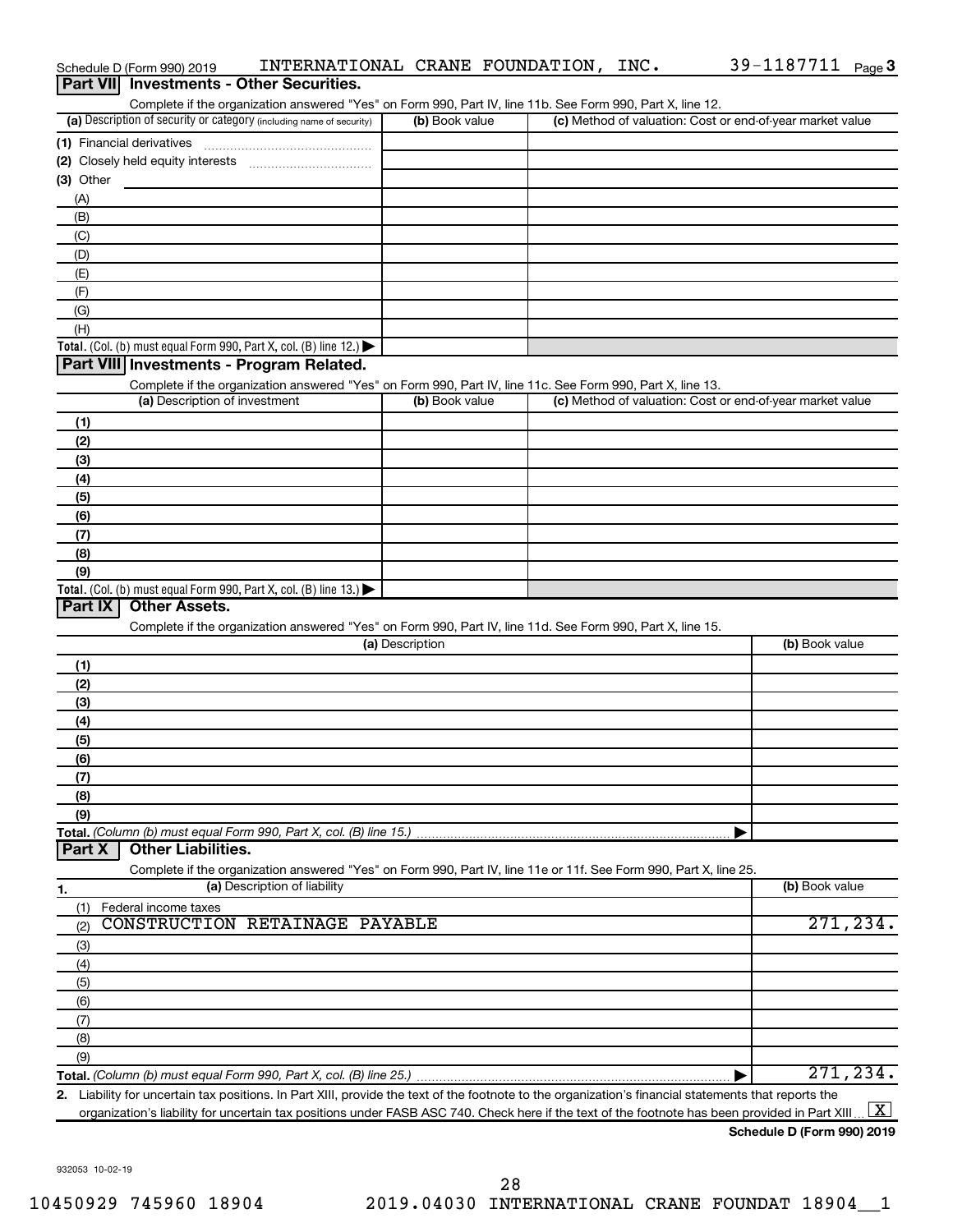Schedule D (Form 990) 2019 INTERNATIONAL CRANE FOUNDATION, INC. 39-1187711 Page 3

## Part VII Investments - Other Securities.

Complete if the organization answered "Yes" on Form 990, Part IV, line 11b. See Form 990, Part X, line 12.

| (a) Description of security or category (including name of security) | (b) Book value | (c) Method of valuation: Cost or end-of-year market value |
|---|---|---|
| (1) Financial derivatives | | |
| (2) Closely held equity interests | | |
| (3) Other | | |
| (A) | | |
| (B) | | |
| (C) | | |
| (D) | | |
| (E) | | |
| (F) | | |
| (G) | | |
| (H) | | |
| **Total.** (Col. (b) must equal Form 990, Part X, col. (B) line 12.) ▶ | | |

## Part VIII Investments - Program Related.

Complete if the organization answered "Yes" on Form 990, Part IV, line 11c. See Form 990, Part X, line 13.

| (a) Description of investment | (b) Book value | (c) Method of valuation: Cost or end-of-year market value |
|---|---|---|
| (1) | | |
| (2) | | |
| (3) | | |
| (4) | | |
| (5) | | |
| (6) | | |
| (7) | | |
| (8) | | |
| (9) | | |
| **Total.** (Col. (b) must equal Form 990, Part X, col. (B) line 13.) ▶ | | |

## Part IX Other Assets.

Complete if the organization answered "Yes" on Form 990, Part IV, line 11d. See Form 990, Part X, line 15.

| (a) Description | (b) Book value |
|---|---|
| (1) | |
| (2) | |
| (3) | |
| (4) | |
| (5) | |
| (6) | |
| (7) | |
| (8) | |
| (9) | |
| **Total.** *(Column (b) must equal Form 990, Part X, col. (B) line 15.)* ▶ | |

## Part X Other Liabilities.

Complete if the organization answered "Yes" on Form 990, Part IV, line 11e or 11f. See Form 990, Part X, line 25.

| 1. (a) Description of liability | (b) Book value |
|---|---|
| (1) Federal income taxes | |
| (2) CONSTRUCTION RETAINAGE PAYABLE | 271,234. |
| (3) | |
| (4) | |
| (5) | |
| (6) | |
| (7) | |
| (8) | |
| (9) | |
| **Total.** *(Column (b) must equal Form 990, Part X, col. (B) line 25.)* ▶ | 271,234. |

2. Liability for uncertain tax positions. In Part XIII, provide the text of the footnote to the organization's financial statements that reports the organization's liability for uncertain tax positions under FASB ASC 740. Check here if the text of the footnote has been provided in Part XIII ... [X]

**Schedule D (Form 990) 2019**

932053 10-02-19

10450929 745960 18904 2019.04030 INTERNATIONAL CRANE FOUNDAT 18904__1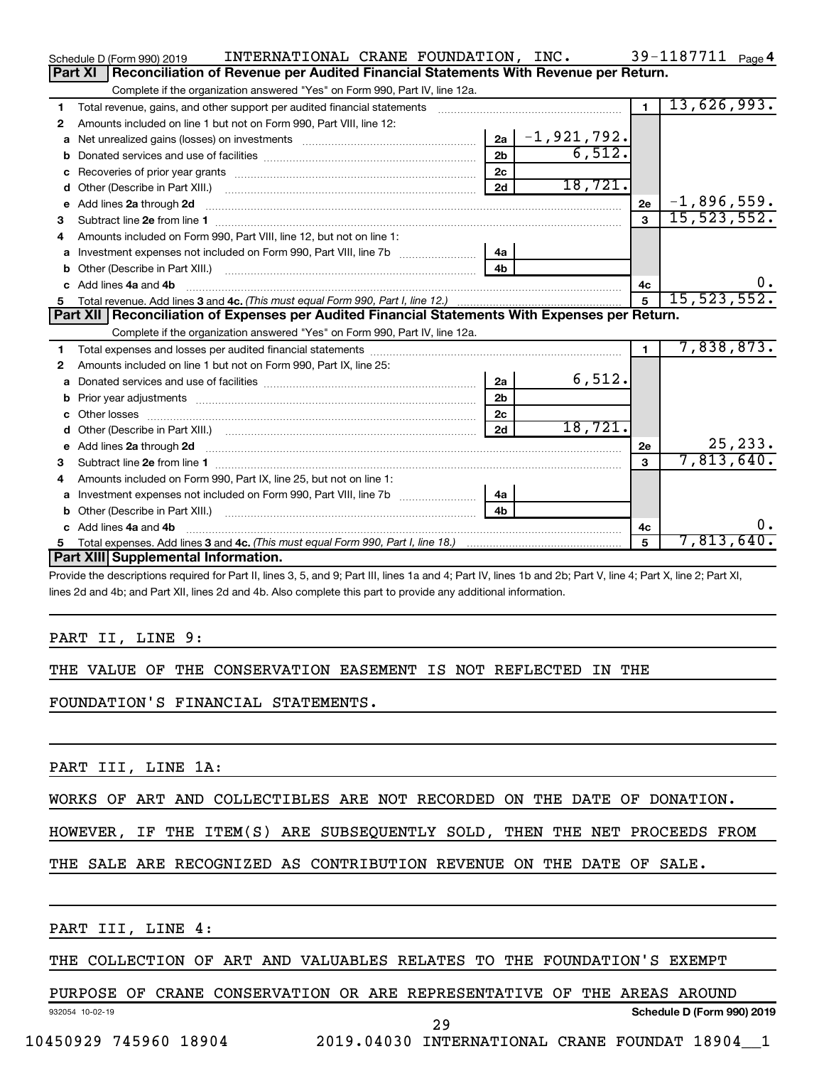Schedule D (Form 990) 2019 INTERNATIONAL CRANE FOUNDATION, INC. 39-1187711 Page 4

## Part XI Reconciliation of Revenue per Audited Financial Statements With Revenue per Return.

Complete if the organization answered "Yes" on Form 990, Part IV, line 12a.

| | | | | | |
|---|---|---|---|---|---|
| 1 | Total revenue, gains, and other support per audited financial statements | | | 1 | 13,626,993. |
| 2 | Amounts included on line 1 but not on Form 990, Part VIII, line 12: | | | | |
| a | Net unrealized gains (losses) on investments | 2a | -1,921,792. | | |
| b | Donated services and use of facilities | 2b | 6,512. | | |
| c | Recoveries of prior year grants | 2c | | | |
| d | Other (Describe in Part XIII.) | 2d | 18,721. | | |
| e | Add lines 2a through 2d | | | 2e | -1,896,559. |
| 3 | Subtract line 2e from line 1 | | | 3 | 15,523,552. |
| 4 | Amounts included on Form 990, Part VIII, line 12, but not on line 1: | | | | |
| a | Investment expenses not included on Form 990, Part VIII, line 7b | 4a | | | |
| b | Other (Describe in Part XIII.) | 4b | | | |
| c | Add lines 4a and 4b | | | 4c | 0. |
| 5 | Total revenue. Add lines 3 and 4c. *(This must equal Form 990, Part I, line 12.)* | | | 5 | 15,523,552. |

## Part XII Reconciliation of Expenses per Audited Financial Statements With Expenses per Return.

Complete if the organization answered "Yes" on Form 990, Part IV, line 12a.

| | | | | | |
|---|---|---|---|---|---|
| 1 | Total expenses and losses per audited financial statements | | | 1 | 7,838,873. |
| 2 | Amounts included on line 1 but not on Form 990, Part IX, line 25: | | | | |
| a | Donated services and use of facilities | 2a | 6,512. | | |
| b | Prior year adjustments | 2b | | | |
| c | Other losses | 2c | | | |
| d | Other (Describe in Part XIII.) | 2d | 18,721. | | |
| e | Add lines 2a through 2d | | | 2e | 25,233. |
| 3 | Subtract line 2e from line 1 | | | 3 | 7,813,640. |
| 4 | Amounts included on Form 990, Part IX, line 25, but not on line 1: | | | | |
| a | Investment expenses not included on Form 990, Part VIII, line 7b | 4a | | | |
| b | Other (Describe in Part XIII.) | 4b | | | |
| c | Add lines 4a and 4b | | | 4c | 0. |
| 5 | Total expenses. Add lines 3 and 4c. *(This must equal Form 990, Part I, line 18.)* | | | 5 | 7,813,640. |

## Part XIII Supplemental Information.

Provide the descriptions required for Part II, lines 3, 5, and 9; Part III, lines 1a and 4; Part IV, lines 1b and 2b; Part V, line 4; Part X, line 2; Part XI, lines 2d and 4b; and Part XII, lines 2d and 4b. Also complete this part to provide any additional information.

PART II, LINE 9:

THE VALUE OF THE CONSERVATION EASEMENT IS NOT REFLECTED IN THE FOUNDATION'S FINANCIAL STATEMENTS.

PART III, LINE 1A:

WORKS OF ART AND COLLECTIBLES ARE NOT RECORDED ON THE DATE OF DONATION. HOWEVER, IF THE ITEM(S) ARE SUBSEQUENTLY SOLD, THEN THE NET PROCEEDS FROM THE SALE ARE RECOGNIZED AS CONTRIBUTION REVENUE ON THE DATE OF SALE.

PART III, LINE 4:

THE COLLECTION OF ART AND VALUABLES RELATES TO THE FOUNDATION'S EXEMPT PURPOSE OF CRANE CONSERVATION OR ARE REPRESENTATIVE OF THE AREAS AROUND

932054 10-02-19 Schedule D (Form 990) 2019

10450929 745960 18904 2019.04030 INTERNATIONAL CRANE FOUNDAT 18904__1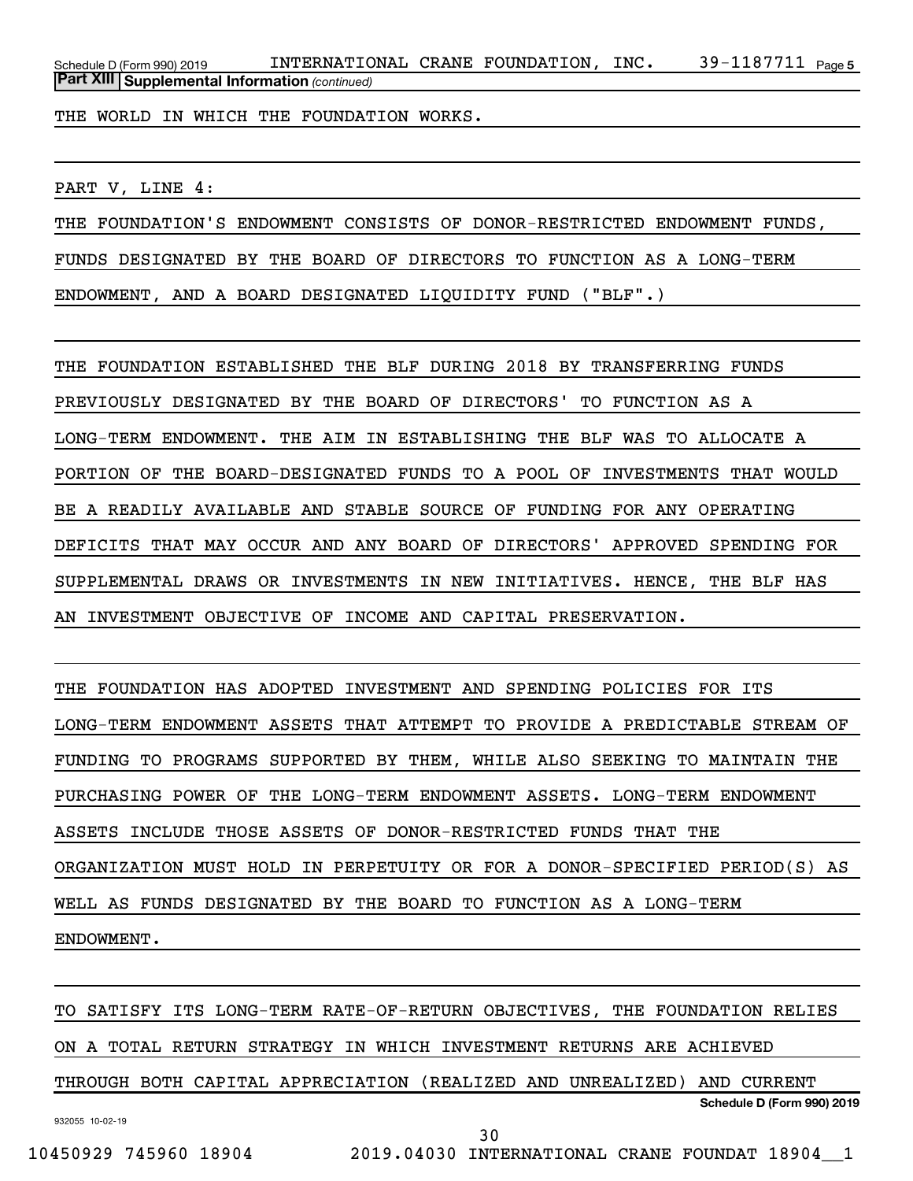**Part XIII Supplemental Information** *(continued)*

THE WORLD IN WHICH THE FOUNDATION WORKS.

PART V, LINE 4:

THE FOUNDATION'S ENDOWMENT CONSISTS OF DONOR-RESTRICTED ENDOWMENT FUNDS, FUNDS DESIGNATED BY THE BOARD OF DIRECTORS TO FUNCTION AS A LONG-TERM ENDOWMENT, AND A BOARD DESIGNATED LIQUIDITY FUND ("BLF".)

THE FOUNDATION ESTABLISHED THE BLF DURING 2018 BY TRANSFERRING FUNDS PREVIOUSLY DESIGNATED BY THE BOARD OF DIRECTORS' TO FUNCTION AS A LONG-TERM ENDOWMENT. THE AIM IN ESTABLISHING THE BLF WAS TO ALLOCATE A PORTION OF THE BOARD-DESIGNATED FUNDS TO A POOL OF INVESTMENTS THAT WOULD BE A READILY AVAILABLE AND STABLE SOURCE OF FUNDING FOR ANY OPERATING DEFICITS THAT MAY OCCUR AND ANY BOARD OF DIRECTORS' APPROVED SPENDING FOR SUPPLEMENTAL DRAWS OR INVESTMENTS IN NEW INITIATIVES. HENCE, THE BLF HAS AN INVESTMENT OBJECTIVE OF INCOME AND CAPITAL PRESERVATION.

THE FOUNDATION HAS ADOPTED INVESTMENT AND SPENDING POLICIES FOR ITS LONG-TERM ENDOWMENT ASSETS THAT ATTEMPT TO PROVIDE A PREDICTABLE STREAM OF FUNDING TO PROGRAMS SUPPORTED BY THEM, WHILE ALSO SEEKING TO MAINTAIN THE PURCHASING POWER OF THE LONG-TERM ENDOWMENT ASSETS. LONG-TERM ENDOWMENT ASSETS INCLUDE THOSE ASSETS OF DONOR-RESTRICTED FUNDS THAT THE ORGANIZATION MUST HOLD IN PERPETUITY OR FOR A DONOR-SPECIFIED PERIOD(S) AS WELL AS FUNDS DESIGNATED BY THE BOARD TO FUNCTION AS A LONG-TERM ENDOWMENT.

TO SATISFY ITS LONG-TERM RATE-OF-RETURN OBJECTIVES, THE FOUNDATION RELIES ON A TOTAL RETURN STRATEGY IN WHICH INVESTMENT RETURNS ARE ACHIEVED THROUGH BOTH CAPITAL APPRECIATION (REALIZED AND UNREALIZED) AND CURRENT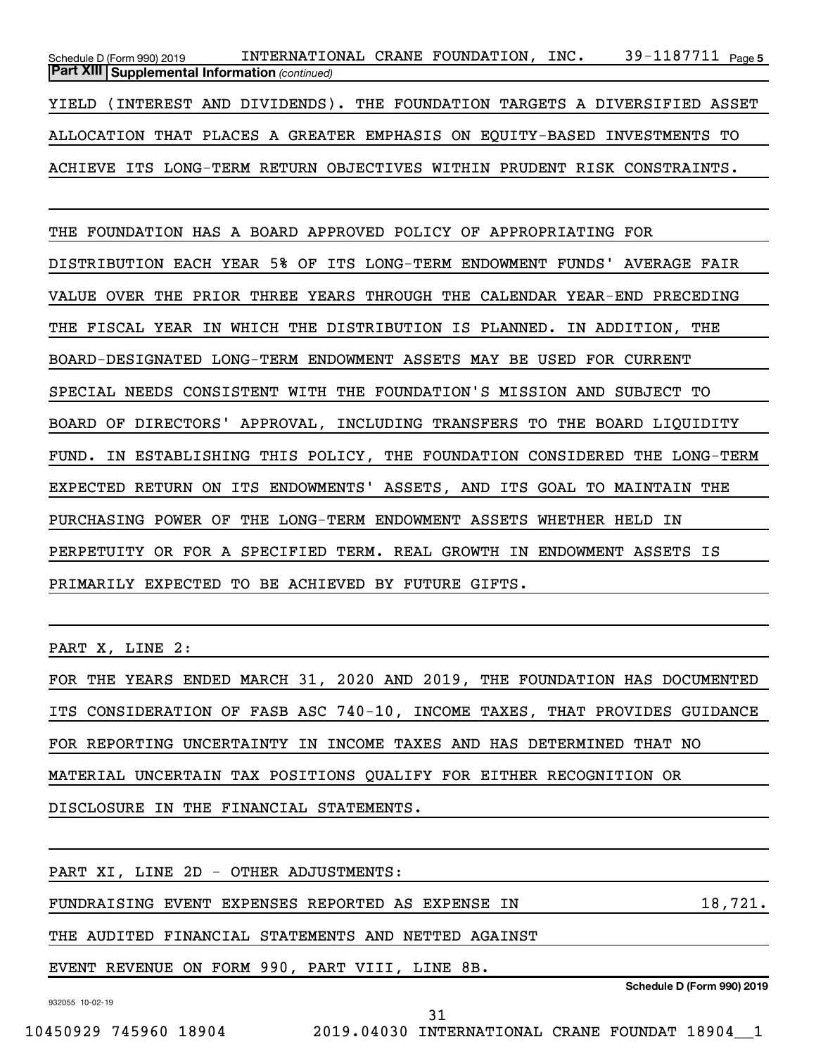**Part XIII Supplemental Information** *(continued)*

YIELD (INTEREST AND DIVIDENDS). THE FOUNDATION TARGETS A DIVERSIFIED ASSET ALLOCATION THAT PLACES A GREATER EMPHASIS ON EQUITY-BASED INVESTMENTS TO ACHIEVE ITS LONG-TERM RETURN OBJECTIVES WITHIN PRUDENT RISK CONSTRAINTS.

THE FOUNDATION HAS A BOARD APPROVED POLICY OF APPROPRIATING FOR DISTRIBUTION EACH YEAR 5% OF ITS LONG-TERM ENDOWMENT FUNDS' AVERAGE FAIR VALUE OVER THE PRIOR THREE YEARS THROUGH THE CALENDAR YEAR-END PRECEDING THE FISCAL YEAR IN WHICH THE DISTRIBUTION IS PLANNED. IN ADDITION, THE BOARD-DESIGNATED LONG-TERM ENDOWMENT ASSETS MAY BE USED FOR CURRENT SPECIAL NEEDS CONSISTENT WITH THE FOUNDATION'S MISSION AND SUBJECT TO BOARD OF DIRECTORS' APPROVAL, INCLUDING TRANSFERS TO THE BOARD LIQUIDITY FUND. IN ESTABLISHING THIS POLICY, THE FOUNDATION CONSIDERED THE LONG-TERM EXPECTED RETURN ON ITS ENDOWMENTS' ASSETS, AND ITS GOAL TO MAINTAIN THE PURCHASING POWER OF THE LONG-TERM ENDOWMENT ASSETS WHETHER HELD IN PERPETUITY OR FOR A SPECIFIED TERM. REAL GROWTH IN ENDOWMENT ASSETS IS PRIMARILY EXPECTED TO BE ACHIEVED BY FUTURE GIFTS.

PART X, LINE 2:

FOR THE YEARS ENDED MARCH 31, 2020 AND 2019, THE FOUNDATION HAS DOCUMENTED ITS CONSIDERATION OF FASB ASC 740-10, INCOME TAXES, THAT PROVIDES GUIDANCE FOR REPORTING UNCERTAINTY IN INCOME TAXES AND HAS DETERMINED THAT NO MATERIAL UNCERTAIN TAX POSITIONS QUALIFY FOR EITHER RECOGNITION OR DISCLOSURE IN THE FINANCIAL STATEMENTS.

PART XI, LINE 2D - OTHER ADJUSTMENTS:

| | |
|---|---|
| FUNDRAISING EVENT EXPENSES REPORTED AS EXPENSE IN THE AUDITED FINANCIAL STATEMENTS AND NETTED AGAINST EVENT REVENUE ON FORM 990, PART VIII, LINE 8B. | 18,721. |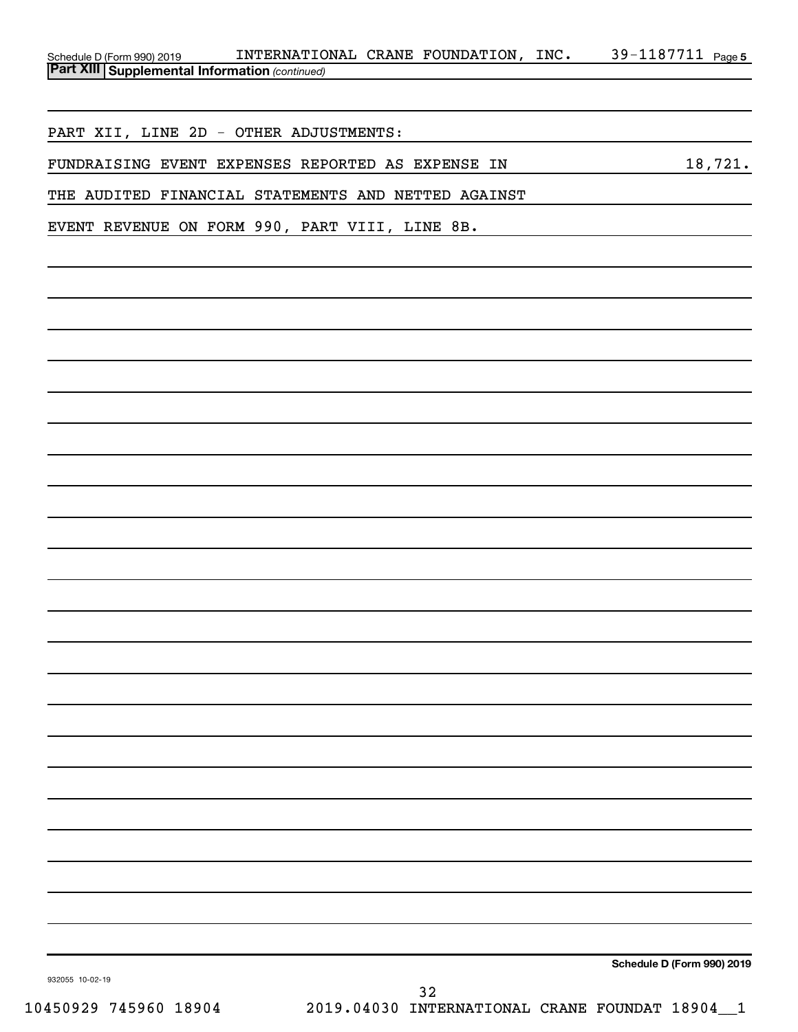**Part XIII Supplemental Information** *(continued)*

PART XII, LINE 2D - OTHER ADJUSTMENTS:

FUNDRAISING EVENT EXPENSES REPORTED AS EXPENSE IN THE AUDITED FINANCIAL STATEMENTS AND NETTED AGAINST EVENT REVENUE ON FORM 990, PART VIII, LINE 8B. 18,721.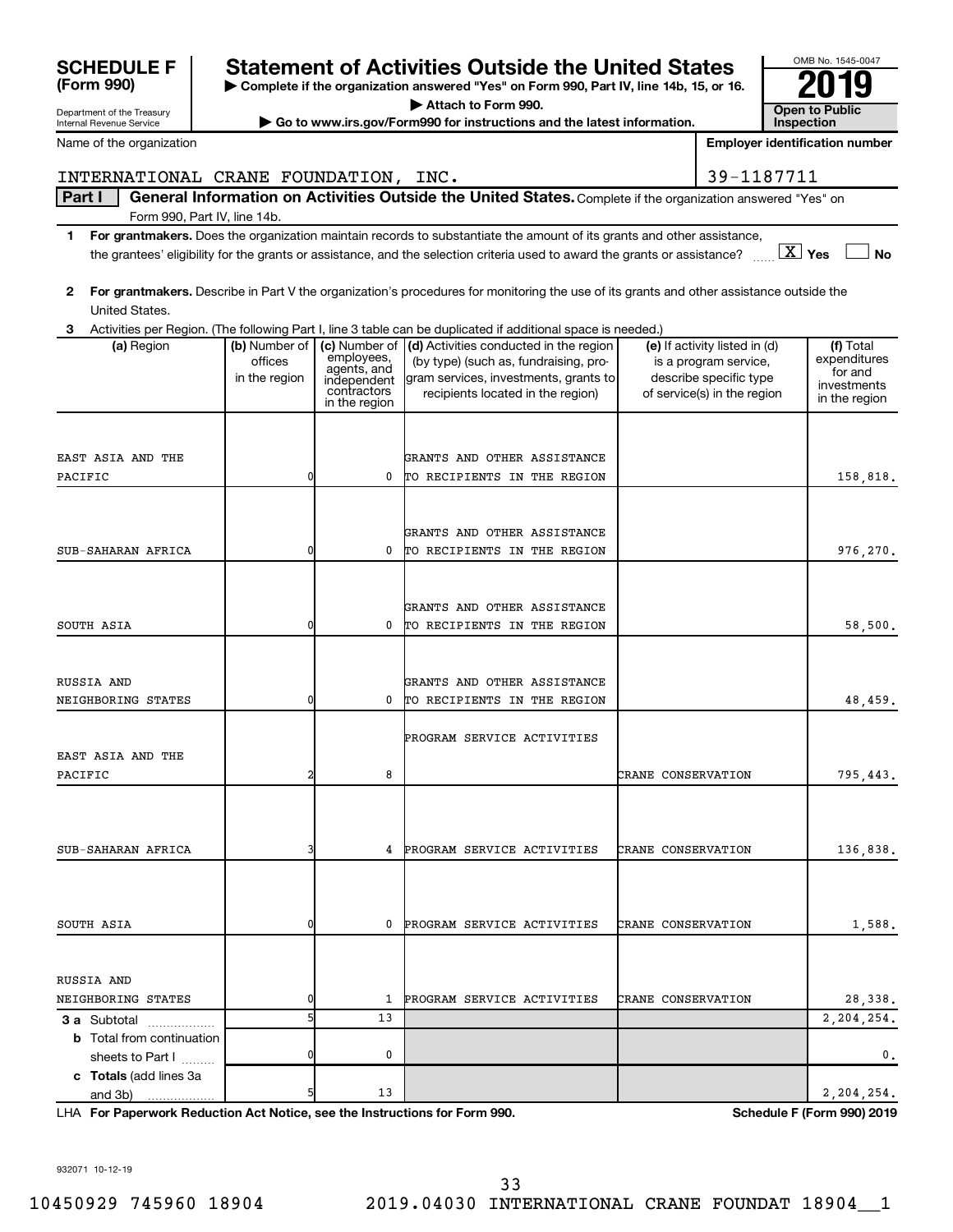**SCHEDULE F (Form 990)**

Department of the Treasury
Internal Revenue Service

# Statement of Activities Outside the United States

▶ Complete if the organization answered "Yes" on Form 990, Part IV, line 14b, 15, or 16.
▶ Attach to Form 990.
▶ Go to www.irs.gov/Form990 for instructions and the latest information.

OMB No. 1545-0047
**2019**
**Open to Public Inspection**

Name of the organization: INTERNATIONAL CRANE FOUNDATION, INC.
Employer identification number: 39-1187711

**Part I** **General Information on Activities Outside the United States.** Complete if the organization answered "Yes" on Form 990, Part IV, line 14b.

1 **For grantmakers.** Does the organization maintain records to substantiate the amount of its grants and other assistance, the grantees' eligibility for the grants or assistance, and the selection criteria used to award the grants or assistance? [X] Yes [ ] No

2 **For grantmakers.** Describe in Part V the organization's procedures for monitoring the use of its grants and other assistance outside the United States.

3 Activities per Region. (The following Part I, line 3 table can be duplicated if additional space is needed.)

| (a) Region | (b) Number of offices in the region | (c) Number of employees, agents, and independent contractors in the region | (d) Activities conducted in the region (by type) (such as, fundraising, program services, investments, grants to recipients located in the region) | (e) If activity listed in (d) is a program service, describe specific type of service(s) in the region | (f) Total expenditures for and investments in the region |
|---|---|---|---|---|---|
| EAST ASIA AND THE PACIFIC | 0 | 0 | GRANTS AND OTHER ASSISTANCE TO RECIPIENTS IN THE REGION | | 158,818. |
| SUB-SAHARAN AFRICA | 0 | 0 | GRANTS AND OTHER ASSISTANCE TO RECIPIENTS IN THE REGION | | 976,270. |
| SOUTH ASIA | 0 | 0 | GRANTS AND OTHER ASSISTANCE TO RECIPIENTS IN THE REGION | | 58,500. |
| RUSSIA AND NEIGHBORING STATES | 0 | 0 | GRANTS AND OTHER ASSISTANCE TO RECIPIENTS IN THE REGION | | 48,459. |
| EAST ASIA AND THE PACIFIC | 2 | 8 | PROGRAM SERVICE ACTIVITIES | CRANE CONSERVATION | 795,443. |
| SUB-SAHARAN AFRICA | 3 | 4 | PROGRAM SERVICE ACTIVITIES | CRANE CONSERVATION | 136,838. |
| SOUTH ASIA | 0 | 0 | PROGRAM SERVICE ACTIVITIES | CRANE CONSERVATION | 1,588. |
| RUSSIA AND NEIGHBORING STATES | 0 | 1 | PROGRAM SERVICE ACTIVITIES | CRANE CONSERVATION | 28,338. |
| **3 a** Subtotal | 5 | 13 | | | 2,204,254. |
| **b** Total from continuation sheets to Part I | 0 | 0 | | | 0. |
| **c Totals** (add lines 3a and 3b) | 5 | 13 | | | 2,204,254. |

LHA **For Paperwork Reduction Act Notice, see the Instructions for Form 990.** **Schedule F (Form 990) 2019**

932071 10-12-19

10450929 745960 18904 2019.04030 INTERNATIONAL CRANE FOUNDAT 18904__1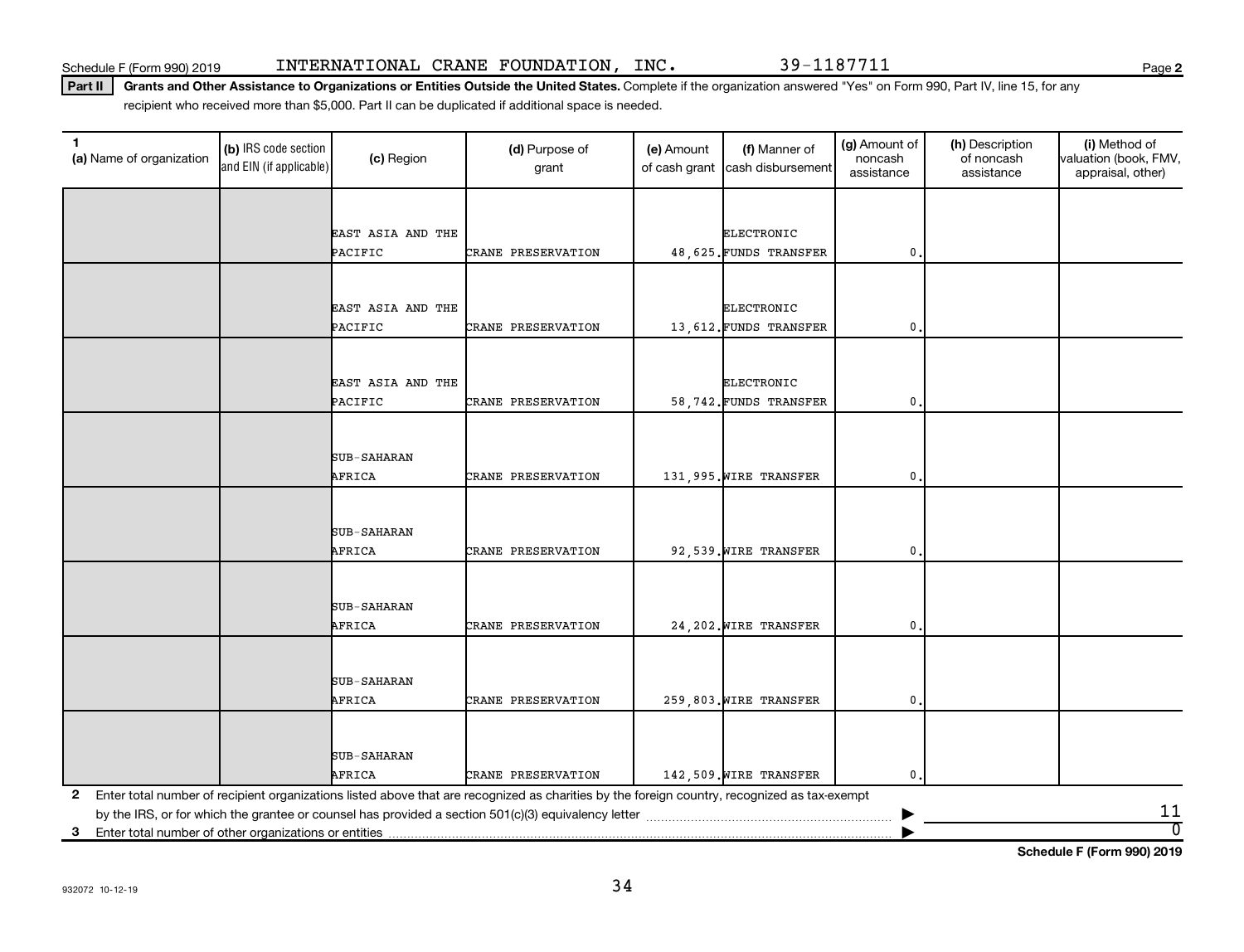Schedule F (Form 990) 2019 INTERNATIONAL CRANE FOUNDATION, INC. 39-1187711 Page 2

**Part II** **Grants and Other Assistance to Organizations or Entities Outside the United States.** Complete if the organization answered "Yes" on Form 990, Part IV, line 15, for any recipient who received more than $5,000. Part II can be duplicated if additional space is needed.

| 1 (a) Name of organization | (b) IRS code section and EIN (if applicable) | (c) Region | (d) Purpose of grant | (e) Amount of cash grant | (f) Manner of cash disbursement | (g) Amount of noncash assistance | (h) Description of noncash assistance | (i) Method of valuation (book, FMV, appraisal, other) |
|---|---|---|---|---|---|---|---|---|
| | | EAST ASIA AND THE PACIFIC | CRANE PRESERVATION | 48,625. | ELECTRONIC FUNDS TRANSFER | 0. | | |
| | | EAST ASIA AND THE PACIFIC | CRANE PRESERVATION | 13,612. | ELECTRONIC FUNDS TRANSFER | 0. | | |
| | | EAST ASIA AND THE PACIFIC | CRANE PRESERVATION | 58,742. | ELECTRONIC FUNDS TRANSFER | 0. | | |
| | | SUB-SAHARAN AFRICA | CRANE PRESERVATION | 131,995. | WIRE TRANSFER | 0. | | |
| | | SUB-SAHARAN AFRICA | CRANE PRESERVATION | 92,539. | WIRE TRANSFER | 0. | | |
| | | SUB-SAHARAN AFRICA | CRANE PRESERVATION | 24,202. | WIRE TRANSFER | 0. | | |
| | | SUB-SAHARAN AFRICA | CRANE PRESERVATION | 259,803. | WIRE TRANSFER | 0. | | |
| | | SUB-SAHARAN AFRICA | CRANE PRESERVATION | 142,509. | WIRE TRANSFER | 0. | | |

**2** Enter total number of recipient organizations listed above that are recognized as charities by the foreign country, recognized as tax-exempt by the IRS, or for which the grantee or counsel has provided a section 501(c)(3) equivalency letter ▶ 11

**3** Enter total number of other organizations or entities ▶ 0

**Schedule F (Form 990) 2019**

932072 10-12-19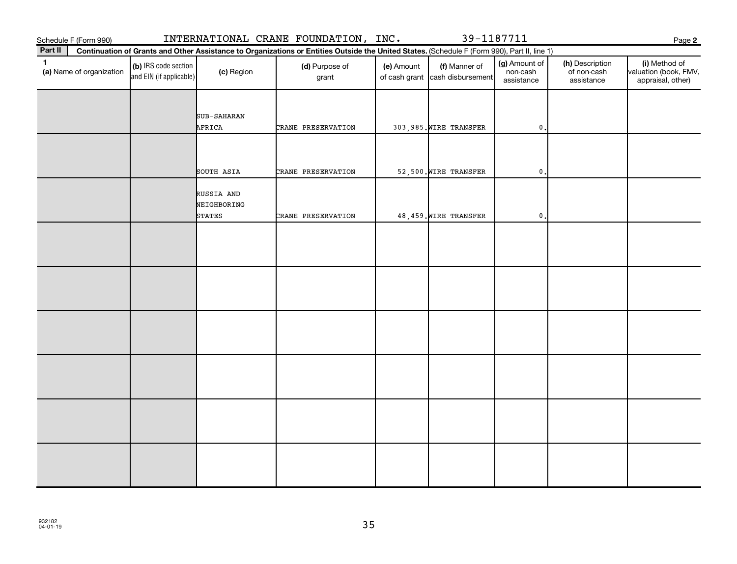Schedule F (Form 990) INTERNATIONAL CRANE FOUNDATION, INC. 39-1187711 Page 2

**Part II** **Continuation of Grants and Other Assistance to Organizations or Entities Outside the United States.** (Schedule F (Form 990), Part II, line 1)

| 1 (a) Name of organization | (b) IRS code section and EIN (if applicable) | (c) Region | (d) Purpose of grant | (e) Amount of cash grant | (f) Manner of cash disbursement | (g) Amount of non-cash assistance | (h) Description of non-cash assistance | (i) Method of valuation (book, FMV, appraisal, other) |
|---|---|---|---|---|---|---|---|---|
| | | SUB-SAHARAN AFRICA | CRANE PRESERVATION | 303,985. | WIRE TRANSFER | 0. | | |
| | | SOUTH ASIA | CRANE PRESERVATION | 52,500. | WIRE TRANSFER | 0. | | |
| | | RUSSIA AND NEIGHBORING STATES | CRANE PRESERVATION | 48,459. | WIRE TRANSFER | 0. | | |
| | | | | | | | | |
| | | | | | | | | |
| | | | | | | | | |
| | | | | | | | | |
| | | | | | | | | |
| | | | | | | | | |

932182 04-01-19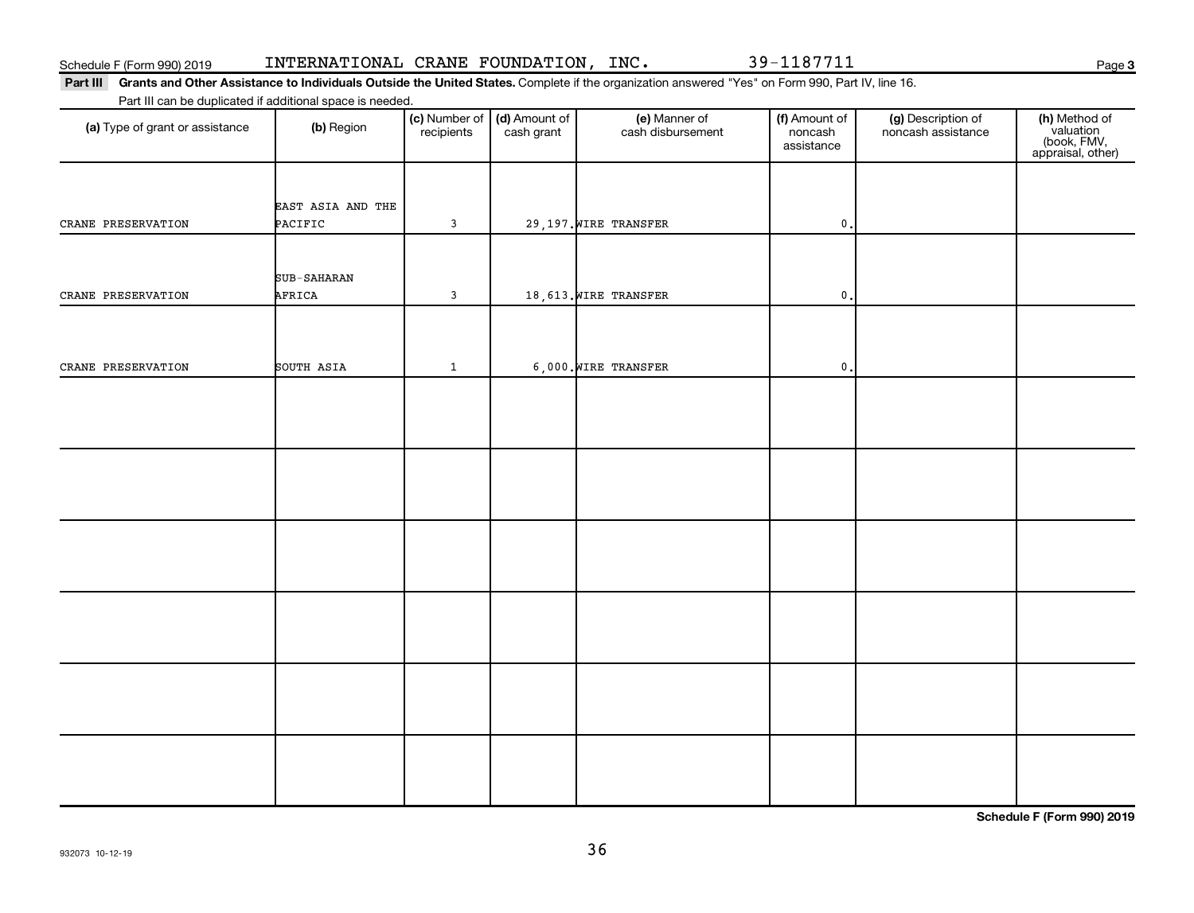Schedule F (Form 990) 2019 INTERNATIONAL CRANE FOUNDATION, INC. 39-1187711

**Part III** **Grants and Other Assistance to Individuals Outside the United States.** Complete if the organization answered "Yes" on Form 990, Part IV, line 16.

Part III can be duplicated if additional space is needed.

| (a) Type of grant or assistance | (b) Region | (c) Number of recipients | (d) Amount of cash grant | (e) Manner of cash disbursement | (f) Amount of noncash assistance | (g) Description of noncash assistance | (h) Method of valuation (book, FMV, appraisal, other) |
|---|---|---|---|---|---|---|---|
| CRANE PRESERVATION | EAST ASIA AND THE PACIFIC | 3 | 29,197. | WIRE TRANSFER | 0. | | |
| CRANE PRESERVATION | SUB-SAHARAN AFRICA | 3 | 18,613. | WIRE TRANSFER | 0. | | |
| CRANE PRESERVATION | SOUTH ASIA | 1 | 6,000. | WIRE TRANSFER | 0. | | |
| | | | | | | | |
| | | | | | | | |
| | | | | | | | |
| | | | | | | | |
| | | | | | | | |
| | | | | | | | |

**Schedule F (Form 990) 2019**

932073 10-12-19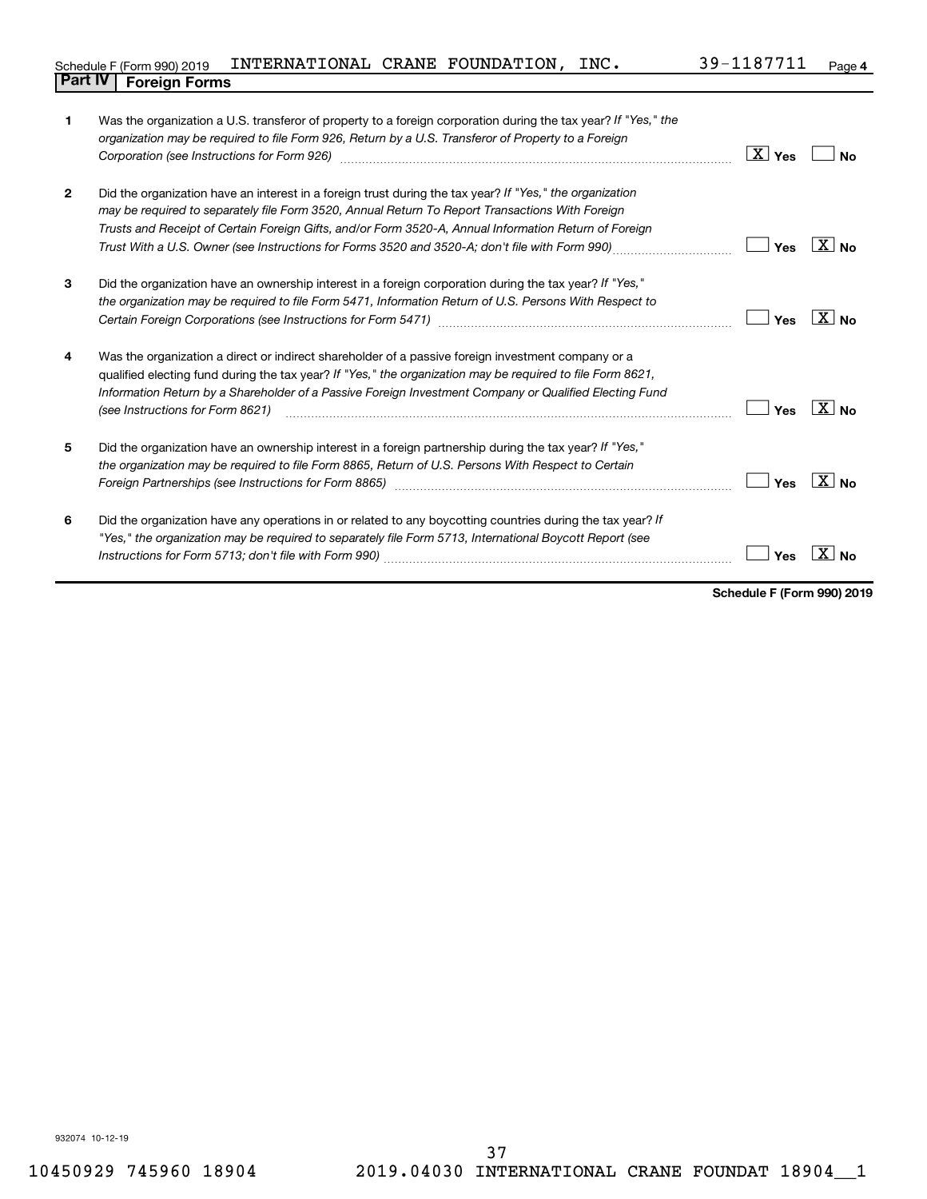Schedule F (Form 990) 2019 INTERNATIONAL CRANE FOUNDATION, INC. 39-1187711 Page 4

## Part IV Foreign Forms

| | | | |
|---|---|---|---|
| 1 | Was the organization a U.S. transferor of property to a foreign corporation during the tax year? *If "Yes," the organization may be required to file Form 926, Return by a U.S. Transferor of Property to a Foreign Corporation (see Instructions for Form 926)* | [X] Yes | [ ] No |
| 2 | Did the organization have an interest in a foreign trust during the tax year? *If "Yes," the organization may be required to separately file Form 3520, Annual Return To Report Transactions With Foreign Trusts and Receipt of Certain Foreign Gifts, and/or Form 3520-A, Annual Information Return of Foreign Trust With a U.S. Owner (see Instructions for Forms 3520 and 3520-A; don't file with Form 990)* | [ ] Yes | [X] No |
| 3 | Did the organization have an ownership interest in a foreign corporation during the tax year? *If "Yes," the organization may be required to file Form 5471, Information Return of U.S. Persons With Respect to Certain Foreign Corporations (see Instructions for Form 5471)* | [ ] Yes | [X] No |
| 4 | Was the organization a direct or indirect shareholder of a passive foreign investment company or a qualified electing fund during the tax year? *If "Yes," the organization may be required to file Form 8621, Information Return by a Shareholder of a Passive Foreign Investment Company or Qualified Electing Fund (see Instructions for Form 8621)* | [ ] Yes | [X] No |
| 5 | Did the organization have an ownership interest in a foreign partnership during the tax year? *If "Yes," the organization may be required to file Form 8865, Return of U.S. Persons With Respect to Certain Foreign Partnerships (see Instructions for Form 8865)* | [ ] Yes | [X] No |
| 6 | Did the organization have any operations in or related to any boycotting countries during the tax year? *If "Yes," the organization may be required to separately file Form 5713, International Boycott Report (see Instructions for Form 5713; don't file with Form 990)* | [ ] Yes | [X] No |

**Schedule F (Form 990) 2019**

932074 10-12-19

10450929 745960 18904 2019.04030 INTERNATIONAL CRANE FOUNDAT 18904__1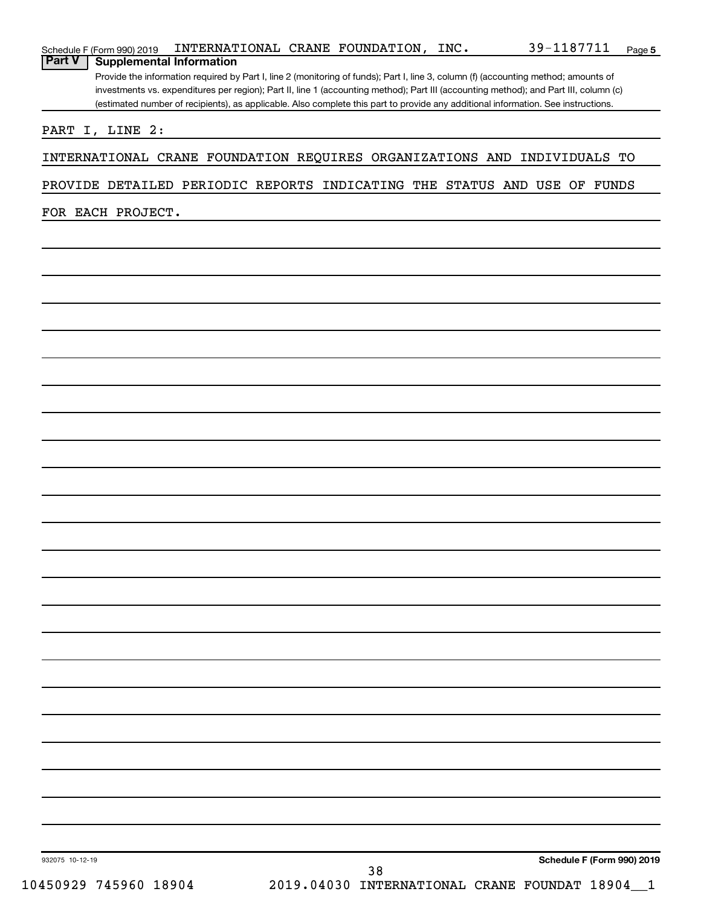Schedule F (Form 990) 2019 INTERNATIONAL CRANE FOUNDATION, INC. 39-1187711 Page 5

**Part V Supplemental Information**

Provide the information required by Part I, line 2 (monitoring of funds); Part I, line 3, column (f) (accounting method; amounts of investments vs. expenditures per region); Part II, line 1 (accounting method); Part III (accounting method); and Part III, column (c) (estimated number of recipients), as applicable. Also complete this part to provide any additional information. See instructions.

PART I, LINE 2:

INTERNATIONAL CRANE FOUNDATION REQUIRES ORGANIZATIONS AND INDIVIDUALS TO PROVIDE DETAILED PERIODIC REPORTS INDICATING THE STATUS AND USE OF FUNDS FOR EACH PROJECT.

932075 10-12-19

**Schedule F (Form 990) 2019**

10450929 745960 18904 2019.04030 INTERNATIONAL CRANE FOUNDAT 18904__1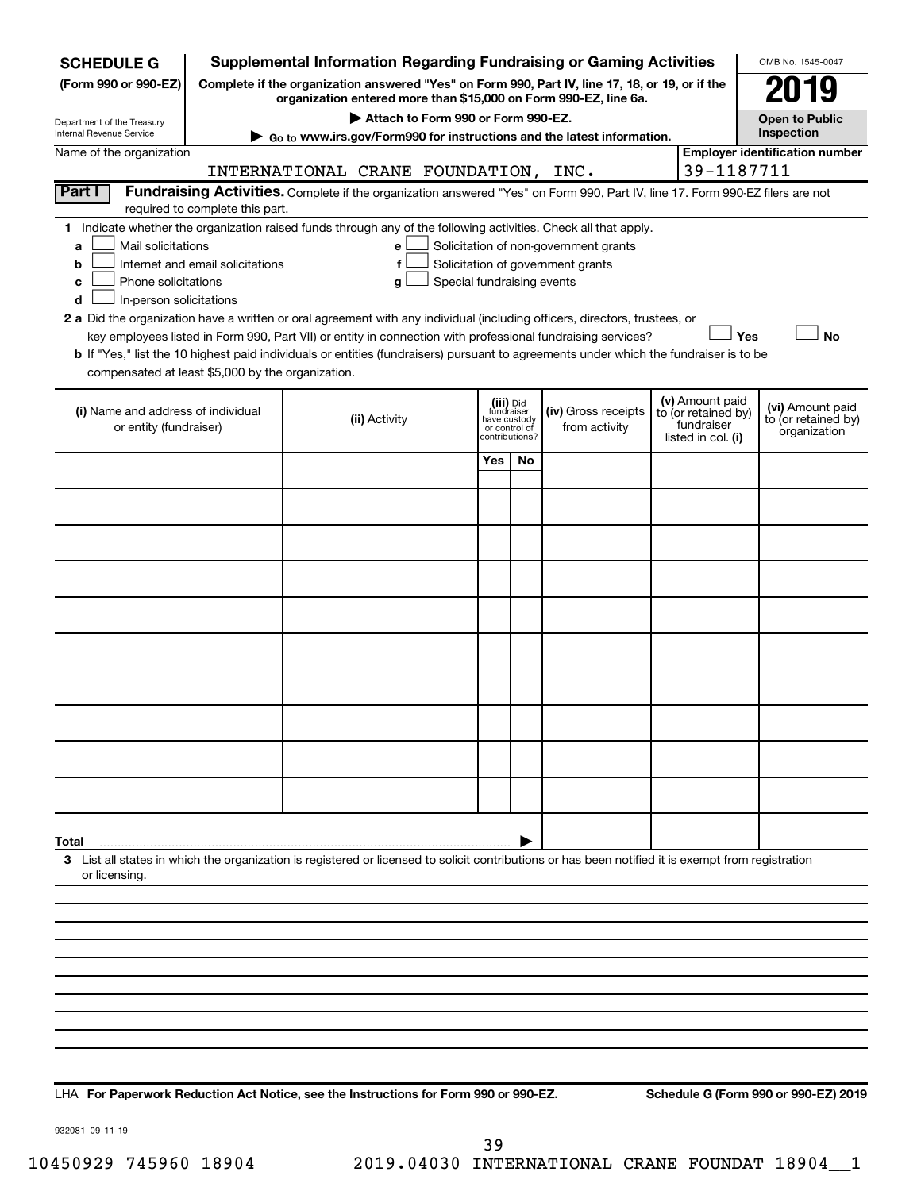**SCHEDULE G**
**(Form 990 or 990-EZ)**

Department of the Treasury
Internal Revenue Service

# Supplemental Information Regarding Fundraising or Gaming Activities

**Complete if the organization answered "Yes" on Form 990, Part IV, line 17, 18, or 19, or if the organization entered more than $15,000 on Form 990-EZ, line 6a.**

**▶ Attach to Form 990 or Form 990-EZ.**

**▶ Go to www.irs.gov/Form990 for instructions and the latest information.**

OMB No. 1545-0047

**2019**

**Open to Public Inspection**

Name of the organization: INTERNATIONAL CRANE FOUNDATION, INC.

**Employer identification number:** 39-1187711

**Part I** **Fundraising Activities.** Complete if the organization answered "Yes" on Form 990, Part IV, line 17. Form 990-EZ filers are not required to complete this part.

**1** Indicate whether the organization raised funds through any of the following activities. Check all that apply.

- **a** ☐ Mail solicitations
- **b** ☐ Internet and email solicitations
- **c** ☐ Phone solicitations
- **d** ☐ In-person solicitations
- **e** ☐ Solicitation of non-government grants
- **f** ☐ Solicitation of government grants
- **g** ☐ Special fundraising events

**2 a** Did the organization have a written or oral agreement with any individual (including officers, directors, trustees, or key employees listed in Form 990, Part VII) or entity in connection with professional fundraising services? ☐ **Yes** ☐ **No**

**b** If "Yes," list the 10 highest paid individuals or entities (fundraisers) pursuant to agreements under which the fundraiser is to be compensated at least $5,000 by the organization.

| (i) Name and address of individual or entity (fundraiser) | (ii) Activity | (iii) Did fundraiser have custody or control of contributions? | | (iv) Gross receipts from activity | (v) Amount paid to (or retained by) fundraiser listed in col. (i) | (vi) Amount paid to (or retained by) organization |
|---|---|---|---|---|---|---|
| | | Yes | No | | | |
| | | | | | | |
| | | | | | | |
| | | | | | | |
| | | | | | | |
| | | | | | | |
| | | | | | | |
| | | | | | | |
| | | | | | | |
| | | | | | | |
| **Total** ▶ | | | | | | |

**3** List all states in which the organization is registered or licensed to solicit contributions or has been notified it is exempt from registration or licensing.

LHA **For Paperwork Reduction Act Notice, see the Instructions for Form 990 or 990-EZ.** **Schedule G (Form 990 or 990-EZ) 2019**

932081 09-11-19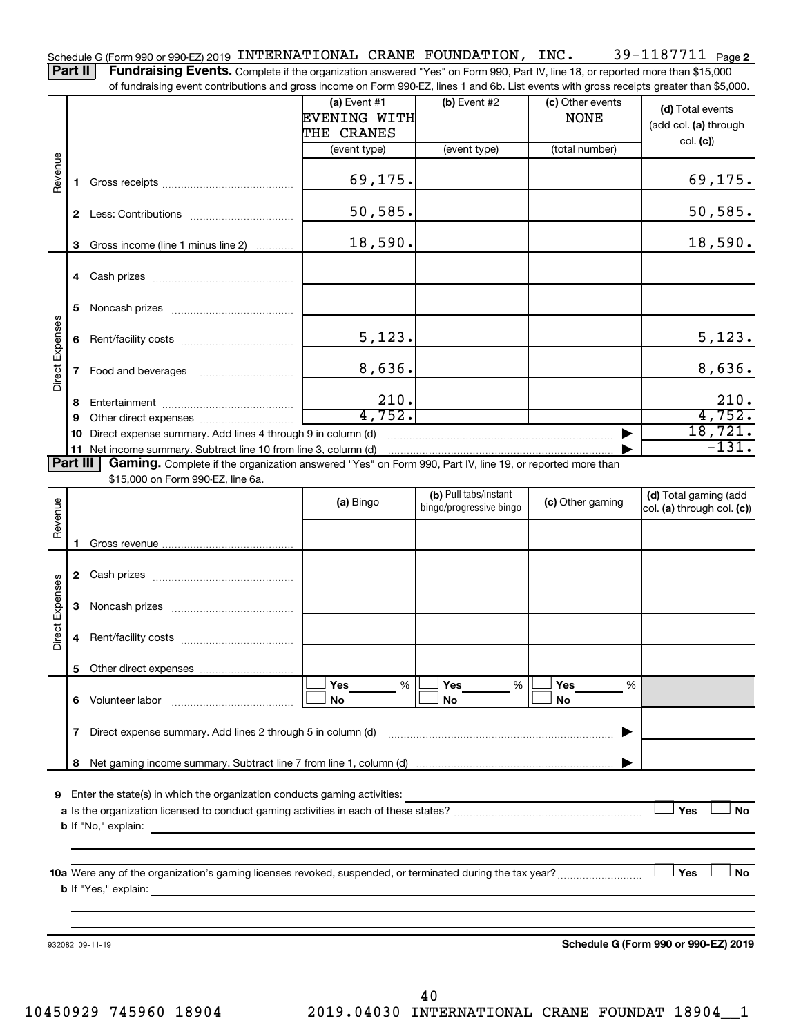Schedule G (Form 990 or 990-EZ) 2019 INTERNATIONAL CRANE FOUNDATION, INC. 39-1187711 Page 2

**Part II** **Fundraising Events.** Complete if the organization answered "Yes" on Form 990, Part IV, line 18, or reported more than $15,000 of fundraising event contributions and gross income on Form 990-EZ, lines 1 and 6b. List events with gross receipts greater than $5,000.

| | | (a) Event #1 EVENING WITH THE CRANES (event type) | (b) Event #2 (event type) | (c) Other events NONE (total number) | (d) Total events (add col. (a) through col. (c)) |
|---|---|---|---|---|---|
| Revenue | 1 Gross receipts | 69,175. | | | 69,175. |
| | 2 Less: Contributions | 50,585. | | | 50,585. |
| | 3 Gross income (line 1 minus line 2) | 18,590. | | | 18,590. |
| Direct Expenses | 4 Cash prizes | | | | |
| | 5 Noncash prizes | | | | |
| | 6 Rent/facility costs | 5,123. | | | 5,123. |
| | 7 Food and beverages | 8,636. | | | 8,636. |
| | 8 Entertainment | 210. | | | 210. |
| | 9 Other direct expenses | 4,752. | | | 4,752. |
| | 10 Direct expense summary. Add lines 4 through 9 in column (d) | | | | 18,721. |
| | 11 Net income summary. Subtract line 10 from line 3, column (d) | | | | -131. |

**Part III** **Gaming.** Complete if the organization answered "Yes" on Form 990, Part IV, line 19, or reported more than $15,000 on Form 990-EZ, line 6a.

| | | (a) Bingo | (b) Pull tabs/instant bingo/progressive bingo | (c) Other gaming | (d) Total gaming (add col. (a) through col. (c)) |
|---|---|---|---|---|---|
| Revenue | 1 Gross revenue | | | | |
| Direct Expenses | 2 Cash prizes | | | | |
| | 3 Noncash prizes | | | | |
| | 4 Rent/facility costs | | | | |
| | 5 Other direct expenses | | | | |
| | 6 Volunteer labor | ☐ Yes ___ % ☐ No | ☐ Yes ___ % ☐ No | ☐ Yes ___ % ☐ No | |
| | 7 Direct expense summary. Add lines 2 through 5 in column (d) | | | | |
| | 8 Net gaming income summary. Subtract line 7 from line 1, column (d) | | | | |

**9** Enter the state(s) in which the organization conducts gaming activities: ____________

**a** Is the organization licensed to conduct gaming activities in each of these states? ☐ Yes ☐ No

**b** If "No," explain: ____________

**10a** Were any of the organization's gaming licenses revoked, suspended, or terminated during the tax year? ☐ Yes ☐ No

**b** If "Yes," explain: ____________

932082 09-11-19 **Schedule G (Form 990 or 990-EZ) 2019**

10450929 745960 18904 2019.04030 INTERNATIONAL CRANE FOUNDAT 18904__1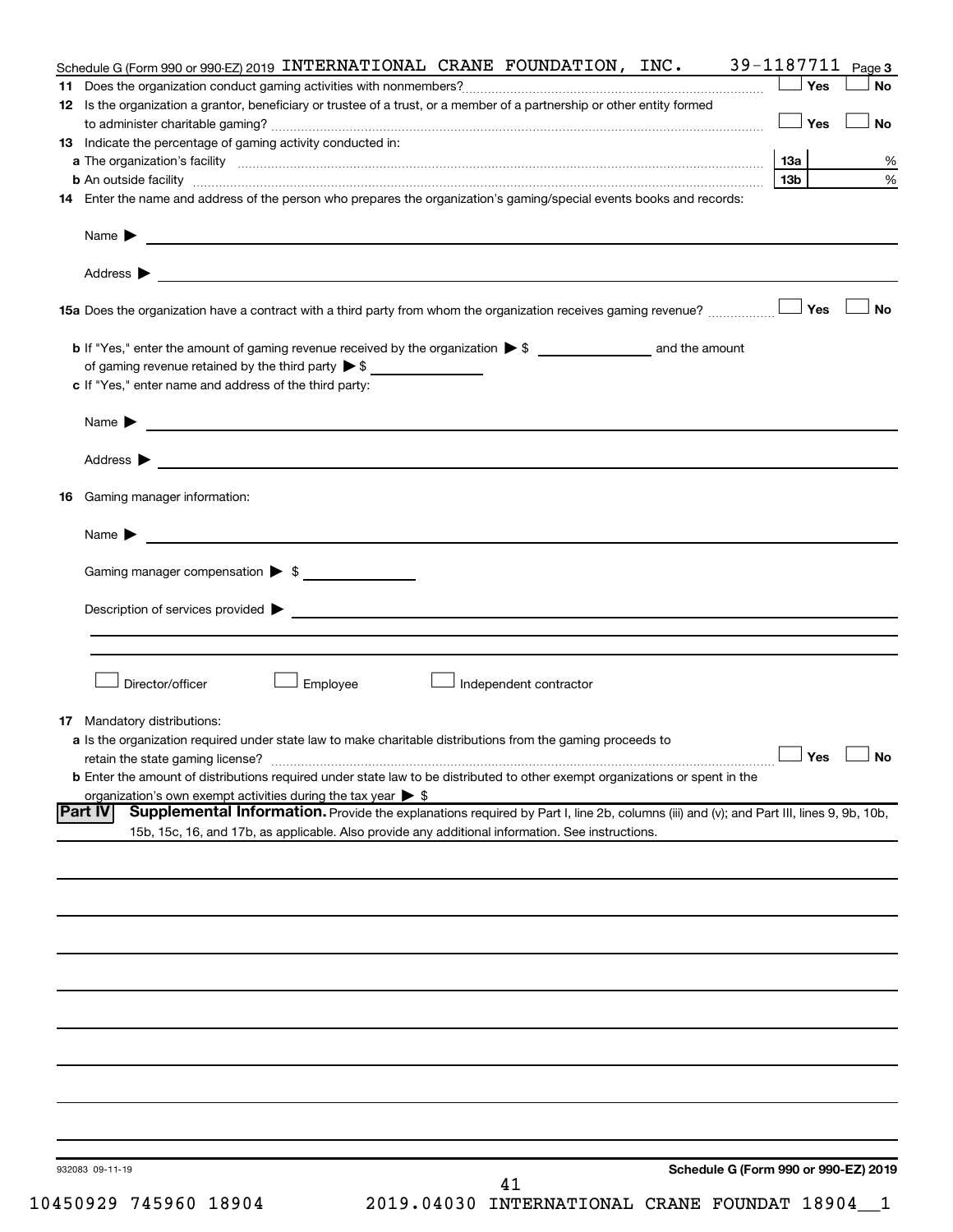Schedule G (Form 990 or 990-EZ) 2019 INTERNATIONAL CRANE FOUNDATION, INC. 39-1187711 Page **3**

**11** Does the organization conduct gaming activities with nonmembers? ☐ Yes ☐ No

**12** Is the organization a grantor, beneficiary or trustee of a trust, or a member of a partnership or other entity formed to administer charitable gaming? ☐ Yes ☐ No

**13** Indicate the percentage of gaming activity conducted in:

**a** The organization's facility **13a** %

**b** An outside facility **13b** %

**14** Enter the name and address of the person who prepares the organization's gaming/special events books and records:

Name ▶

Address ▶

**15a** Does the organization have a contract with a third party from whom the organization receives gaming revenue? ☐ Yes ☐ No

**b** If "Yes," enter the amount of gaming revenue received by the organization ▶ $ ______ and the amount of gaming revenue retained by the third party ▶ $ ______

**c** If "Yes," enter name and address of the third party:

Name ▶

Address ▶

**16** Gaming manager information:

Name ▶

Gaming manager compensation ▶ $

Description of services provided ▶

☐ Director/officer ☐ Employee ☐ Independent contractor

**17** Mandatory distributions:

**a** Is the organization required under state law to make charitable distributions from the gaming proceeds to retain the state gaming license? ☐ Yes ☐ No

**b** Enter the amount of distributions required under state law to be distributed to other exempt organizations or spent in the organization's own exempt activities during the tax year ▶ $

**Part IV** **Supplemental Information.** Provide the explanations required by Part I, line 2b, columns (iii) and (v); and Part III, lines 9, 9b, 10b, 15b, 15c, 16, and 17b, as applicable. Also provide any additional information. See instructions.

932083 09-11-19 **Schedule G (Form 990 or 990-EZ) 2019**

10450929 745960 18904 2019.04030 INTERNATIONAL CRANE FOUNDAT 18904__1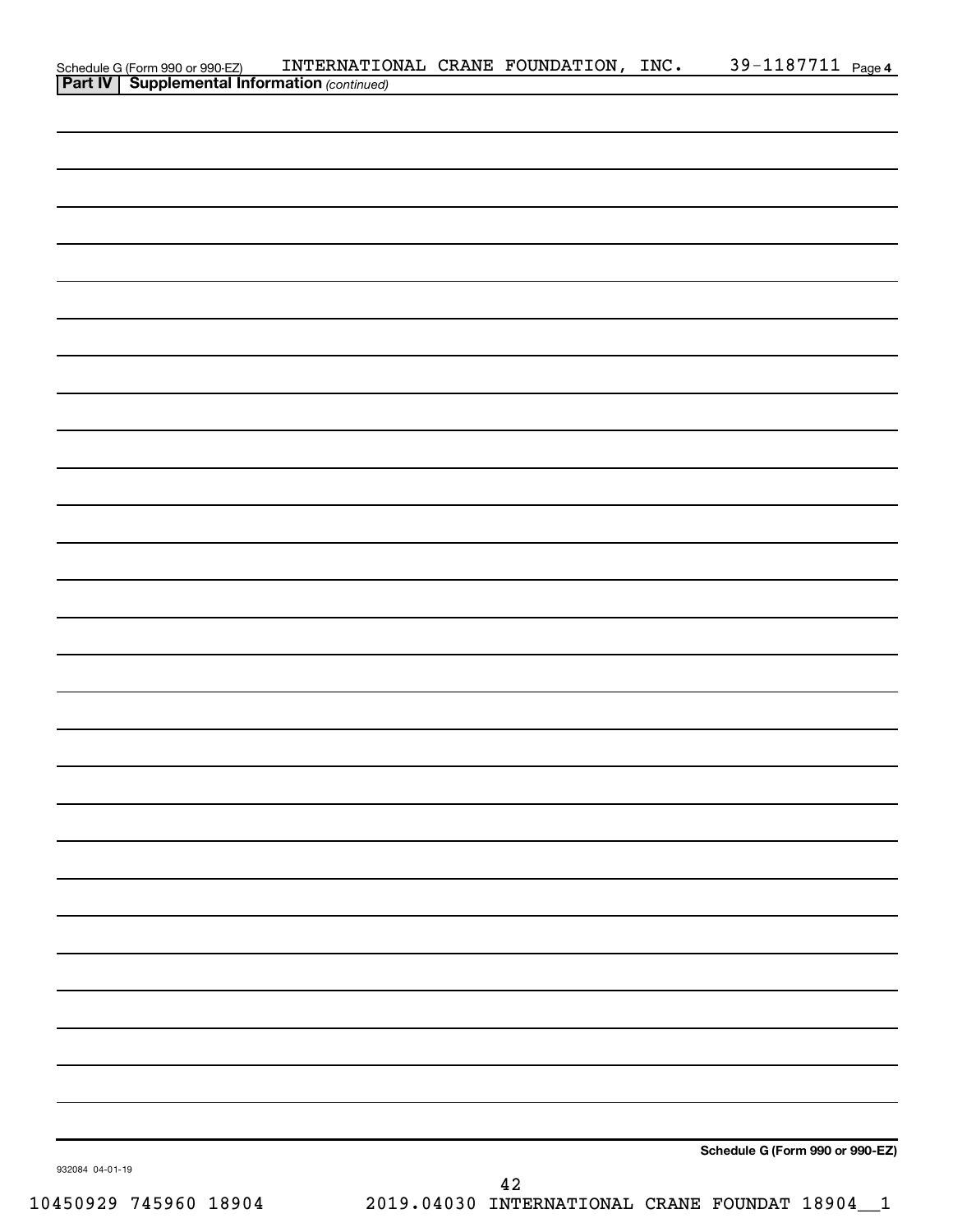Schedule G (Form 990 or 990-EZ) INTERNATIONAL CRANE FOUNDATION, INC. 39-1187711 Page 4

**Part IV | Supplemental Information** *(continued)*

**Schedule G (Form 990 or 990-EZ)**

932084 04-01-19

10450929 745960 18904 2019.04030 INTERNATIONAL CRANE FOUNDAT 18904__1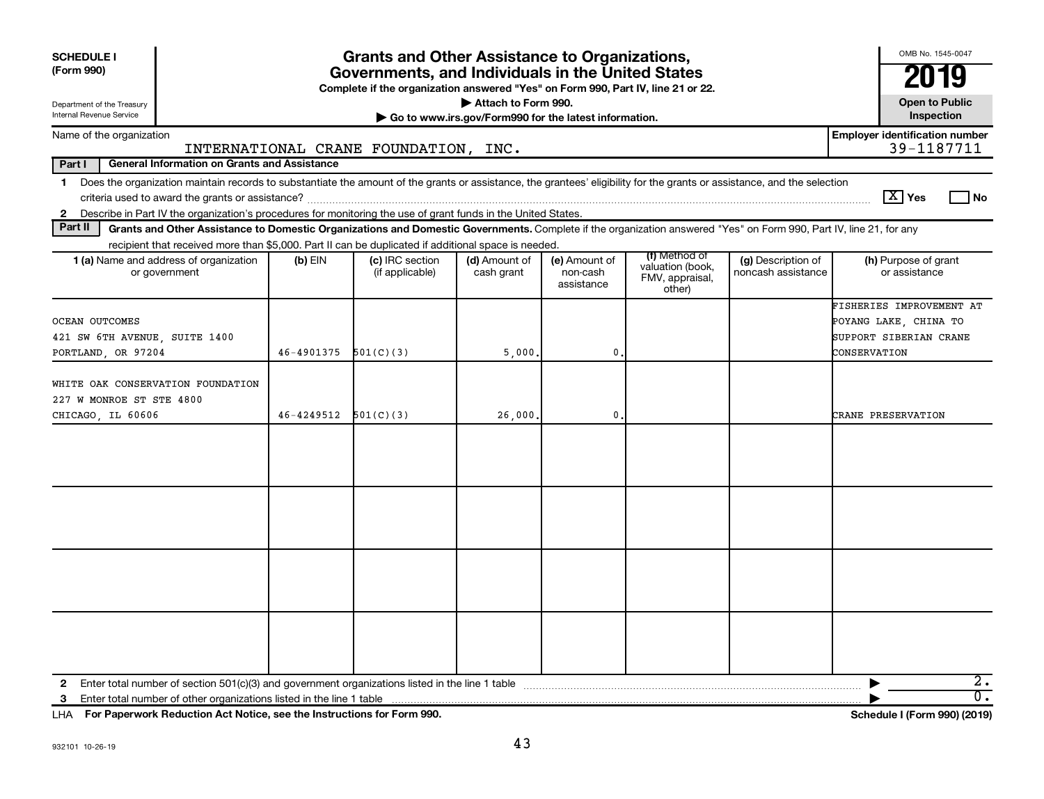**SCHEDULE I**
**(Form 990)**

Department of the Treasury
Internal Revenue Service

# Grants and Other Assistance to Organizations, Governments, and Individuals in the United States

**Complete if the organization answered "Yes" on Form 990, Part IV, line 21 or 22.**
▶ Attach to Form 990.
▶ Go to www.irs.gov/Form990 for the latest information.

OMB No. 1545-0047
**2019**
**Open to Public Inspection**

Name of the organization: INTERNATIONAL CRANE FOUNDATION, INC.
Employer identification number: 39-1187711

**Part I — General Information on Grants and Assistance**

1 Does the organization maintain records to substantiate the amount of the grants or assistance, the grantees' eligibility for the grants or assistance, and the selection criteria used to award the grants or assistance? [X] Yes [ ] No

2 Describe in Part IV the organization's procedures for monitoring the use of grant funds in the United States.

**Part II — Grants and Other Assistance to Domestic Organizations and Domestic Governments.** Complete if the organization answered "Yes" on Form 990, Part IV, line 21, for any recipient that received more than $5,000. Part II can be duplicated if additional space is needed.

| 1 (a) Name and address of organization or government | (b) EIN | (c) IRC section (if applicable) | (d) Amount of cash grant | (e) Amount of non-cash assistance | (f) Method of valuation (book, FMV, appraisal, other) | (g) Description of noncash assistance | (h) Purpose of grant or assistance |
|---|---|---|---|---|---|---|---|
| OCEAN OUTCOMES<br>421 SW 6TH AVENUE, SUITE 1400<br>PORTLAND, OR 97204 | 46-4901375 | 501(C)(3) | 5,000. | 0. | | | FISHERIES IMPROVEMENT AT POYANG LAKE, CHINA TO SUPPORT SIBERIAN CRANE CONSERVATION |
| WHITE OAK CONSERVATION FOUNDATION<br>227 W MONROE ST STE 4800<br>CHICAGO, IL 60606 | 46-4249512 | 501(C)(3) | 26,000. | 0. | | | CRANE PRESERVATION |
| | | | | | | | |
| | | | | | | | |
| | | | | | | | |
| | | | | | | | |

2 Enter total number of section 501(c)(3) and government organizations listed in the line 1 table ▶ 2.

3 Enter total number of other organizations listed in the line 1 table ▶ 0.

LHA **For Paperwork Reduction Act Notice, see the Instructions for Form 990.** **Schedule I (Form 990) (2019)**

932101 10-26-19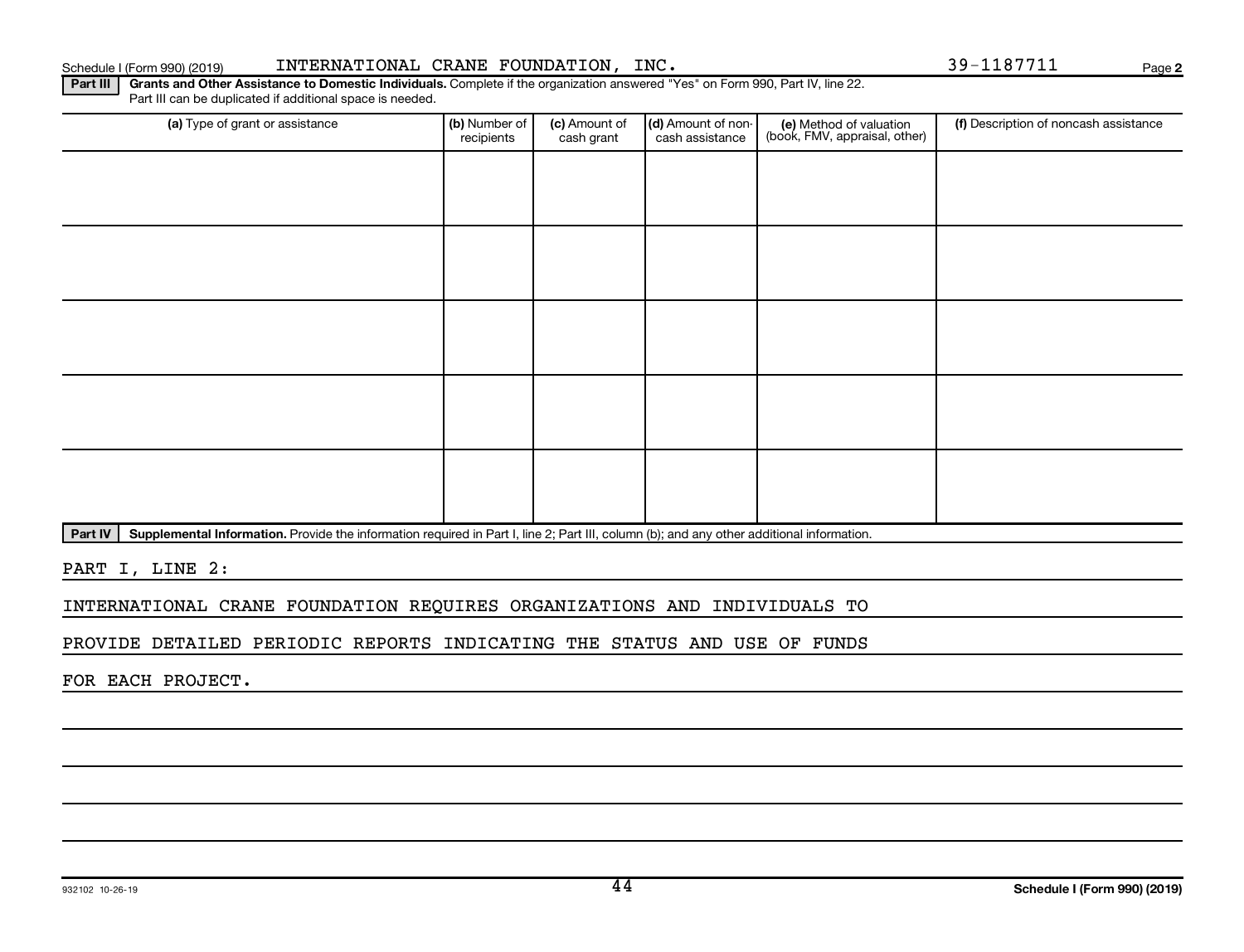Schedule I (Form 990) (2019) INTERNATIONAL CRANE FOUNDATION, INC. 39-1187711

**Part III** **Grants and Other Assistance to Domestic Individuals.** Complete if the organization answered "Yes" on Form 990, Part IV, line 22. Part III can be duplicated if additional space is needed.

| (a) Type of grant or assistance | (b) Number of recipients | (c) Amount of cash grant | (d) Amount of non-cash assistance | (e) Method of valuation (book, FMV, appraisal, other) | (f) Description of noncash assistance |
|---|---|---|---|---|---|
| | | | | | |
| | | | | | |
| | | | | | |
| | | | | | |
| | | | | | |

**Part IV** **Supplemental Information.** Provide the information required in Part I, line 2; Part III, column (b); and any other additional information.

PART I, LINE 2:

INTERNATIONAL CRANE FOUNDATION REQUIRES ORGANIZATIONS AND INDIVIDUALS TO PROVIDE DETAILED PERIODIC REPORTS INDICATING THE STATUS AND USE OF FUNDS FOR EACH PROJECT.

932102 10-26-19

**Schedule I (Form 990) (2019)**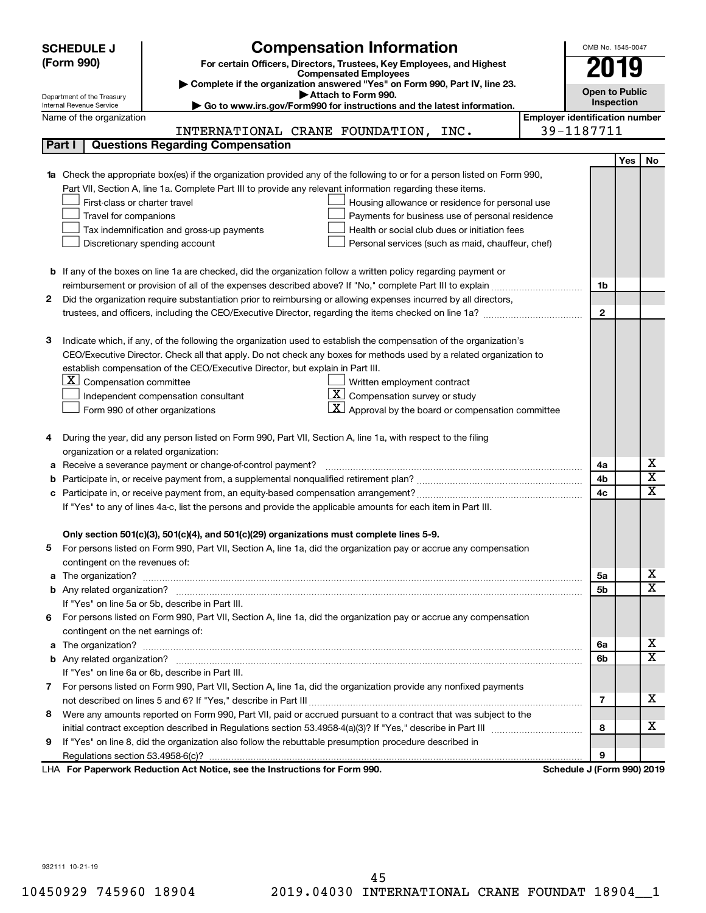# SCHEDULE J (Form 990)

## Compensation Information

**For certain Officers, Directors, Trustees, Key Employees, and Highest Compensated Employees**

▶ Complete if the organization answered "Yes" on Form 990, Part IV, line 23.

▶ Attach to Form 990.

▶ Go to www.irs.gov/Form990 for instructions and the latest information.

Department of the Treasury
Internal Revenue Service

OMB No. 1545-0047

**2019**

**Open to Public Inspection**

Name of the organization: INTERNATIONAL CRANE FOUNDATION, INC.

Employer identification number: 39-1187711

### Part I — Questions Regarding Compensation

| | | | Yes | No |
|---|---|---|---|---|
| **1a** | Check the appropriate box(es) if the organization provided any of the following to or for a person listed on Form 990, Part VII, Section A, line 1a. Complete Part III to provide any relevant information regarding these items.<br>☐ First-class or charter travel ☐ Housing allowance or residence for personal use<br>☐ Travel for companions ☐ Payments for business use of personal residence<br>☐ Tax indemnification and gross-up payments ☐ Health or social club dues or initiation fees<br>☐ Discretionary spending account ☐ Personal services (such as maid, chauffeur, chef) | | | |
| **b** | If any of the boxes on line 1a are checked, did the organization follow a written policy regarding payment or reimbursement or provision of all of the expenses described above? If "No," complete Part III to explain | 1b | | |
| **2** | Did the organization require substantiation prior to reimbursing or allowing expenses incurred by all directors, trustees, and officers, including the CEO/Executive Director, regarding the items checked on line 1a? | 2 | | |
| **3** | Indicate which, if any, of the following the organization used to establish the compensation of the organization's CEO/Executive Director. Check all that apply. Do not check any boxes for methods used by a related organization to establish compensation of the CEO/Executive Director, but explain in Part III.<br>☒ Compensation committee ☐ Written employment contract<br>☐ Independent compensation consultant ☒ Compensation survey or study<br>☐ Form 990 of other organizations ☒ Approval by the board or compensation committee | | | |
| **4** | During the year, did any person listed on Form 990, Part VII, Section A, line 1a, with respect to the filing organization or a related organization: | | | |
| **a** | Receive a severance payment or change-of-control payment? | 4a | | X |
| **b** | Participate in, or receive payment from, a supplemental nonqualified retirement plan? | 4b | | X |
| **c** | Participate in, or receive payment from, an equity-based compensation arrangement? | 4c | | X |
| | If "Yes" to any of lines 4a-c, list the persons and provide the applicable amounts for each item in Part III. | | | |
| | **Only section 501(c)(3), 501(c)(4), and 501(c)(29) organizations must complete lines 5-9.** | | | |
| **5** | For persons listed on Form 990, Part VII, Section A, line 1a, did the organization pay or accrue any compensation contingent on the revenues of: | | | |
| **a** | The organization? | 5a | | X |
| **b** | Any related organization? | 5b | | X |
| | If "Yes" on line 5a or 5b, describe in Part III. | | | |
| **6** | For persons listed on Form 990, Part VII, Section A, line 1a, did the organization pay or accrue any compensation contingent on the net earnings of: | | | |
| **a** | The organization? | 6a | | X |
| **b** | Any related organization? | 6b | | X |
| | If "Yes" on line 6a or 6b, describe in Part III. | | | |
| **7** | For persons listed on Form 990, Part VII, Section A, line 1a, did the organization provide any nonfixed payments not described on lines 5 and 6? If "Yes," describe in Part III | 7 | | X |
| **8** | Were any amounts reported on Form 990, Part VII, paid or accrued pursuant to a contract that was subject to the initial contract exception described in Regulations section 53.4958-4(a)(3)? If "Yes," describe in Part III | 8 | | X |
| **9** | If "Yes" on line 8, did the organization also follow the rebuttable presumption procedure described in Regulations section 53.4958-6(c)? | 9 | | |

LHA **For Paperwork Reduction Act Notice, see the Instructions for Form 990.** **Schedule J (Form 990) 2019**

932111 10-21-19

10450929 745960 18904 2019.04030 INTERNATIONAL CRANE FOUNDAT 18904__1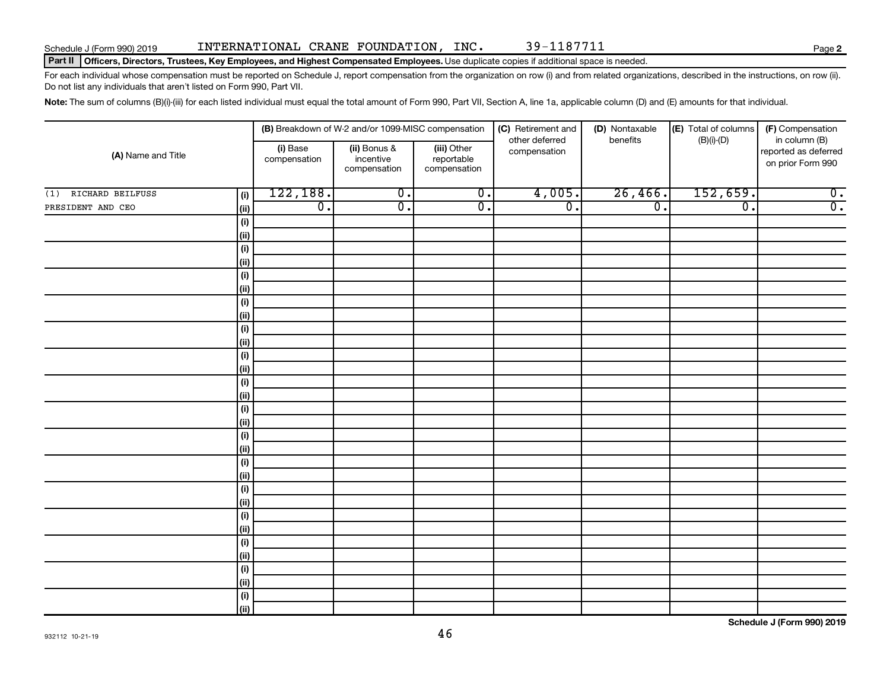Schedule J (Form 990) 2019 INTERNATIONAL CRANE FOUNDATION, INC. 39-1187711

**Part II Officers, Directors, Trustees, Key Employees, and Highest Compensated Employees.** Use duplicate copies if additional space is needed.

For each individual whose compensation must be reported on Schedule J, report compensation from the organization on row (i) and from related organizations, described in the instructions, on row (ii). Do not list any individuals that aren't listed on Form 990, Part VII.

**Note:** The sum of columns (B)(i)-(iii) for each listed individual must equal the total amount of Form 990, Part VII, Section A, line 1a, applicable column (D) and (E) amounts for that individual.

| (A) Name and Title | | (B) Breakdown of W-2 and/or 1099-MISC compensation | | | (C) Retirement and other deferred compensation | (D) Nontaxable benefits | (E) Total of columns (B)(i)-(D) | (F) Compensation in column (B) reported as deferred on prior Form 990 |
|---|---|---|---|---|---|---|---|---|
| | | (i) Base compensation | (ii) Bonus & incentive compensation | (iii) Other reportable compensation | | | | |
| (1) RICHARD BEILFUSS | (i) | 122,188. | 0. | 0. | 4,005. | 26,466. | 152,659. | 0. |
| PRESIDENT AND CEO | (ii) | 0. | 0. | 0. | 0. | 0. | 0. | 0. |
| | (i) | | | | | | | |
| | (ii) | | | | | | | |
| | (i) | | | | | | | |
| | (ii) | | | | | | | |
| | (i) | | | | | | | |
| | (ii) | | | | | | | |
| | (i) | | | | | | | |
| | (ii) | | | | | | | |
| | (i) | | | | | | | |
| | (ii) | | | | | | | |
| | (i) | | | | | | | |
| | (ii) | | | | | | | |
| | (i) | | | | | | | |
| | (ii) | | | | | | | |
| | (i) | | | | | | | |
| | (ii) | | | | | | | |
| | (i) | | | | | | | |
| | (ii) | | | | | | | |
| | (i) | | | | | | | |
| | (ii) | | | | | | | |
| | (i) | | | | | | | |
| | (ii) | | | | | | | |
| | (i) | | | | | | | |
| | (ii) | | | | | | | |
| | (i) | | | | | | | |
| | (ii) | | | | | | | |
| | (i) | | | | | | | |
| | (ii) | | | | | | | |
| | (i) | | | | | | | |
| | (ii) | | | | | | | |

Schedule J (Form 990) 2019

932112 10-21-19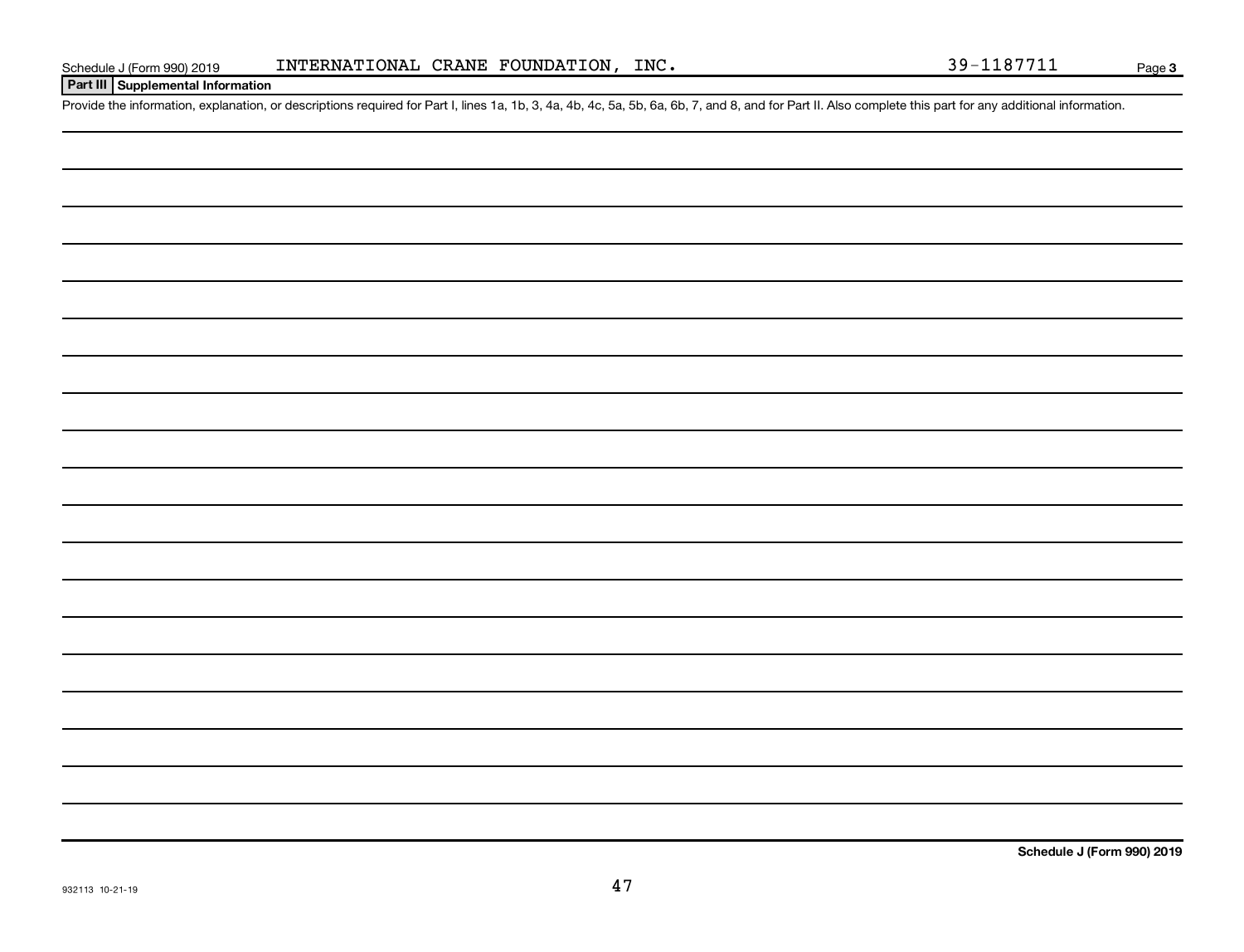Schedule J (Form 990) 2019 INTERNATIONAL CRANE FOUNDATION, INC. 39-1187711 Page 3

**Part III Supplemental Information**

Provide the information, explanation, or descriptions required for Part I, lines 1a, 1b, 3, 4a, 4b, 4c, 5a, 5b, 6a, 6b, 7, and 8, and for Part II. Also complete this part for any additional information.

**Schedule J (Form 990) 2019**

932113 10-21-19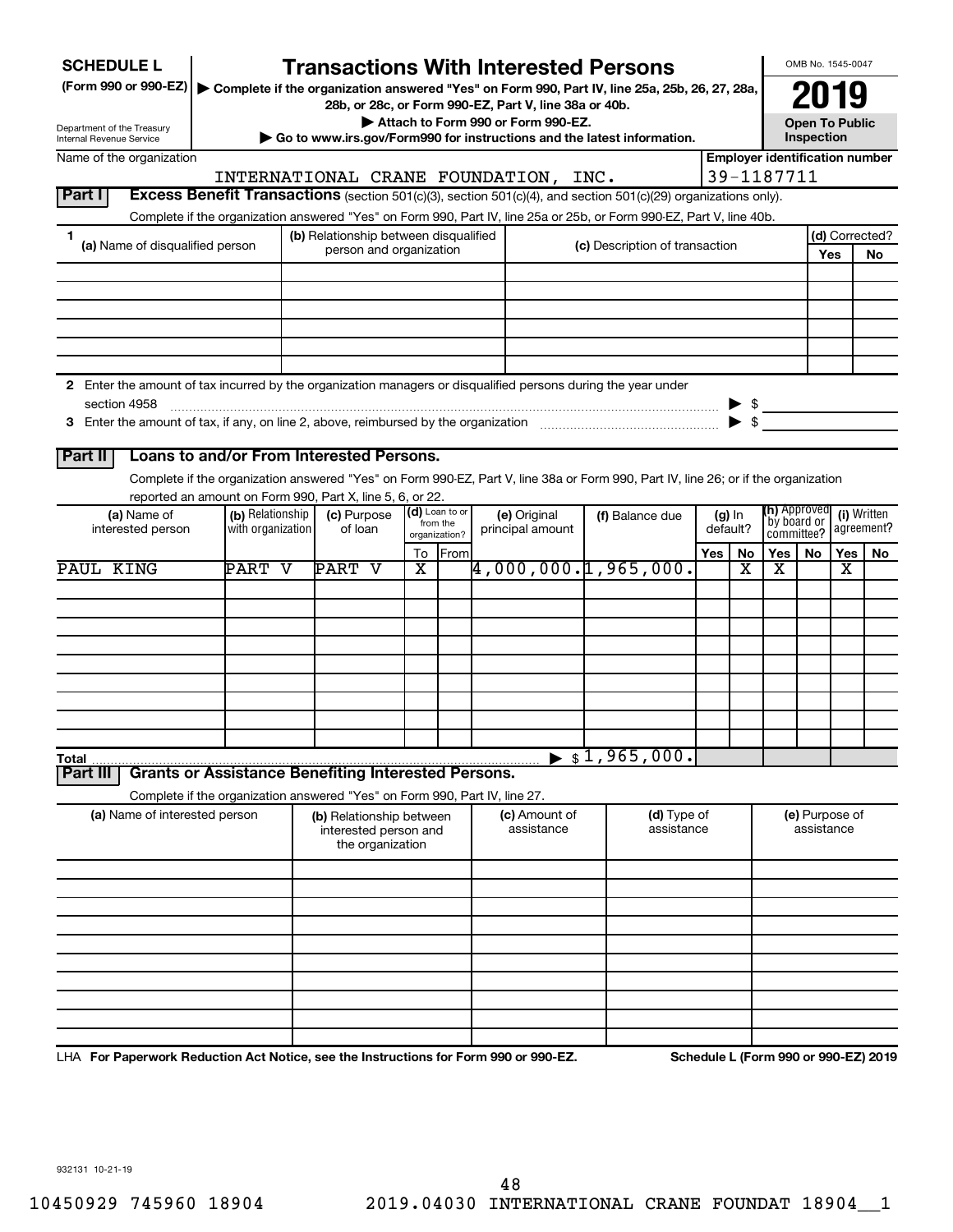**SCHEDULE L** (Form 990 or 990-EZ)

Department of the Treasury
Internal Revenue Service

# Transactions With Interested Persons

▶ Complete if the organization answered "Yes" on Form 990, Part IV, line 25a, 25b, 26, 27, 28a, 28b, or 28c, or Form 990-EZ, Part V, line 38a or 40b.
▶ Attach to Form 990 or Form 990-EZ.
▶ Go to www.irs.gov/Form990 for instructions and the latest information.

OMB No. 1545-0047

**2019**

**Open To Public Inspection**

Name of the organization: INTERNATIONAL CRANE FOUNDATION, INC.

Employer identification number: 39-1187711

## Part I Excess Benefit Transactions (section 501(c)(3), section 501(c)(4), and section 501(c)(29) organizations only).

Complete if the organization answered "Yes" on Form 990, Part IV, line 25a or 25b, or Form 990-EZ, Part V, line 40b.

| 1 (a) Name of disqualified person | (b) Relationship between disqualified person and organization | (c) Description of transaction | (d) Corrected? Yes | No |
|---|---|---|---|---|
| | | | | |
| | | | | |
| | | | | |
| | | | | |
| | | | | |
| | | | | |

2 Enter the amount of tax incurred by the organization managers or disqualified persons during the year under section 4958 ▶ $

3 Enter the amount of tax, if any, on line 2, above, reimbursed by the organization ▶ $

## Part II Loans to and/or From Interested Persons.

Complete if the organization answered "Yes" on Form 990-EZ, Part V, line 38a or Form 990, Part IV, line 26; or if the organization reported an amount on Form 990, Part X, line 5, 6, or 22.

| (a) Name of interested person | (b) Relationship with organization | (c) Purpose of loan | (d) Loan to or from the organization? To | From | (e) Original principal amount | (f) Balance due | (g) In default? Yes | No | (h) Approved by board or committee? Yes | No | (i) Written agreement? Yes | No |
|---|---|---|---|---|---|---|---|---|---|---|---|---|
| PAUL KING | PART V | PART V | X | | 4,000,000. | 1,965,000. | | X | X | | X | |
| | | | | | | | | | | | | |
| | | | | | | | | | | | | |
| | | | | | | | | | | | | |
| | | | | | | | | | | | | |
| | | | | | | | | | | | | |
| | | | | | | | | | | | | |
| | | | | | | | | | | | | |
| | | | | | | | | | | | | |
| | | | | | | | | | | | | |
| **Total** | | | | | ▶ | $ 1,965,000. | | | | | | |

## Part III Grants or Assistance Benefiting Interested Persons.

Complete if the organization answered "Yes" on Form 990, Part IV, line 27.

| (a) Name of interested person | (b) Relationship between interested person and the organization | (c) Amount of assistance | (d) Type of assistance | (e) Purpose of assistance |
|---|---|---|---|---|
| | | | | |
| | | | | |
| | | | | |
| | | | | |
| | | | | |
| | | | | |
| | | | | |
| | | | | |
| | | | | |
| | | | | |

LHA **For Paperwork Reduction Act Notice, see the Instructions for Form 990 or 990-EZ.** **Schedule L (Form 990 or 990-EZ) 2019**

932131 10-21-19

10450929 745960 18904 2019.04030 INTERNATIONAL CRANE FOUNDAT 18904__1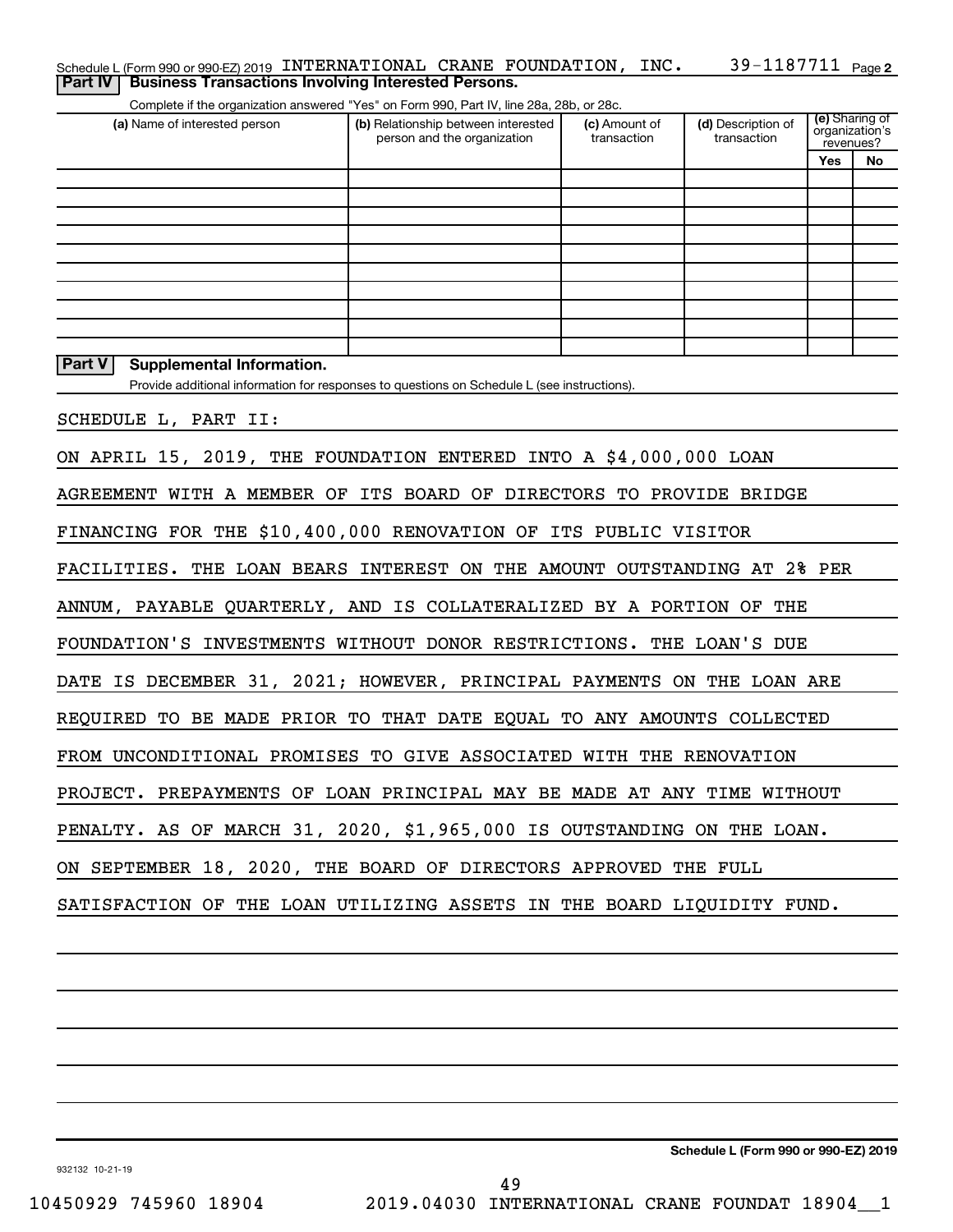Schedule L (Form 990 or 990-EZ) 2019 INTERNATIONAL CRANE FOUNDATION, INC. 39-1187711 Page 2

**Part IV | Business Transactions Involving Interested Persons.**

Complete if the organization answered "Yes" on Form 990, Part IV, line 28a, 28b, or 28c.

| (a) Name of interested person | (b) Relationship between interested person and the organization | (c) Amount of transaction | (d) Description of transaction | (e) Sharing of organization's revenues? | |
|---|---|---|---|---|---|
| | | | | Yes | No |
| | | | | | |
| | | | | | |
| | | | | | |
| | | | | | |
| | | | | | |
| | | | | | |
| | | | | | |
| | | | | | |
| | | | | | |
| | | | | | |

**Part V | Supplemental Information.**

Provide additional information for responses to questions on Schedule L (see instructions).

SCHEDULE L, PART II:

ON APRIL 15, 2019, THE FOUNDATION ENTERED INTO A $4,000,000 LOAN AGREEMENT WITH A MEMBER OF ITS BOARD OF DIRECTORS TO PROVIDE BRIDGE FINANCING FOR THE $10,400,000 RENOVATION OF ITS PUBLIC VISITOR FACILITIES. THE LOAN BEARS INTEREST ON THE AMOUNT OUTSTANDING AT 2% PER ANNUM, PAYABLE QUARTERLY, AND IS COLLATERALIZED BY A PORTION OF THE FOUNDATION'S INVESTMENTS WITHOUT DONOR RESTRICTIONS. THE LOAN'S DUE DATE IS DECEMBER 31, 2021; HOWEVER, PRINCIPAL PAYMENTS ON THE LOAN ARE REQUIRED TO BE MADE PRIOR TO THAT DATE EQUAL TO ANY AMOUNTS COLLECTED FROM UNCONDITIONAL PROMISES TO GIVE ASSOCIATED WITH THE RENOVATION PROJECT. PREPAYMENTS OF LOAN PRINCIPAL MAY BE MADE AT ANY TIME WITHOUT PENALTY. AS OF MARCH 31, 2020, $1,965,000 IS OUTSTANDING ON THE LOAN. ON SEPTEMBER 18, 2020, THE BOARD OF DIRECTORS APPROVED THE FULL SATISFACTION OF THE LOAN UTILIZING ASSETS IN THE BOARD LIQUIDITY FUND.

**Schedule L (Form 990 or 990-EZ) 2019**

932132 10-21-19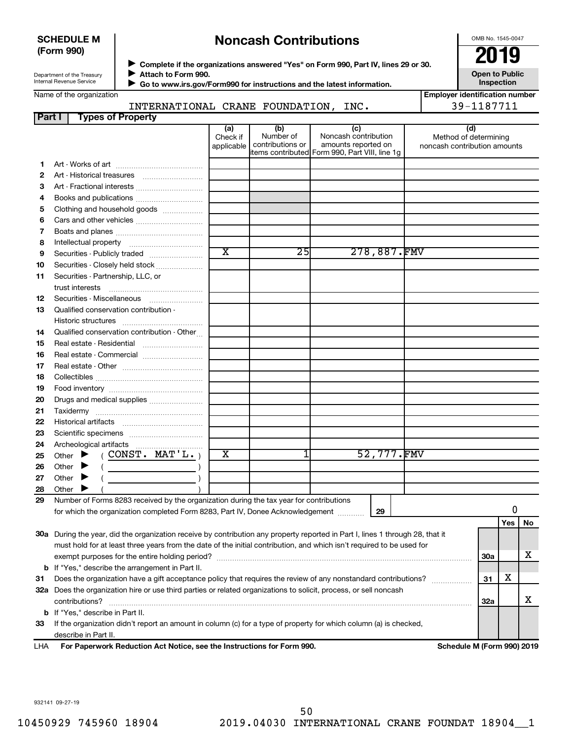# SCHEDULE M (Form 990)

# Noncash Contributions

Department of the Treasury
Internal Revenue Service

▶ Complete if the organizations answered "Yes" on Form 990, Part IV, lines 29 or 30.
▶ Attach to Form 990.
▶ Go to www.irs.gov/Form990 for instructions and the latest information.

OMB No. 1545-0047

**2019**

**Open to Public Inspection**

Name of the organization: INTERNATIONAL CRANE FOUNDATION, INC.

Employer identification number: 39-1187711

## Part I Types of Property

| | | (a) Check if applicable | (b) Number of contributions or items contributed | (c) Noncash contribution amounts reported on Form 990, Part VIII, line 1g | (d) Method of determining noncash contribution amounts |
|---|---|---|---|---|---|
| 1 | Art - Works of art | | | | |
| 2 | Art - Historical treasures | | | | |
| 3 | Art - Fractional interests | | | | |
| 4 | Books and publications | | | | |
| 5 | Clothing and household goods | | | | |
| 6 | Cars and other vehicles | | | | |
| 7 | Boats and planes | | | | |
| 8 | Intellectual property | | | | |
| 9 | Securities - Publicly traded | X | 25 | 278,887. | FMV |
| 10 | Securities - Closely held stock | | | | |
| 11 | Securities - Partnership, LLC, or trust interests | | | | |
| 12 | Securities - Miscellaneous | | | | |
| 13 | Qualified conservation contribution - Historic structures | | | | |
| 14 | Qualified conservation contribution - Other | | | | |
| 15 | Real estate - Residential | | | | |
| 16 | Real estate - Commercial | | | | |
| 17 | Real estate - Other | | | | |
| 18 | Collectibles | | | | |
| 19 | Food inventory | | | | |
| 20 | Drugs and medical supplies | | | | |
| 21 | Taxidermy | | | | |
| 22 | Historical artifacts | | | | |
| 23 | Scientific specimens | | | | |
| 24 | Archeological artifacts | | | | |
| 25 | Other ▶ ( CONST. MAT'L. ) | X | 1 | 52,777. | FMV |
| 26 | Other ▶ ( ) | | | | |
| 27 | Other ▶ ( ) | | | | |
| 28 | Other ▶ ( ) | | | | |

29 Number of Forms 8283 received by the organization during the tax year for contributions for which the organization completed Form 8283, Part IV, Donee Acknowledgement ..... **29** | 0

| | | | Yes | No |
|---|---|---|---|---|
| 30a | During the year, did the organization receive by contribution any property reported in Part I, lines 1 through 28, that it must hold for at least three years from the date of the initial contribution, and which isn't required to be used for exempt purposes for the entire holding period? | 30a | | X |
| b | If "Yes," describe the arrangement in Part II. | | | |
| 31 | Does the organization have a gift acceptance policy that requires the review of any nonstandard contributions? | 31 | X | |
| 32a | Does the organization hire or use third parties or related organizations to solicit, process, or sell noncash contributions? | 32a | | X |
| b | If "Yes," describe in Part II. | | | |
| 33 | If the organization didn't report an amount in column (c) for a type of property for which column (a) is checked, describe in Part II. | | | |

LHA **For Paperwork Reduction Act Notice, see the Instructions for Form 990.** **Schedule M (Form 990) 2019**

932141 09-27-19

10450929 745960 18904 2019.04030 INTERNATIONAL CRANE FOUNDAT 18904__1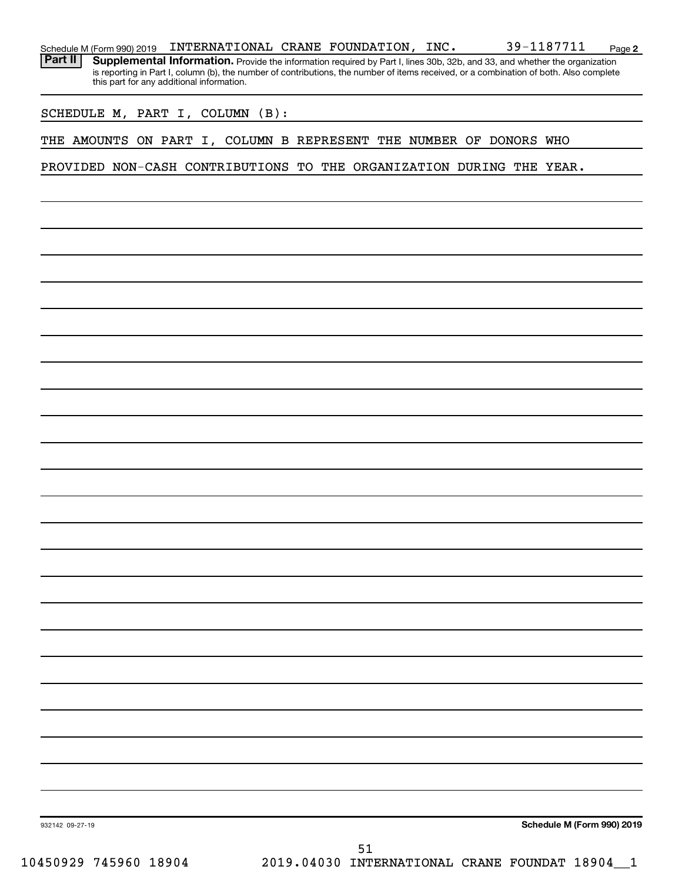Schedule M (Form 990) 2019 INTERNATIONAL CRANE FOUNDATION, INC. 39-1187711 Page 2

**Part II** **Supplemental Information.** Provide the information required by Part I, lines 30b, 32b, and 33, and whether the organization is reporting in Part I, column (b), the number of contributions, the number of items received, or a combination of both. Also complete this part for any additional information.

SCHEDULE M, PART I, COLUMN (B):

THE AMOUNTS ON PART I, COLUMN B REPRESENT THE NUMBER OF DONORS WHO PROVIDED NON-CASH CONTRIBUTIONS TO THE ORGANIZATION DURING THE YEAR.

932142 09-27-19 **Schedule M (Form 990) 2019**

10450929 745960 18904 2019.04030 INTERNATIONAL CRANE FOUNDAT 18904__1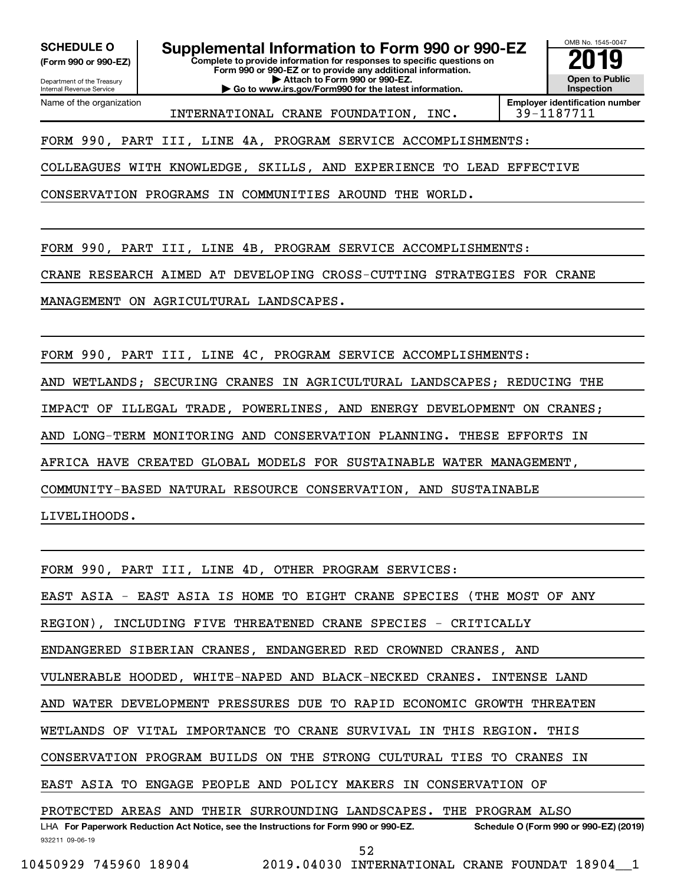**SCHEDULE O (Form 990 or 990-EZ)**

Department of the Treasury
Internal Revenue Service

# Supplemental Information to Form 990 or 990-EZ

**Complete to provide information for responses to specific questions on Form 990 or 990-EZ or to provide any additional information.**
**▶ Attach to Form 990 or 990-EZ.**
**▶ Go to www.irs.gov/Form990 for the latest information.**

OMB No. 1545-0047

**2019**

**Open to Public Inspection**

Name of the organization: INTERNATIONAL CRANE FOUNDATION, INC.

Employer identification number: 39-1187711

FORM 990, PART III, LINE 4A, PROGRAM SERVICE ACCOMPLISHMENTS:

COLLEAGUES WITH KNOWLEDGE, SKILLS, AND EXPERIENCE TO LEAD EFFECTIVE CONSERVATION PROGRAMS IN COMMUNITIES AROUND THE WORLD.

FORM 990, PART III, LINE 4B, PROGRAM SERVICE ACCOMPLISHMENTS:

CRANE RESEARCH AIMED AT DEVELOPING CROSS-CUTTING STRATEGIES FOR CRANE MANAGEMENT ON AGRICULTURAL LANDSCAPES.

FORM 990, PART III, LINE 4C, PROGRAM SERVICE ACCOMPLISHMENTS:

AND WETLANDS; SECURING CRANES IN AGRICULTURAL LANDSCAPES; REDUCING THE IMPACT OF ILLEGAL TRADE, POWERLINES, AND ENERGY DEVELOPMENT ON CRANES; AND LONG-TERM MONITORING AND CONSERVATION PLANNING. THESE EFFORTS IN AFRICA HAVE CREATED GLOBAL MODELS FOR SUSTAINABLE WATER MANAGEMENT, COMMUNITY-BASED NATURAL RESOURCE CONSERVATION, AND SUSTAINABLE LIVELIHOODS.

FORM 990, PART III, LINE 4D, OTHER PROGRAM SERVICES:

EAST ASIA - EAST ASIA IS HOME TO EIGHT CRANE SPECIES (THE MOST OF ANY REGION), INCLUDING FIVE THREATENED CRANE SPECIES - CRITICALLY ENDANGERED SIBERIAN CRANES, ENDANGERED RED CROWNED CRANES, AND VULNERABLE HOODED, WHITE-NAPED AND BLACK-NECKED CRANES. INTENSE LAND AND WATER DEVELOPMENT PRESSURES DUE TO RAPID ECONOMIC GROWTH THREATEN WETLANDS OF VITAL IMPORTANCE TO CRANE SURVIVAL IN THIS REGION. THIS CONSERVATION PROGRAM BUILDS ON THE STRONG CULTURAL TIES TO CRANES IN EAST ASIA TO ENGAGE PEOPLE AND POLICY MAKERS IN CONSERVATION OF PROTECTED AREAS AND THEIR SURROUNDING LANDSCAPES. THE PROGRAM ALSO

LHA For Paperwork Reduction Act Notice, see the Instructions for Form 990 or 990-EZ. Schedule O (Form 990 or 990-EZ) (2019)

932211 09-06-19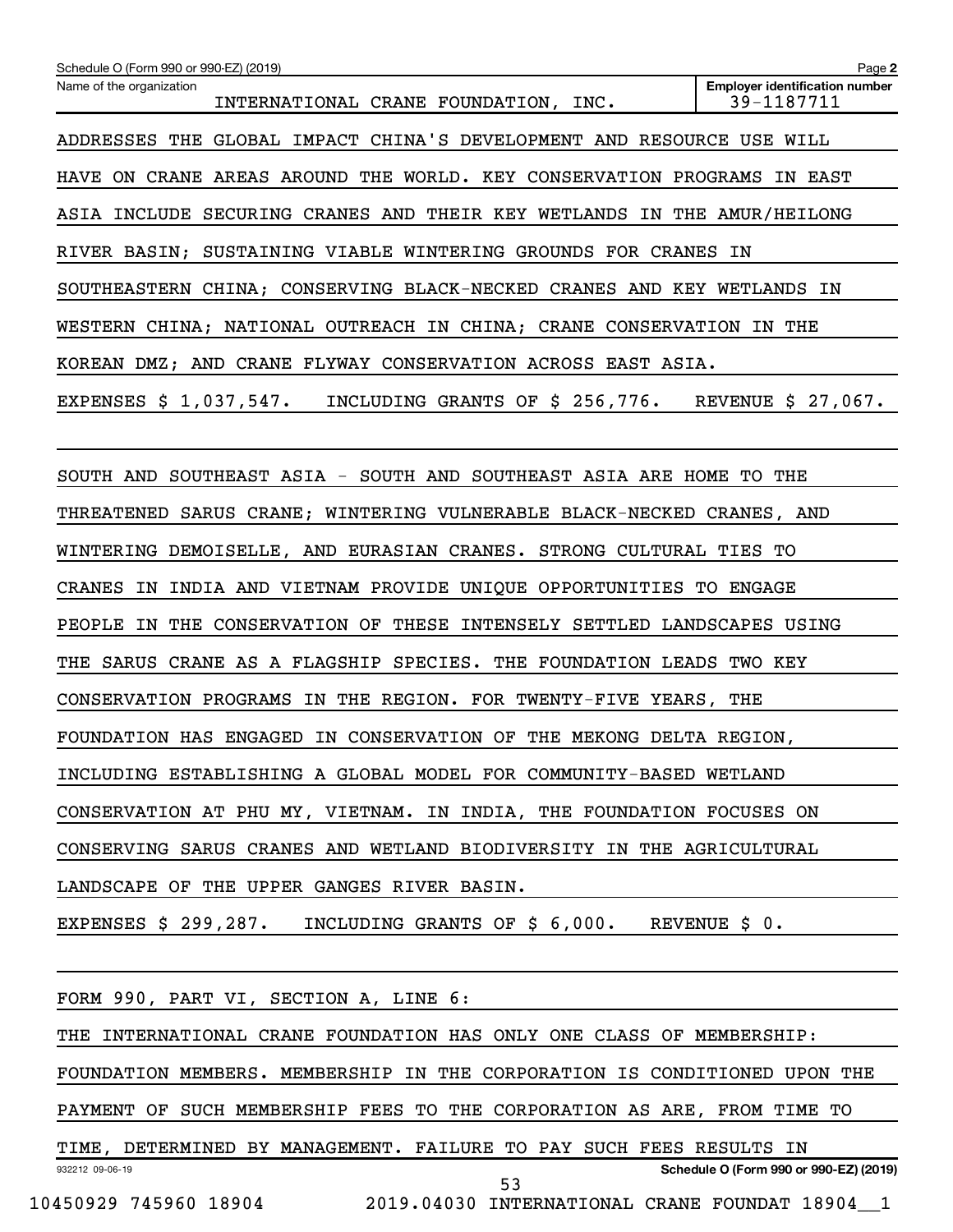Schedule O (Form 990 or 990-EZ) (2019)

Name of the organization: INTERNATIONAL CRANE FOUNDATION, INC.

Employer identification number: 39-1187711

ADDRESSES THE GLOBAL IMPACT CHINA'S DEVELOPMENT AND RESOURCE USE WILL HAVE ON CRANE AREAS AROUND THE WORLD. KEY CONSERVATION PROGRAMS IN EAST ASIA INCLUDE SECURING CRANES AND THEIR KEY WETLANDS IN THE AMUR/HEILONG RIVER BASIN; SUSTAINING VIABLE WINTERING GROUNDS FOR CRANES IN SOUTHEASTERN CHINA; CONSERVING BLACK-NECKED CRANES AND KEY WETLANDS IN WESTERN CHINA; NATIONAL OUTREACH IN CHINA; CRANE CONSERVATION IN THE KOREAN DMZ; AND CRANE FLYWAY CONSERVATION ACROSS EAST ASIA.

EXPENSES $ 1,037,547. INCLUDING GRANTS OF $ 256,776. REVENUE $ 27,067.

SOUTH AND SOUTHEAST ASIA - SOUTH AND SOUTHEAST ASIA ARE HOME TO THE THREATENED SARUS CRANE; WINTERING VULNERABLE BLACK-NECKED CRANES, AND WINTERING DEMOISELLE, AND EURASIAN CRANES. STRONG CULTURAL TIES TO CRANES IN INDIA AND VIETNAM PROVIDE UNIQUE OPPORTUNITIES TO ENGAGE PEOPLE IN THE CONSERVATION OF THESE INTENSELY SETTLED LANDSCAPES USING THE SARUS CRANE AS A FLAGSHIP SPECIES. THE FOUNDATION LEADS TWO KEY CONSERVATION PROGRAMS IN THE REGION. FOR TWENTY-FIVE YEARS, THE FOUNDATION HAS ENGAGED IN CONSERVATION OF THE MEKONG DELTA REGION, INCLUDING ESTABLISHING A GLOBAL MODEL FOR COMMUNITY-BASED WETLAND CONSERVATION AT PHU MY, VIETNAM. IN INDIA, THE FOUNDATION FOCUSES ON CONSERVING SARUS CRANES AND WETLAND BIODIVERSITY IN THE AGRICULTURAL LANDSCAPE OF THE UPPER GANGES RIVER BASIN.

EXPENSES $ 299,287. INCLUDING GRANTS OF $ 6,000. REVENUE $ 0.

FORM 990, PART VI, SECTION A, LINE 6:

THE INTERNATIONAL CRANE FOUNDATION HAS ONLY ONE CLASS OF MEMBERSHIP: FOUNDATION MEMBERS. MEMBERSHIP IN THE CORPORATION IS CONDITIONED UPON THE PAYMENT OF SUCH MEMBERSHIP FEES TO THE CORPORATION AS ARE, FROM TIME TO TIME, DETERMINED BY MANAGEMENT. FAILURE TO PAY SUCH FEES RESULTS IN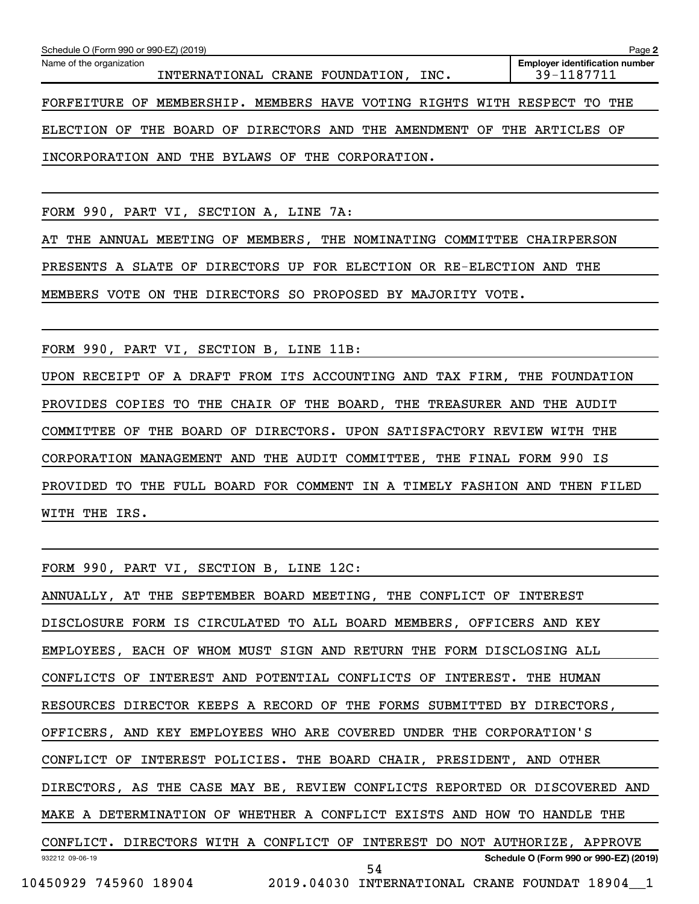Name of the organization: INTERNATIONAL CRANE FOUNDATION, INC.

Employer identification number: 39-1187711

FORFEITURE OF MEMBERSHIP. MEMBERS HAVE VOTING RIGHTS WITH RESPECT TO THE ELECTION OF THE BOARD OF DIRECTORS AND THE AMENDMENT OF THE ARTICLES OF INCORPORATION AND THE BYLAWS OF THE CORPORATION.

FORM 990, PART VI, SECTION A, LINE 7A:

AT THE ANNUAL MEETING OF MEMBERS, THE NOMINATING COMMITTEE CHAIRPERSON PRESENTS A SLATE OF DIRECTORS UP FOR ELECTION OR RE-ELECTION AND THE MEMBERS VOTE ON THE DIRECTORS SO PROPOSED BY MAJORITY VOTE.

FORM 990, PART VI, SECTION B, LINE 11B:

UPON RECEIPT OF A DRAFT FROM ITS ACCOUNTING AND TAX FIRM, THE FOUNDATION PROVIDES COPIES TO THE CHAIR OF THE BOARD, THE TREASURER AND THE AUDIT COMMITTEE OF THE BOARD OF DIRECTORS. UPON SATISFACTORY REVIEW WITH THE CORPORATION MANAGEMENT AND THE AUDIT COMMITTEE, THE FINAL FORM 990 IS PROVIDED TO THE FULL BOARD FOR COMMENT IN A TIMELY FASHION AND THEN FILED WITH THE IRS.

FORM 990, PART VI, SECTION B, LINE 12C:

ANNUALLY, AT THE SEPTEMBER BOARD MEETING, THE CONFLICT OF INTEREST DISCLOSURE FORM IS CIRCULATED TO ALL BOARD MEMBERS, OFFICERS AND KEY EMPLOYEES, EACH OF WHOM MUST SIGN AND RETURN THE FORM DISCLOSING ALL CONFLICTS OF INTEREST AND POTENTIAL CONFLICTS OF INTEREST. THE HUMAN RESOURCES DIRECTOR KEEPS A RECORD OF THE FORMS SUBMITTED BY DIRECTORS, OFFICERS, AND KEY EMPLOYEES WHO ARE COVERED UNDER THE CORPORATION'S CONFLICT OF INTEREST POLICIES. THE BOARD CHAIR, PRESIDENT, AND OTHER DIRECTORS, AS THE CASE MAY BE, REVIEW CONFLICTS REPORTED OR DISCOVERED AND MAKE A DETERMINATION OF WHETHER A CONFLICT EXISTS AND HOW TO HANDLE THE CONFLICT. DIRECTORS WITH A CONFLICT OF INTEREST DO NOT AUTHORIZE, APPROVE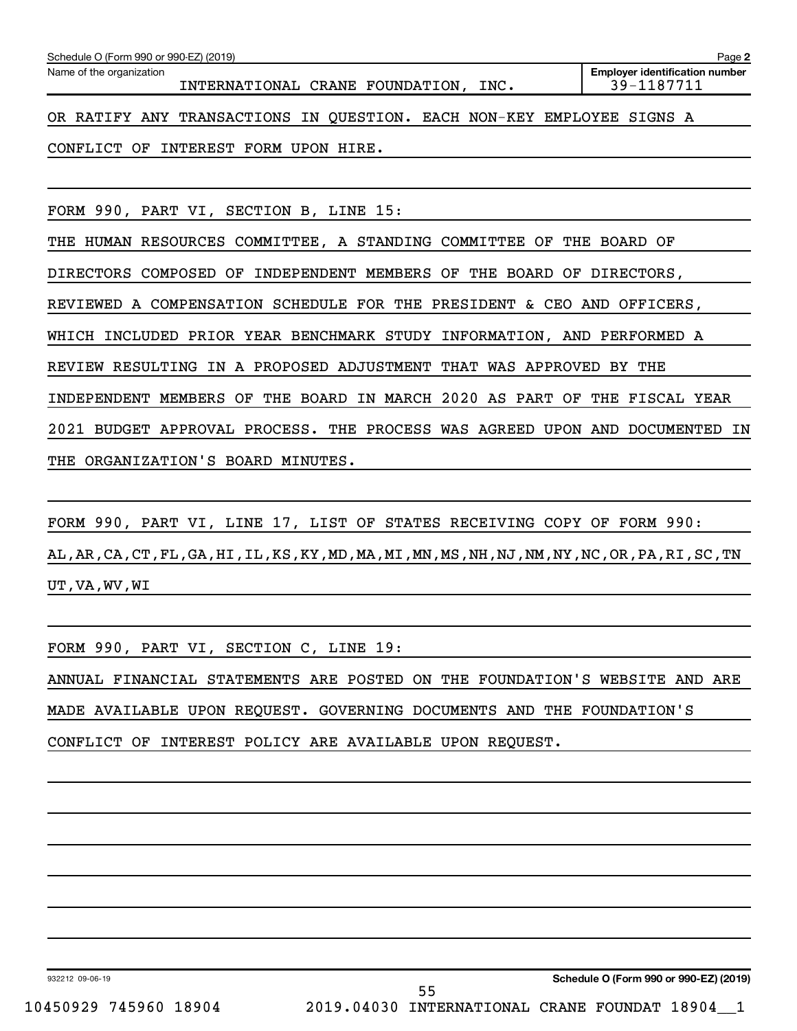Name of the organization: INTERNATIONAL CRANE FOUNDATION, INC.

Employer identification number: 39-1187711

OR RATIFY ANY TRANSACTIONS IN QUESTION. EACH NON-KEY EMPLOYEE SIGNS A CONFLICT OF INTEREST FORM UPON HIRE.

FORM 990, PART VI, SECTION B, LINE 15:

THE HUMAN RESOURCES COMMITTEE, A STANDING COMMITTEE OF THE BOARD OF DIRECTORS COMPOSED OF INDEPENDENT MEMBERS OF THE BOARD OF DIRECTORS, REVIEWED A COMPENSATION SCHEDULE FOR THE PRESIDENT & CEO AND OFFICERS, WHICH INCLUDED PRIOR YEAR BENCHMARK STUDY INFORMATION, AND PERFORMED A REVIEW RESULTING IN A PROPOSED ADJUSTMENT THAT WAS APPROVED BY THE INDEPENDENT MEMBERS OF THE BOARD IN MARCH 2020 AS PART OF THE FISCAL YEAR 2021 BUDGET APPROVAL PROCESS. THE PROCESS WAS AGREED UPON AND DOCUMENTED IN THE ORGANIZATION'S BOARD MINUTES.

FORM 990, PART VI, LINE 17, LIST OF STATES RECEIVING COPY OF FORM 990:

AL,AR,CA,CT,FL,GA,HI,IL,KS,KY,MD,MA,MI,MN,MS,NH,NJ,NM,NY,NC,OR,PA,RI,SC,TN UT,VA,WV,WI

FORM 990, PART VI, SECTION C, LINE 19:

ANNUAL FINANCIAL STATEMENTS ARE POSTED ON THE FOUNDATION'S WEBSITE AND ARE MADE AVAILABLE UPON REQUEST. GOVERNING DOCUMENTS AND THE FOUNDATION'S CONFLICT OF INTEREST POLICY ARE AVAILABLE UPON REQUEST.